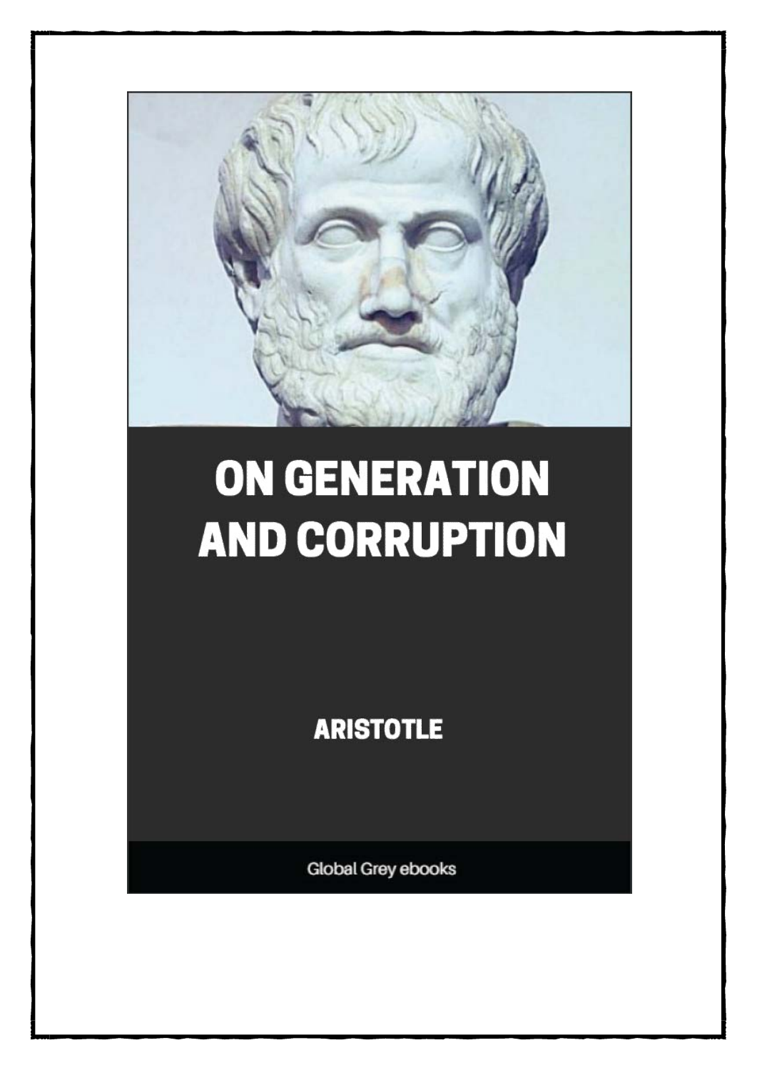# ON GENERATION AND CORRUPTION

ARISTOTLE

Global Grey ebooks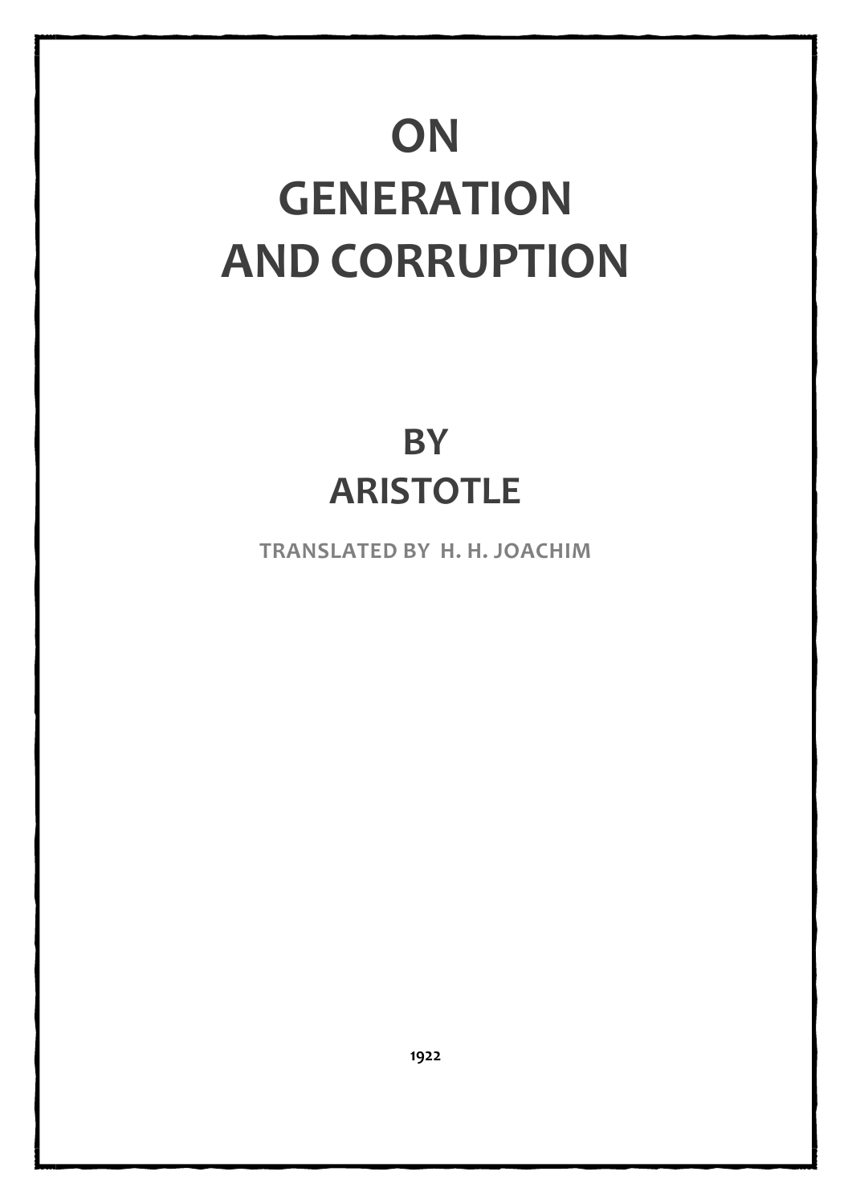# ON GENERATION AND CORRUPTION

## BY ARISTOTLE

TRANSLATED BY H. H. JOACHIM

1922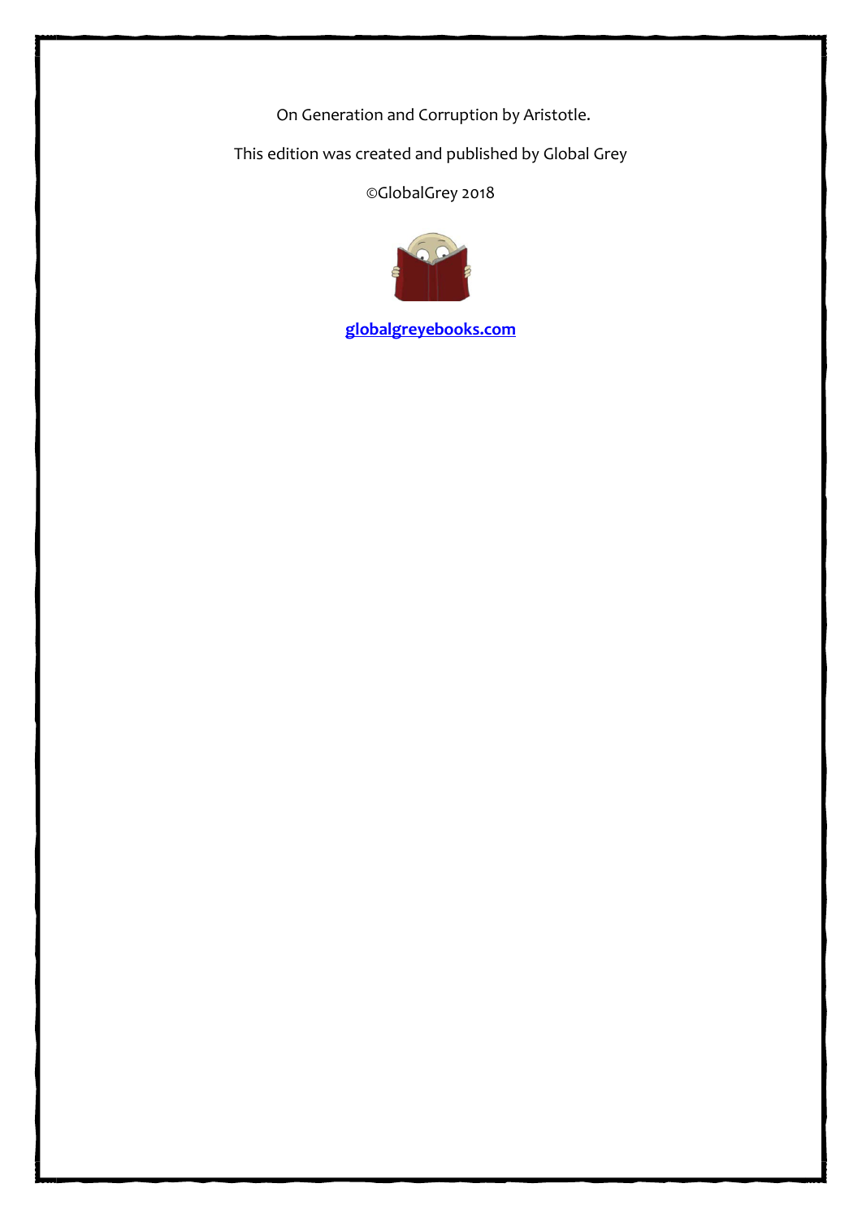On Generation and Corruption by Aristotle.

This edition was created and published by Global Grey

©GlobalGrey 2018

**[globalgreyebooks.com](https://www.globalgreyebooks.com)**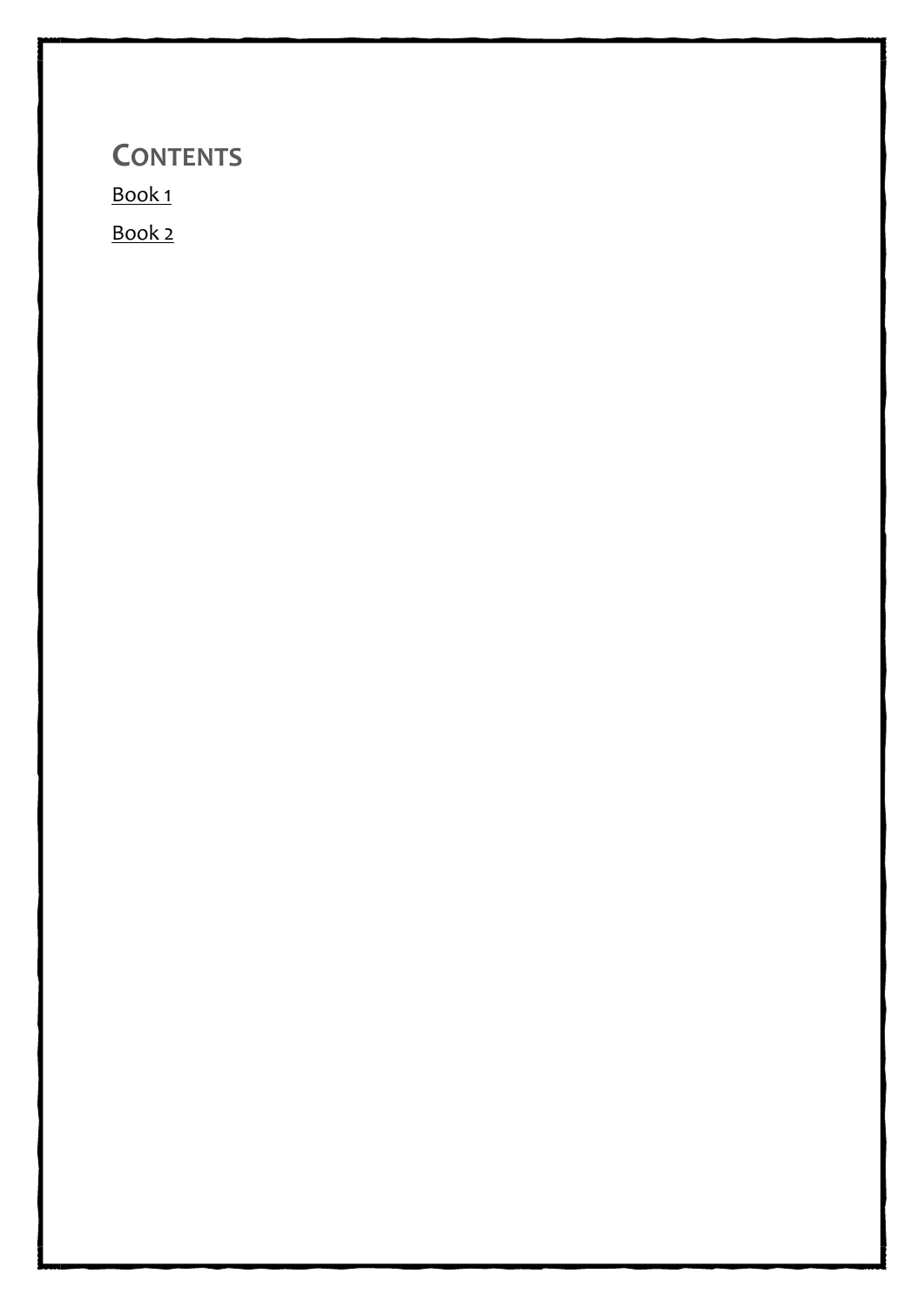## Contents

Book 1

Book 2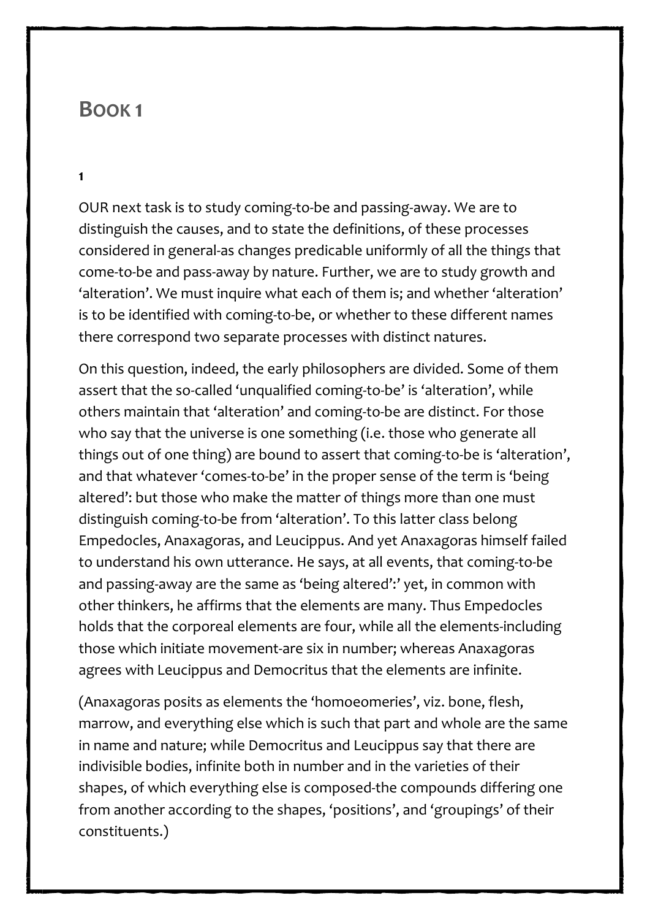# Book 1

**1**

OUR next task is to study coming-to-be and passing-away. We are to distinguish the causes, and to state the definitions, of these processes considered in general-as changes predicable uniformly of all the things that come-to-be and pass-away by nature. Further, we are to study growth and 'alteration'. We must inquire what each of them is; and whether 'alteration' is to be identified with coming-to-be, or whether to these different names there correspond two separate processes with distinct natures.

On this question, indeed, the early philosophers are divided. Some of them assert that the so-called 'unqualified coming-to-be' is 'alteration', while others maintain that 'alteration' and coming-to-be are distinct. For those who say that the universe is one something (i.e. those who generate all things out of one thing) are bound to assert that coming-to-be is 'alteration', and that whatever 'comes-to-be' in the proper sense of the term is 'being altered': but those who make the matter of things more than one must distinguish coming-to-be from 'alteration'. To this latter class belong Empedocles, Anaxagoras, and Leucippus. And yet Anaxagoras himself failed to understand his own utterance. He says, at all events, that coming-to-be and passing-away are the same as 'being altered':' yet, in common with other thinkers, he affirms that the elements are many. Thus Empedocles holds that the corporeal elements are four, while all the elements-including those which initiate movement-are six in number; whereas Anaxagoras agrees with Leucippus and Democritus that the elements are infinite.

(Anaxagoras posits as elements the 'homoeomeries', viz. bone, flesh, marrow, and everything else which is such that part and whole are the same in name and nature; while Democritus and Leucippus say that there are indivisible bodies, infinite both in number and in the varieties of their shapes, of which everything else is composed-the compounds differing one from another according to the shapes, 'positions', and 'groupings' of their constituents.)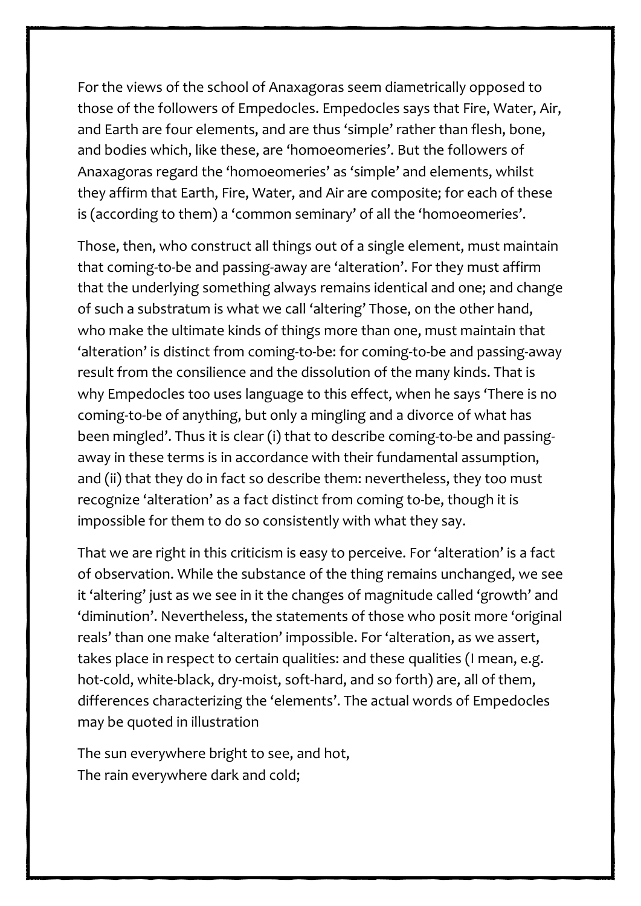For the views of the school of Anaxagoras seem diametrically opposed to those of the followers of Empedocles. Empedocles says that Fire, Water, Air, and Earth are four elements, and are thus 'simple' rather than flesh, bone, and bodies which, like these, are 'homoeomeries'. But the followers of Anaxagoras regard the 'homoeomeries' as 'simple' and elements, whilst they affirm that Earth, Fire, Water, and Air are composite; for each of these is (according to them) a 'common seminary' of all the 'homoeomeries'.

Those, then, who construct all things out of a single element, must maintain that coming-to-be and passing-away are 'alteration'. For they must affirm that the underlying something always remains identical and one; and change of such a substratum is what we call 'altering' Those, on the other hand, who make the ultimate kinds of things more than one, must maintain that 'alteration' is distinct from coming-to-be: for coming-to-be and passing-away result from the consilience and the dissolution of the many kinds. That is why Empedocles too uses language to this effect, when he says 'There is no coming-to-be of anything, but only a mingling and a divorce of what has been mingled'. Thus it is clear (i) that to describe coming-to-be and passing-away in these terms is in accordance with their fundamental assumption, and (ii) that they do in fact so describe them: nevertheless, they too must recognize 'alteration' as a fact distinct from coming to-be, though it is impossible for them to do so consistently with what they say.

That we are right in this criticism is easy to perceive. For 'alteration' is a fact of observation. While the substance of the thing remains unchanged, we see it 'altering' just as we see in it the changes of magnitude called 'growth' and 'diminution'. Nevertheless, the statements of those who posit more 'original reals' than one make 'alteration' impossible. For 'alteration, as we assert, takes place in respect to certain qualities: and these qualities (I mean, e.g. hot-cold, white-black, dry-moist, soft-hard, and so forth) are, all of them, differences characterizing the 'elements'. The actual words of Empedocles may be quoted in illustration

The sun everywhere bright to see, and hot,  
The rain everywhere dark and cold;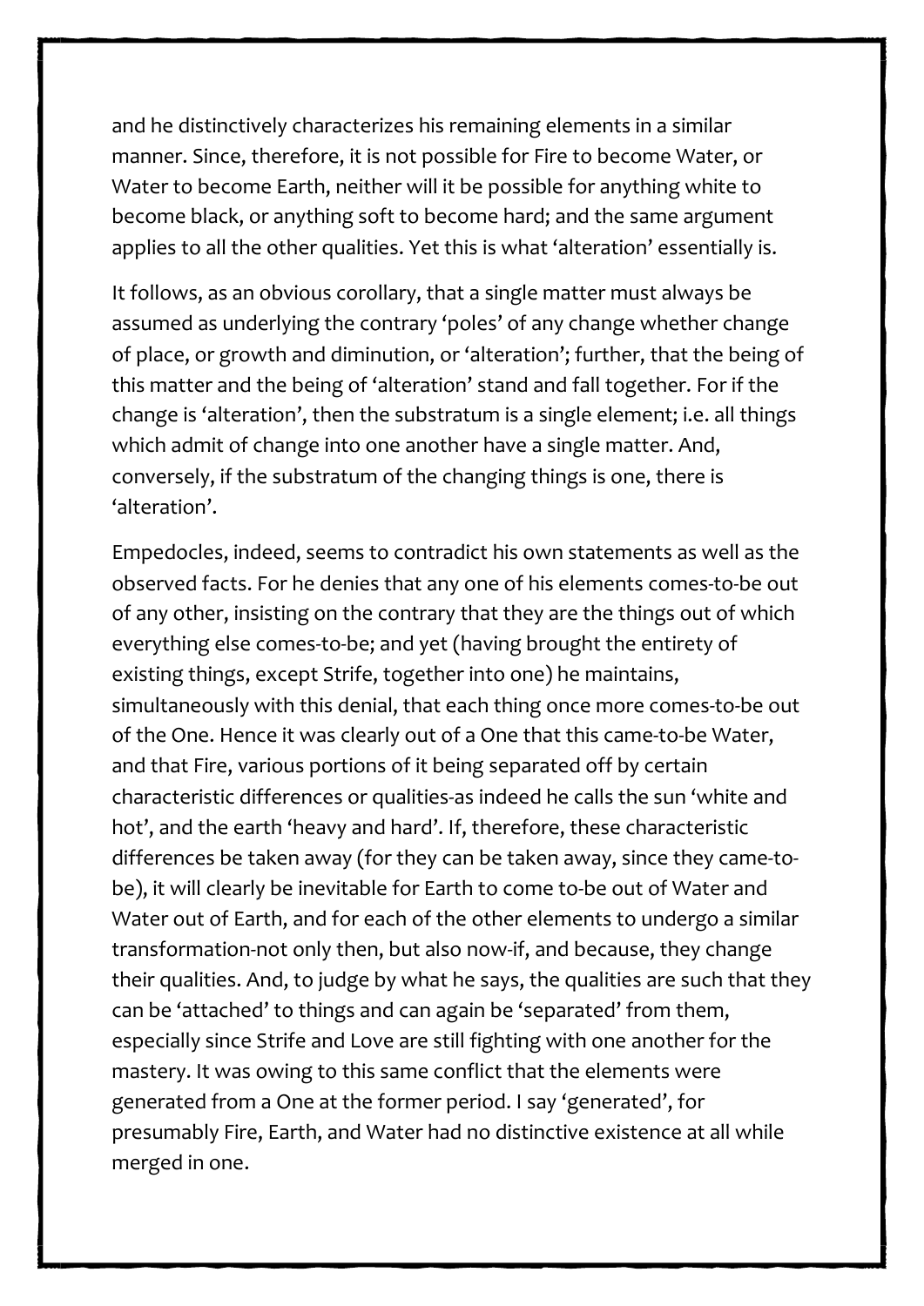and he distinctively characterizes his remaining elements in a similar manner. Since, therefore, it is not possible for Fire to become Water, or Water to become Earth, neither will it be possible for anything white to become black, or anything soft to become hard; and the same argument applies to all the other qualities. Yet this is what 'alteration' essentially is.

It follows, as an obvious corollary, that a single matter must always be assumed as underlying the contrary 'poles' of any change whether change of place, or growth and diminution, or 'alteration'; further, that the being of this matter and the being of 'alteration' stand and fall together. For if the change is 'alteration', then the substratum is a single element; i.e. all things which admit of change into one another have a single matter. And, conversely, if the substratum of the changing things is one, there is 'alteration'.

Empedocles, indeed, seems to contradict his own statements as well as the observed facts. For he denies that any one of his elements comes-to-be out of any other, insisting on the contrary that they are the things out of which everything else comes-to-be; and yet (having brought the entirety of existing things, except Strife, together into one) he maintains, simultaneously with this denial, that each thing once more comes-to-be out of the One. Hence it was clearly out of a One that this came-to-be Water, and that Fire, various portions of it being separated off by certain characteristic differences or qualities-as indeed he calls the sun 'white and hot', and the earth 'heavy and hard'. If, therefore, these characteristic differences be taken away (for they can be taken away, since they came-to-be), it will clearly be inevitable for Earth to come to-be out of Water and Water out of Earth, and for each of the other elements to undergo a similar transformation-not only then, but also now-if, and because, they change their qualities. And, to judge by what he says, the qualities are such that they can be 'attached' to things and can again be 'separated' from them, especially since Strife and Love are still fighting with one another for the mastery. It was owing to this same conflict that the elements were generated from a One at the former period. I say 'generated', for presumably Fire, Earth, and Water had no distinctive existence at all while merged in one.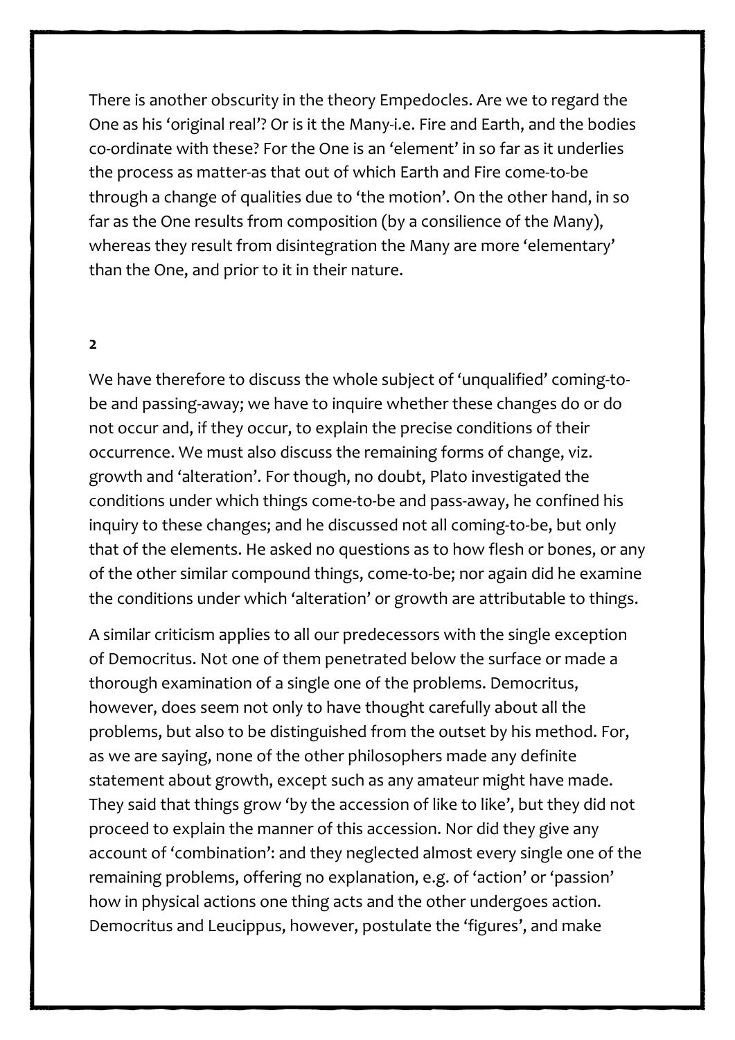There is another obscurity in the theory Empedocles. Are we to regard the One as his 'original real'? Or is it the Many-i.e. Fire and Earth, and the bodies co-ordinate with these? For the One is an 'element' in so far as it underlies the process as matter-as that out of which Earth and Fire come-to-be through a change of qualities due to 'the motion'. On the other hand, in so far as the One results from composition (by a consilience of the Many), whereas they result from disintegration the Many are more 'elementary' than the One, and prior to it in their nature.

**2**

We have therefore to discuss the whole subject of 'unqualified' coming-to-be and passing-away; we have to inquire whether these changes do or do not occur and, if they occur, to explain the precise conditions of their occurrence. We must also discuss the remaining forms of change, viz. growth and 'alteration'. For though, no doubt, Plato investigated the conditions under which things come-to-be and pass-away, he confined his inquiry to these changes; and he discussed not all coming-to-be, but only that of the elements. He asked no questions as to how flesh or bones, or any of the other similar compound things, come-to-be; nor again did he examine the conditions under which 'alteration' or growth are attributable to things.

A similar criticism applies to all our predecessors with the single exception of Democritus. Not one of them penetrated below the surface or made a thorough examination of a single one of the problems. Democritus, however, does seem not only to have thought carefully about all the problems, but also to be distinguished from the outset by his method. For, as we are saying, none of the other philosophers made any definite statement about growth, except such as any amateur might have made. They said that things grow 'by the accession of like to like', but they did not proceed to explain the manner of this accession. Nor did they give any account of 'combination': and they neglected almost every single one of the remaining problems, offering no explanation, e.g. of 'action' or 'passion' how in physical actions one thing acts and the other undergoes action. Democritus and Leucippus, however, postulate the 'figures', and make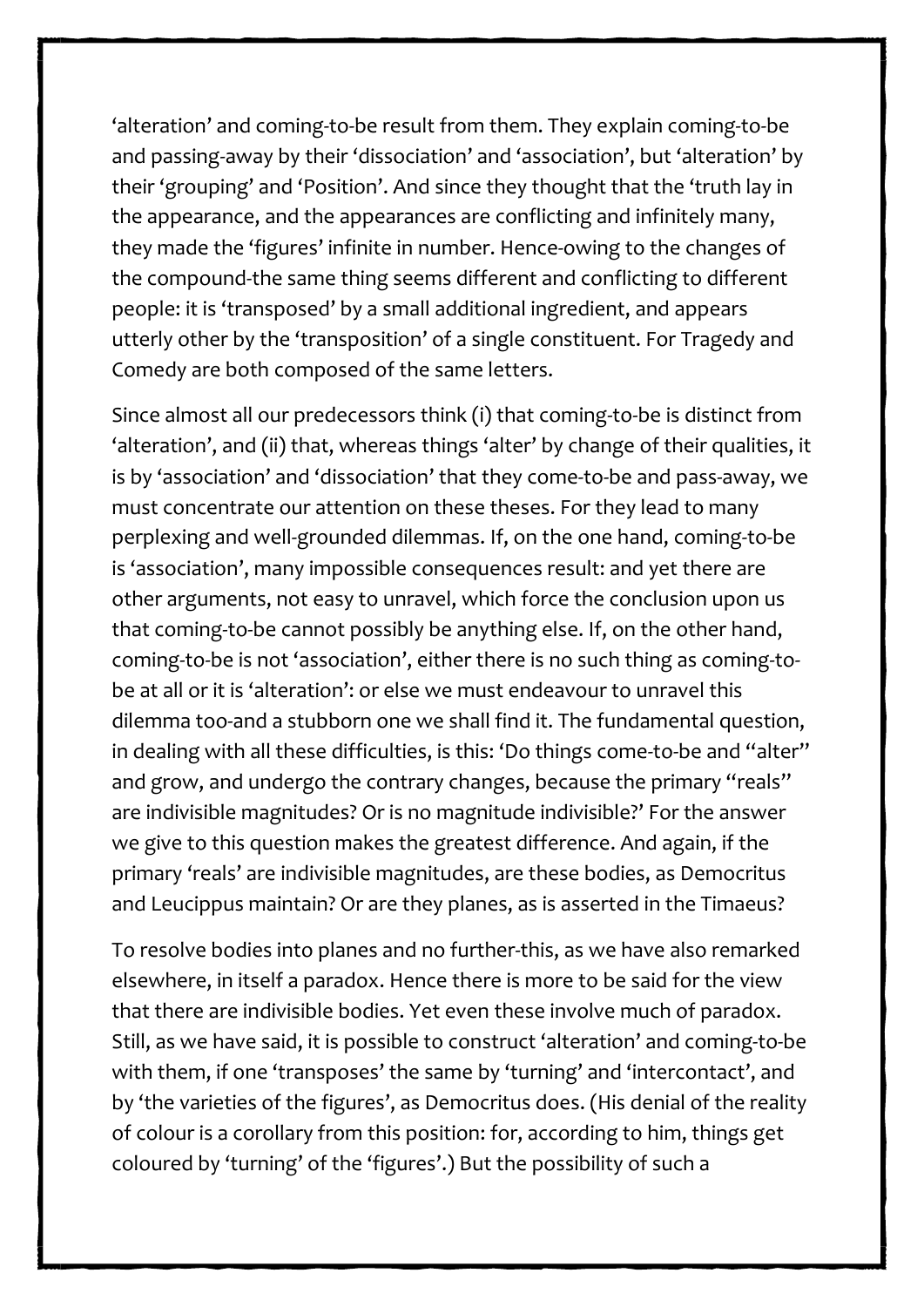'alteration' and coming-to-be result from them. They explain coming-to-be and passing-away by their 'dissociation' and 'association', but 'alteration' by their 'grouping' and 'Position'. And since they thought that the 'truth lay in the appearance, and the appearances are conflicting and infinitely many, they made the 'figures' infinite in number. Hence-owing to the changes of the compound-the same thing seems different and conflicting to different people: it is 'transposed' by a small additional ingredient, and appears utterly other by the 'transposition' of a single constituent. For Tragedy and Comedy are both composed of the same letters.

Since almost all our predecessors think (i) that coming-to-be is distinct from 'alteration', and (ii) that, whereas things 'alter' by change of their qualities, it is by 'association' and 'dissociation' that they come-to-be and pass-away, we must concentrate our attention on these theses. For they lead to many perplexing and well-grounded dilemmas. If, on the one hand, coming-to-be is 'association', many impossible consequences result: and yet there are other arguments, not easy to unravel, which force the conclusion upon us that coming-to-be cannot possibly be anything else. If, on the other hand, coming-to-be is not 'association', either there is no such thing as coming-to-be at all or it is 'alteration': or else we must endeavour to unravel this dilemma too-and a stubborn one we shall find it. The fundamental question, in dealing with all these difficulties, is this: 'Do things come-to-be and "alter" and grow, and undergo the contrary changes, because the primary "reals" are indivisible magnitudes? Or is no magnitude indivisible?' For the answer we give to this question makes the greatest difference. And again, if the primary 'reals' are indivisible magnitudes, are these bodies, as Democritus and Leucippus maintain? Or are they planes, as is asserted in the Timaeus?

To resolve bodies into planes and no further-this, as we have also remarked elsewhere, in itself a paradox. Hence there is more to be said for the view that there are indivisible bodies. Yet even these involve much of paradox. Still, as we have said, it is possible to construct 'alteration' and coming-to-be with them, if one 'transposes' the same by 'turning' and 'intercontact', and by 'the varieties of the figures', as Democritus does. (His denial of the reality of colour is a corollary from this position: for, according to him, things get coloured by 'turning' of the 'figures'.) But the possibility of such a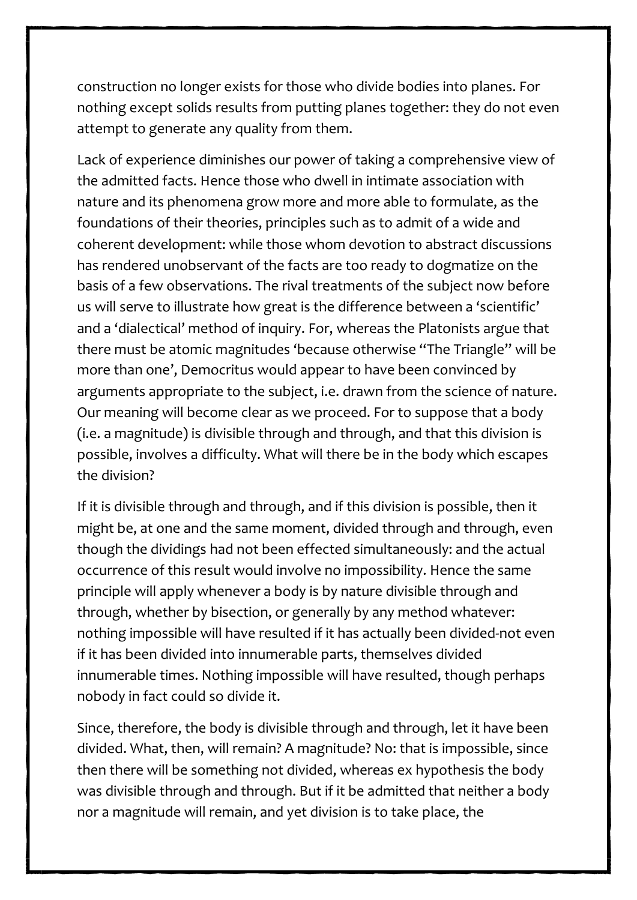construction no longer exists for those who divide bodies into planes. For nothing except solids results from putting planes together: they do not even attempt to generate any quality from them.

Lack of experience diminishes our power of taking a comprehensive view of the admitted facts. Hence those who dwell in intimate association with nature and its phenomena grow more and more able to formulate, as the foundations of their theories, principles such as to admit of a wide and coherent development: while those whom devotion to abstract discussions has rendered unobservant of the facts are too ready to dogmatize on the basis of a few observations. The rival treatments of the subject now before us will serve to illustrate how great is the difference between a 'scientific' and a 'dialectical' method of inquiry. For, whereas the Platonists argue that there must be atomic magnitudes 'because otherwise "The Triangle" will be more than one', Democritus would appear to have been convinced by arguments appropriate to the subject, i.e. drawn from the science of nature. Our meaning will become clear as we proceed. For to suppose that a body (i.e. a magnitude) is divisible through and through, and that this division is possible, involves a difficulty. What will there be in the body which escapes the division?

If it is divisible through and through, and if this division is possible, then it might be, at one and the same moment, divided through and through, even though the dividings had not been effected simultaneously: and the actual occurrence of this result would involve no impossibility. Hence the same principle will apply whenever a body is by nature divisible through and through, whether by bisection, or generally by any method whatever: nothing impossible will have resulted if it has actually been divided-not even if it has been divided into innumerable parts, themselves divided innumerable times. Nothing impossible will have resulted, though perhaps nobody in fact could so divide it.

Since, therefore, the body is divisible through and through, let it have been divided. What, then, will remain? A magnitude? No: that is impossible, since then there will be something not divided, whereas ex hypothesis the body was divisible through and through. But if it be admitted that neither a body nor a magnitude will remain, and yet division is to take place, the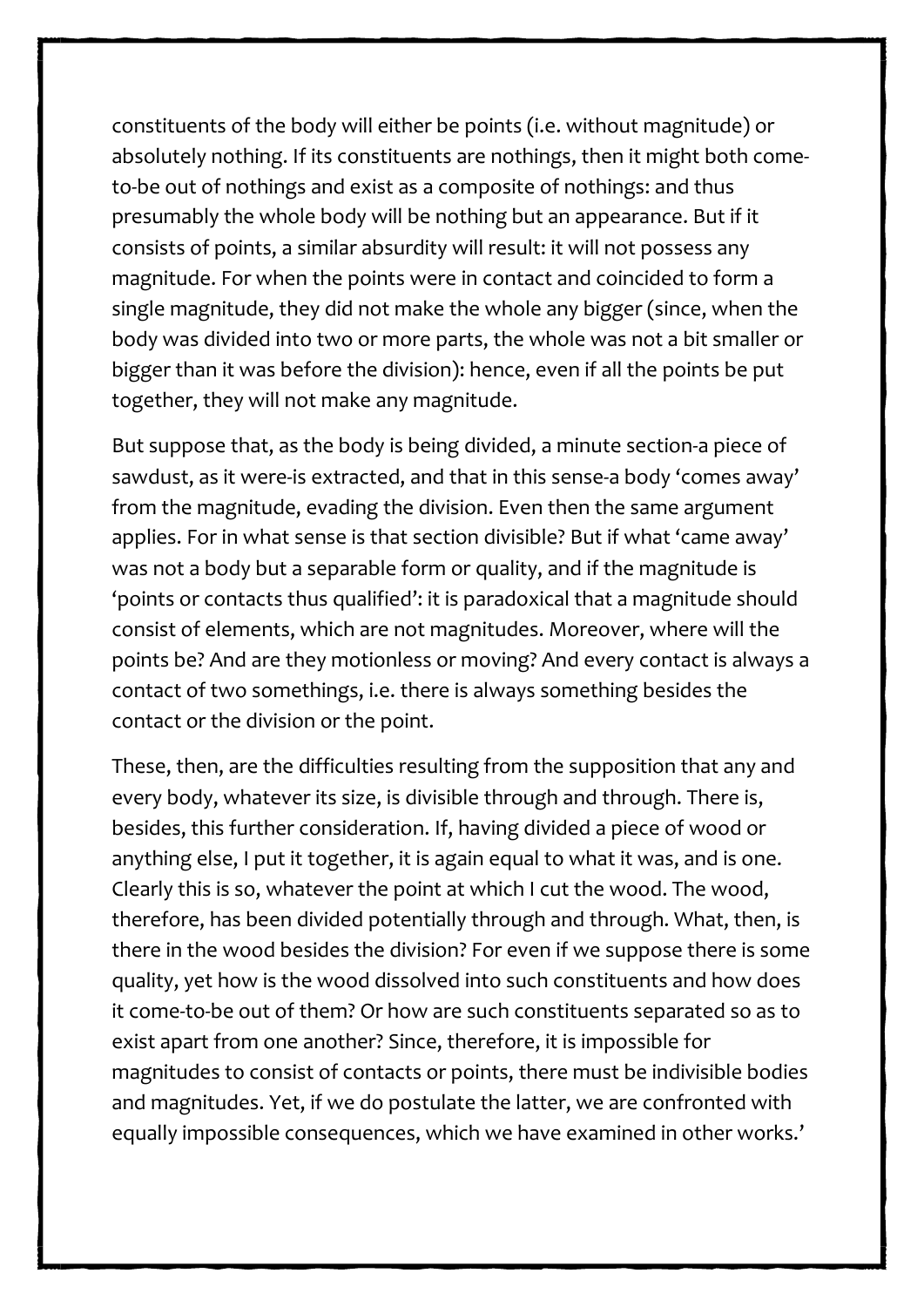constituents of the body will either be points (i.e. without magnitude) or absolutely nothing. If its constituents are nothings, then it might both come-to-be out of nothings and exist as a composite of nothings: and thus presumably the whole body will be nothing but an appearance. But if it consists of points, a similar absurdity will result: it will not possess any magnitude. For when the points were in contact and coincided to form a single magnitude, they did not make the whole any bigger (since, when the body was divided into two or more parts, the whole was not a bit smaller or bigger than it was before the division): hence, even if all the points be put together, they will not make any magnitude.

But suppose that, as the body is being divided, a minute section-a piece of sawdust, as it were-is extracted, and that in this sense-a body 'comes away' from the magnitude, evading the division. Even then the same argument applies. For in what sense is that section divisible? But if what 'came away' was not a body but a separable form or quality, and if the magnitude is 'points or contacts thus qualified': it is paradoxical that a magnitude should consist of elements, which are not magnitudes. Moreover, where will the points be? And are they motionless or moving? And every contact is always a contact of two somethings, i.e. there is always something besides the contact or the division or the point.

These, then, are the difficulties resulting from the supposition that any and every body, whatever its size, is divisible through and through. There is, besides, this further consideration. If, having divided a piece of wood or anything else, I put it together, it is again equal to what it was, and is one. Clearly this is so, whatever the point at which I cut the wood. The wood, therefore, has been divided potentially through and through. What, then, is there in the wood besides the division? For even if we suppose there is some quality, yet how is the wood dissolved into such constituents and how does it come-to-be out of them? Or how are such constituents separated so as to exist apart from one another? Since, therefore, it is impossible for magnitudes to consist of contacts or points, there must be indivisible bodies and magnitudes. Yet, if we do postulate the latter, we are confronted with equally impossible consequences, which we have examined in other works.'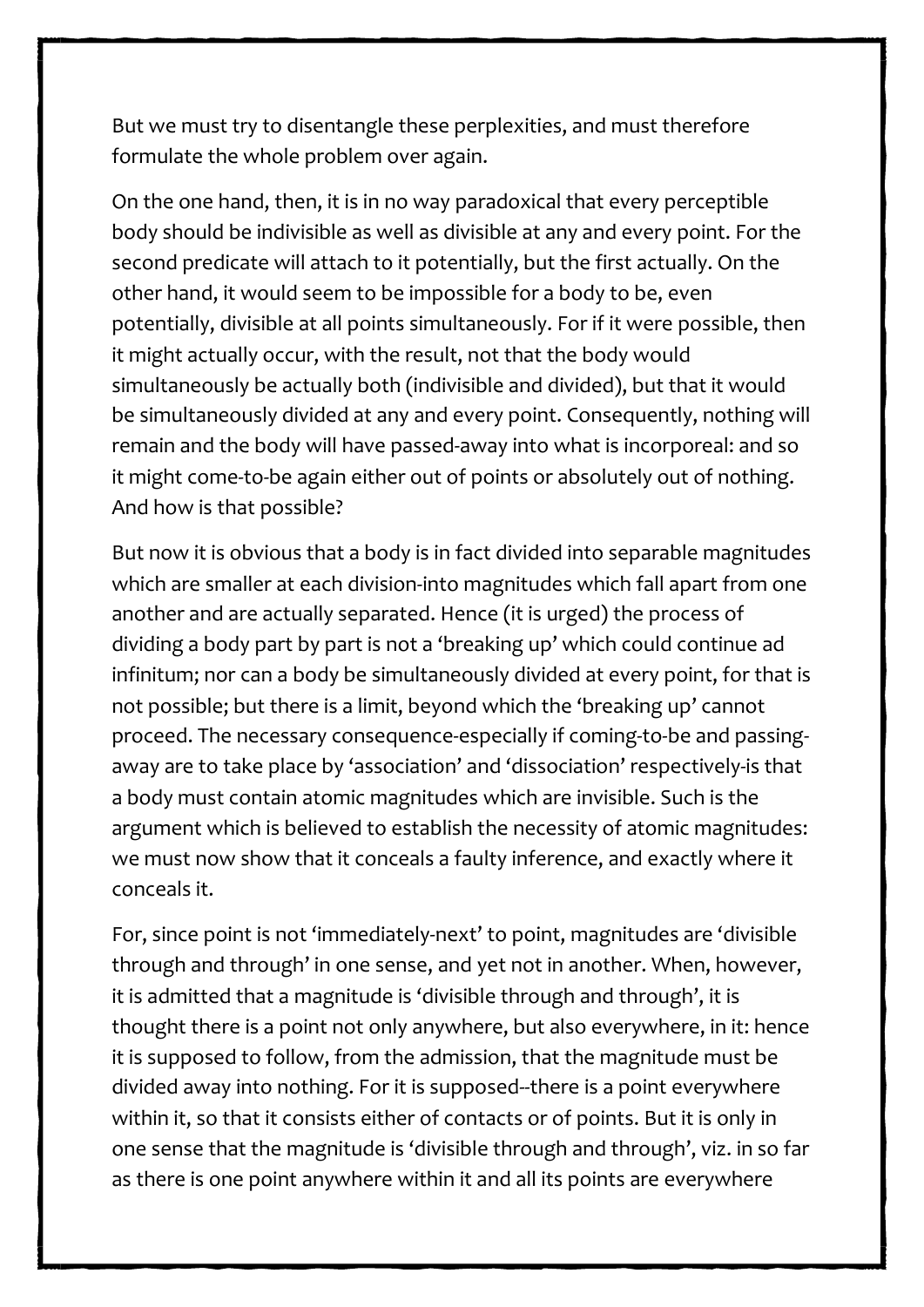But we must try to disentangle these perplexities, and must therefore formulate the whole problem over again.

On the one hand, then, it is in no way paradoxical that every perceptible body should be indivisible as well as divisible at any and every point. For the second predicate will attach to it potentially, but the first actually. On the other hand, it would seem to be impossible for a body to be, even potentially, divisible at all points simultaneously. For if it were possible, then it might actually occur, with the result, not that the body would simultaneously be actually both (indivisible and divided), but that it would be simultaneously divided at any and every point. Consequently, nothing will remain and the body will have passed-away into what is incorporeal: and so it might come-to-be again either out of points or absolutely out of nothing. And how is that possible?

But now it is obvious that a body is in fact divided into separable magnitudes which are smaller at each division-into magnitudes which fall apart from one another and are actually separated. Hence (it is urged) the process of dividing a body part by part is not a 'breaking up' which could continue ad infinitum; nor can a body be simultaneously divided at every point, for that is not possible; but there is a limit, beyond which the 'breaking up' cannot proceed. The necessary consequence-especially if coming-to-be and passing-away are to take place by 'association' and 'dissociation' respectively-is that a body must contain atomic magnitudes which are invisible. Such is the argument which is believed to establish the necessity of atomic magnitudes: we must now show that it conceals a faulty inference, and exactly where it conceals it.

For, since point is not 'immediately-next' to point, magnitudes are 'divisible through and through' in one sense, and yet not in another. When, however, it is admitted that a magnitude is 'divisible through and through', it is thought there is a point not only anywhere, but also everywhere, in it: hence it is supposed to follow, from the admission, that the magnitude must be divided away into nothing. For it is supposed--there is a point everywhere within it, so that it consists either of contacts or of points. But it is only in one sense that the magnitude is 'divisible through and through', viz. in so far as there is one point anywhere within it and all its points are everywhere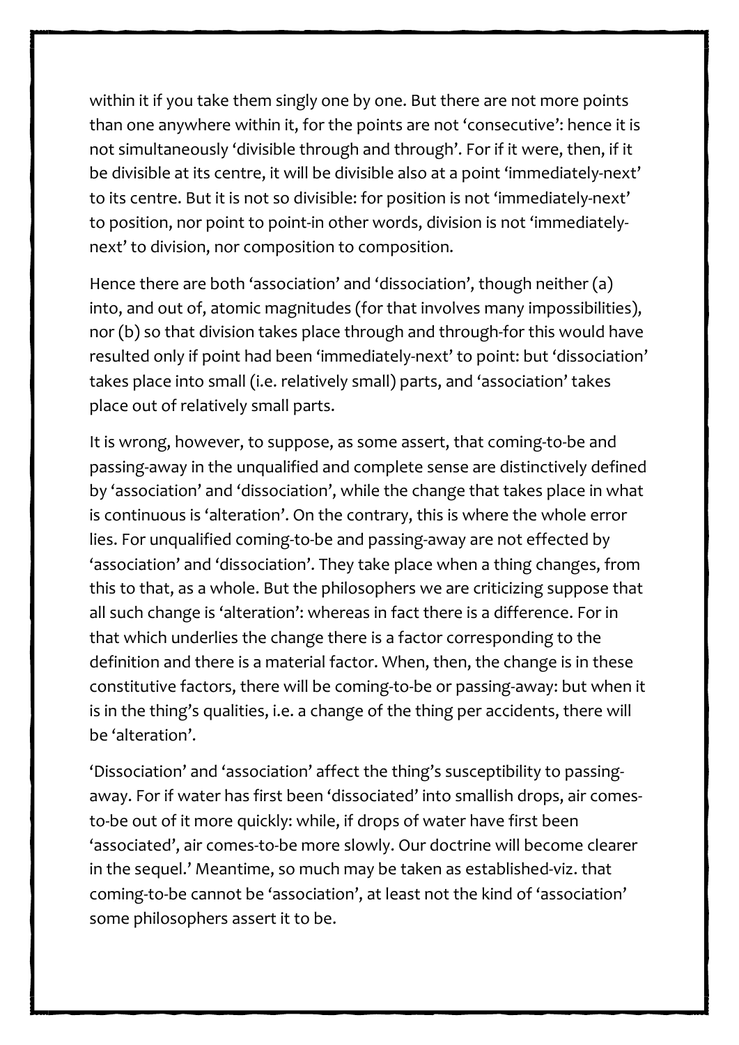within it if you take them singly one by one. But there are not more points than one anywhere within it, for the points are not 'consecutive': hence it is not simultaneously 'divisible through and through'. For if it were, then, if it be divisible at its centre, it will be divisible also at a point 'immediately-next' to its centre. But it is not so divisible: for position is not 'immediately-next' to position, nor point to point-in other words, division is not 'immediately-next' to division, nor composition to composition.

Hence there are both 'association' and 'dissociation', though neither (a) into, and out of, atomic magnitudes (for that involves many impossibilities), nor (b) so that division takes place through and through-for this would have resulted only if point had been 'immediately-next' to point: but 'dissociation' takes place into small (i.e. relatively small) parts, and 'association' takes place out of relatively small parts.

It is wrong, however, to suppose, as some assert, that coming-to-be and passing-away in the unqualified and complete sense are distinctively defined by 'association' and 'dissociation', while the change that takes place in what is continuous is 'alteration'. On the contrary, this is where the whole error lies. For unqualified coming-to-be and passing-away are not effected by 'association' and 'dissociation'. They take place when a thing changes, from this to that, as a whole. But the philosophers we are criticizing suppose that all such change is 'alteration': whereas in fact there is a difference. For in that which underlies the change there is a factor corresponding to the definition and there is a material factor. When, then, the change is in these constitutive factors, there will be coming-to-be or passing-away: but when it is in the thing's qualities, i.e. a change of the thing per accidents, there will be 'alteration'.

'Dissociation' and 'association' affect the thing's susceptibility to passing-away. For if water has first been 'dissociated' into smallish drops, air comes-to-be out of it more quickly: while, if drops of water have first been 'associated', air comes-to-be more slowly. Our doctrine will become clearer in the sequel.' Meantime, so much may be taken as established-viz. that coming-to-be cannot be 'association', at least not the kind of 'association' some philosophers assert it to be.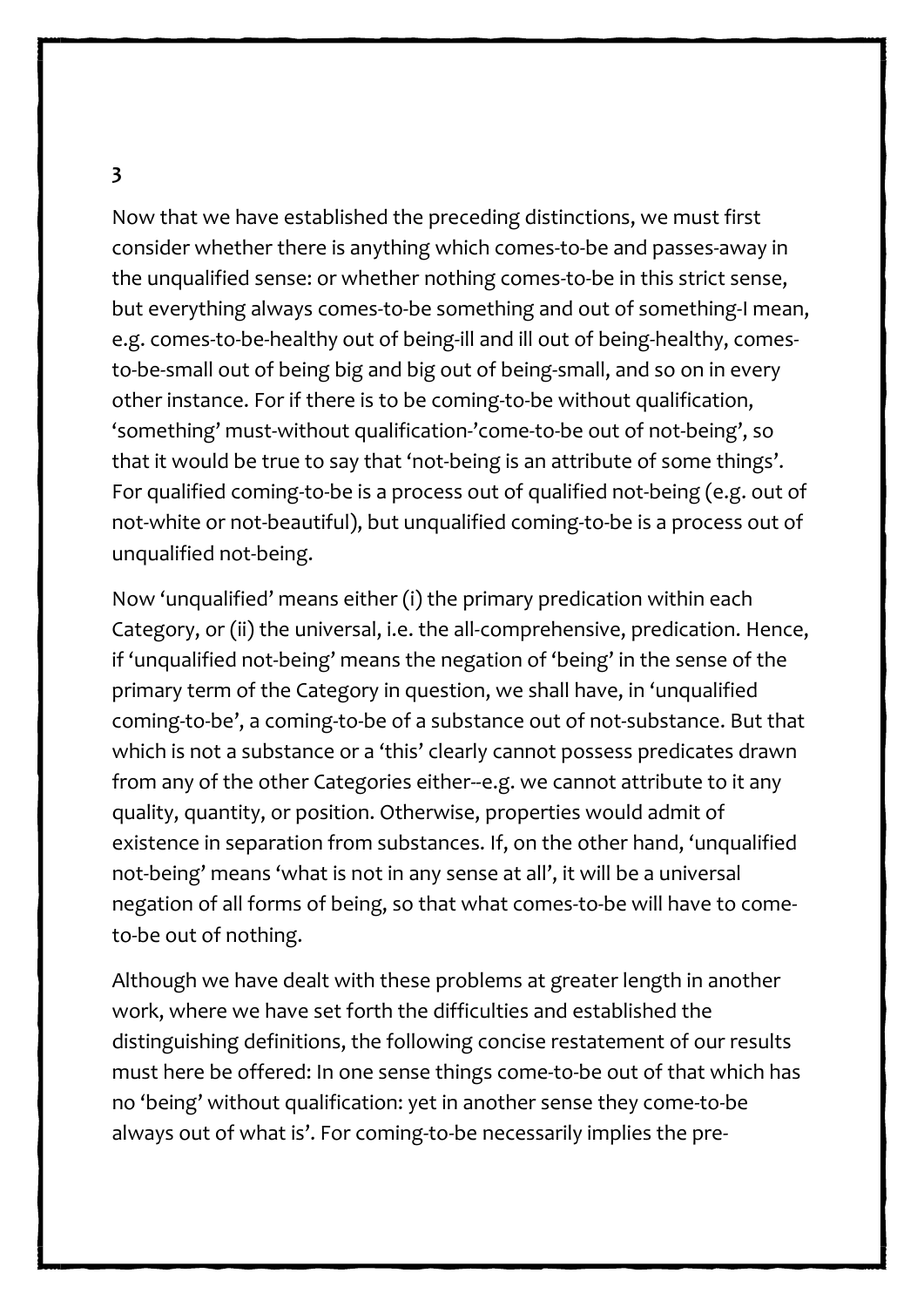### 3

Now that we have established the preceding distinctions, we must first consider whether there is anything which comes-to-be and passes-away in the unqualified sense: or whether nothing comes-to-be in this strict sense, but everything always comes-to-be something and out of something-I mean, e.g. comes-to-be-healthy out of being-ill and ill out of being-healthy, comes-to-be-small out of being big and big out of being-small, and so on in every other instance. For if there is to be coming-to-be without qualification, 'something' must-without qualification-'come-to-be out of not-being', so that it would be true to say that 'not-being is an attribute of some things'. For qualified coming-to-be is a process out of qualified not-being (e.g. out of not-white or not-beautiful), but unqualified coming-to-be is a process out of unqualified not-being.

Now 'unqualified' means either (i) the primary predication within each Category, or (ii) the universal, i.e. the all-comprehensive, predication. Hence, if 'unqualified not-being' means the negation of 'being' in the sense of the primary term of the Category in question, we shall have, in 'unqualified coming-to-be', a coming-to-be of a substance out of not-substance. But that which is not a substance or a 'this' clearly cannot possess predicates drawn from any of the other Categories either--e.g. we cannot attribute to it any quality, quantity, or position. Otherwise, properties would admit of existence in separation from substances. If, on the other hand, 'unqualified not-being' means 'what is not in any sense at all', it will be a universal negation of all forms of being, so that what comes-to-be will have to come-to-be out of nothing.

Although we have dealt with these problems at greater length in another work, where we have set forth the difficulties and established the distinguishing definitions, the following concise restatement of our results must here be offered: In one sense things come-to-be out of that which has no 'being' without qualification: yet in another sense they come-to-be always out of what is'. For coming-to-be necessarily implies the pre-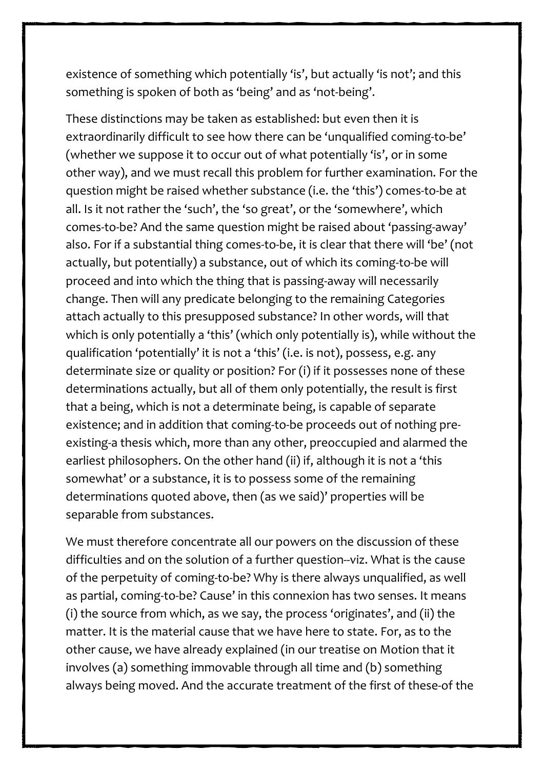existence of something which potentially 'is', but actually 'is not'; and this something is spoken of both as 'being' and as 'not-being'.

These distinctions may be taken as established: but even then it is extraordinarily difficult to see how there can be 'unqualified coming-to-be' (whether we suppose it to occur out of what potentially 'is', or in some other way), and we must recall this problem for further examination. For the question might be raised whether substance (i.e. the 'this') comes-to-be at all. Is it not rather the 'such', the 'so great', or the 'somewhere', which comes-to-be? And the same question might be raised about 'passing-away' also. For if a substantial thing comes-to-be, it is clear that there will 'be' (not actually, but potentially) a substance, out of which its coming-to-be will proceed and into which the thing that is passing-away will necessarily change. Then will any predicate belonging to the remaining Categories attach actually to this presupposed substance? In other words, will that which is only potentially a 'this' (which only potentially is), while without the qualification 'potentially' it is not a 'this' (i.e. is not), possess, e.g. any determinate size or quality or position? For (i) if it possesses none of these determinations actually, but all of them only potentially, the result is first that a being, which is not a determinate being, is capable of separate existence; and in addition that coming-to-be proceeds out of nothing pre-existing-a thesis which, more than any other, preoccupied and alarmed the earliest philosophers. On the other hand (ii) if, although it is not a 'this somewhat' or a substance, it is to possess some of the remaining determinations quoted above, then (as we said)' properties will be separable from substances.

We must therefore concentrate all our powers on the discussion of these difficulties and on the solution of a further question--viz. What is the cause of the perpetuity of coming-to-be? Why is there always unqualified, as well as partial, coming-to-be? Cause' in this connexion has two senses. It means (i) the source from which, as we say, the process 'originates', and (ii) the matter. It is the material cause that we have here to state. For, as to the other cause, we have already explained (in our treatise on Motion that it involves (a) something immovable through all time and (b) something always being moved. And the accurate treatment of the first of these-of the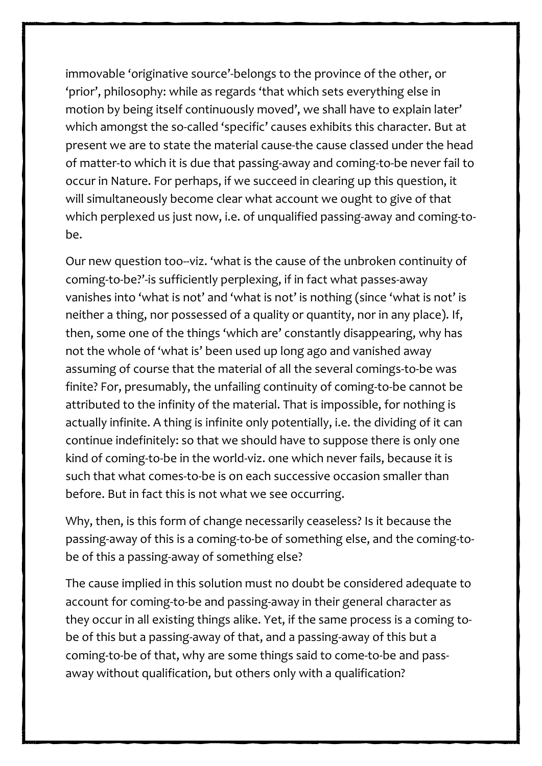immovable 'originative source'-belongs to the province of the other, or 'prior', philosophy: while as regards 'that which sets everything else in motion by being itself continuously moved', we shall have to explain later' which amongst the so-called 'specific' causes exhibits this character. But at present we are to state the material cause-the cause classed under the head of matter-to which it is due that passing-away and coming-to-be never fail to occur in Nature. For perhaps, if we succeed in clearing up this question, it will simultaneously become clear what account we ought to give of that which perplexed us just now, i.e. of unqualified passing-away and coming-to-be.

Our new question too--viz. 'what is the cause of the unbroken continuity of coming-to-be?'-is sufficiently perplexing, if in fact what passes-away vanishes into 'what is not' and 'what is not' is nothing (since 'what is not' is neither a thing, nor possessed of a quality or quantity, nor in any place). If, then, some one of the things 'which are' constantly disappearing, why has not the whole of 'what is' been used up long ago and vanished away assuming of course that the material of all the several comings-to-be was finite? For, presumably, the unfailing continuity of coming-to-be cannot be attributed to the infinity of the material. That is impossible, for nothing is actually infinite. A thing is infinite only potentially, i.e. the dividing of it can continue indefinitely: so that we should have to suppose there is only one kind of coming-to-be in the world-viz. one which never fails, because it is such that what comes-to-be is on each successive occasion smaller than before. But in fact this is not what we see occurring.

Why, then, is this form of change necessarily ceaseless? Is it because the passing-away of this is a coming-to-be of something else, and the coming-to-be of this a passing-away of something else?

The cause implied in this solution must no doubt be considered adequate to account for coming-to-be and passing-away in their general character as they occur in all existing things alike. Yet, if the same process is a coming to-be of this but a passing-away of that, and a passing-away of this but a coming-to-be of that, why are some things said to come-to-be and pass-away without qualification, but others only with a qualification?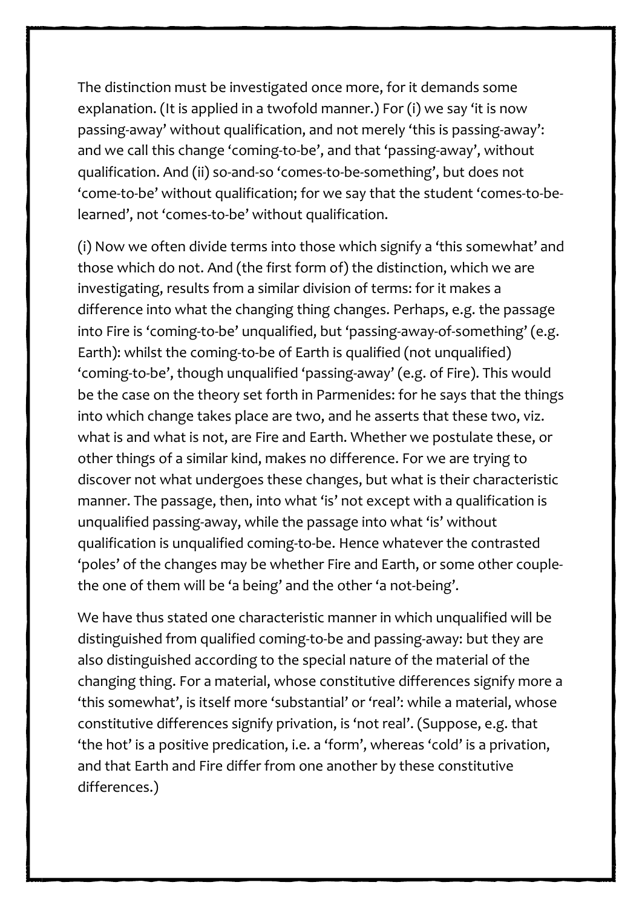The distinction must be investigated once more, for it demands some explanation. (It is applied in a twofold manner.) For (i) we say 'it is now passing-away' without qualification, and not merely 'this is passing-away': and we call this change 'coming-to-be', and that 'passing-away', without qualification. And (ii) so-and-so 'comes-to-be-something', but does not 'come-to-be' without qualification; for we say that the student 'comes-to-be-learned', not 'comes-to-be' without qualification.

(i) Now we often divide terms into those which signify a 'this somewhat' and those which do not. And (the first form of) the distinction, which we are investigating, results from a similar division of terms: for it makes a difference into what the changing thing changes. Perhaps, e.g. the passage into Fire is 'coming-to-be' unqualified, but 'passing-away-of-something' (e.g. Earth): whilst the coming-to-be of Earth is qualified (not unqualified) 'coming-to-be', though unqualified 'passing-away' (e.g. of Fire). This would be the case on the theory set forth in Parmenides: for he says that the things into which change takes place are two, and he asserts that these two, viz. what is and what is not, are Fire and Earth. Whether we postulate these, or other things of a similar kind, makes no difference. For we are trying to discover not what undergoes these changes, but what is their characteristic manner. The passage, then, into what 'is' not except with a qualification is unqualified passing-away, while the passage into what 'is' without qualification is unqualified coming-to-be. Hence whatever the contrasted 'poles' of the changes may be whether Fire and Earth, or some other couple-the one of them will be 'a being' and the other 'a not-being'.

We have thus stated one characteristic manner in which unqualified will be distinguished from qualified coming-to-be and passing-away: but they are also distinguished according to the special nature of the material of the changing thing. For a material, whose constitutive differences signify more a 'this somewhat', is itself more 'substantial' or 'real': while a material, whose constitutive differences signify privation, is 'not real'. (Suppose, e.g. that 'the hot' is a positive predication, i.e. a 'form', whereas 'cold' is a privation, and that Earth and Fire differ from one another by these constitutive differences.)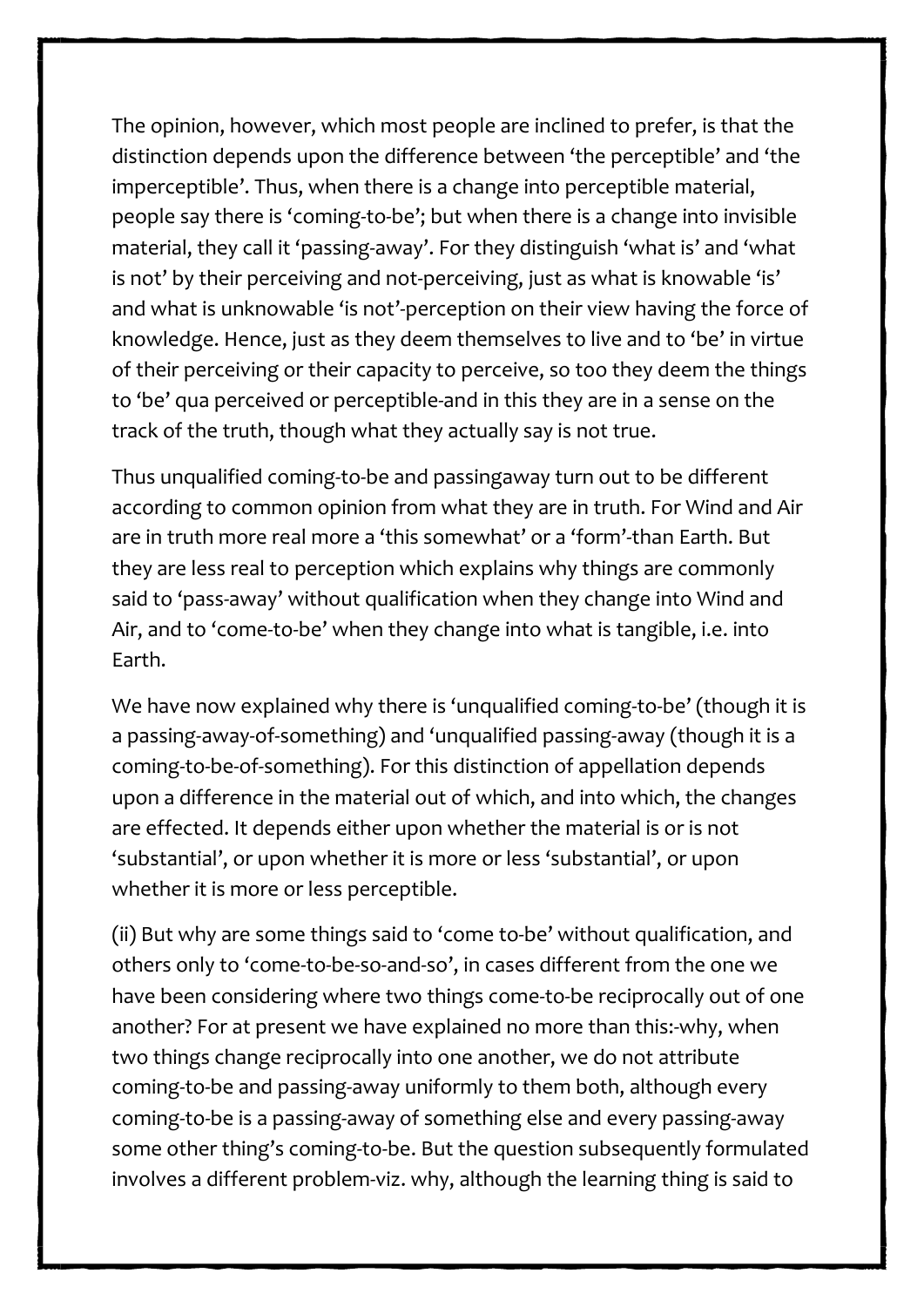The opinion, however, which most people are inclined to prefer, is that the distinction depends upon the difference between 'the perceptible' and 'the imperceptible'. Thus, when there is a change into perceptible material, people say there is 'coming-to-be'; but when there is a change into invisible material, they call it 'passing-away'. For they distinguish 'what is' and 'what is not' by their perceiving and not-perceiving, just as what is knowable 'is' and what is unknowable 'is not'-perception on their view having the force of knowledge. Hence, just as they deem themselves to live and to 'be' in virtue of their perceiving or their capacity to perceive, so too they deem the things to 'be' qua perceived or perceptible-and in this they are in a sense on the track of the truth, though what they actually say is not true.

Thus unqualified coming-to-be and passingaway turn out to be different according to common opinion from what they are in truth. For Wind and Air are in truth more real more a 'this somewhat' or a 'form'-than Earth. But they are less real to perception which explains why things are commonly said to 'pass-away' without qualification when they change into Wind and Air, and to 'come-to-be' when they change into what is tangible, i.e. into Earth.

We have now explained why there is 'unqualified coming-to-be' (though it is a passing-away-of-something) and 'unqualified passing-away (though it is a coming-to-be-of-something). For this distinction of appellation depends upon a difference in the material out of which, and into which, the changes are effected. It depends either upon whether the material is or is not 'substantial', or upon whether it is more or less 'substantial', or upon whether it is more or less perceptible.

(ii) But why are some things said to 'come to-be' without qualification, and others only to 'come-to-be-so-and-so', in cases different from the one we have been considering where two things come-to-be reciprocally out of one another? For at present we have explained no more than this:-why, when two things change reciprocally into one another, we do not attribute coming-to-be and passing-away uniformly to them both, although every coming-to-be is a passing-away of something else and every passing-away some other thing's coming-to-be. But the question subsequently formulated involves a different problem-viz. why, although the learning thing is said to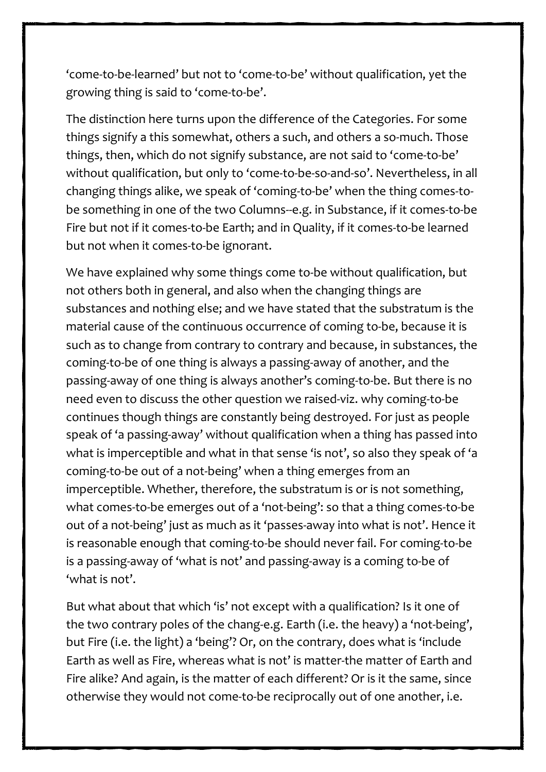'come-to-be-learned' but not to 'come-to-be' without qualification, yet the growing thing is said to 'come-to-be'.

The distinction here turns upon the difference of the Categories. For some things signify a this somewhat, others a such, and others a so-much. Those things, then, which do not signify substance, are not said to 'come-to-be' without qualification, but only to 'come-to-be-so-and-so'. Nevertheless, in all changing things alike, we speak of 'coming-to-be' when the thing comes-to-be something in one of the two Columns--e.g. in Substance, if it comes-to-be Fire but not if it comes-to-be Earth; and in Quality, if it comes-to-be learned but not when it comes-to-be ignorant.

We have explained why some things come to-be without qualification, but not others both in general, and also when the changing things are substances and nothing else; and we have stated that the substratum is the material cause of the continuous occurrence of coming to-be, because it is such as to change from contrary to contrary and because, in substances, the coming-to-be of one thing is always a passing-away of another, and the passing-away of one thing is always another's coming-to-be. But there is no need even to discuss the other question we raised-viz. why coming-to-be continues though things are constantly being destroyed. For just as people speak of 'a passing-away' without qualification when a thing has passed into what is imperceptible and what in that sense 'is not', so also they speak of 'a coming-to-be out of a not-being' when a thing emerges from an imperceptible. Whether, therefore, the substratum is or is not something, what comes-to-be emerges out of a 'not-being': so that a thing comes-to-be out of a not-being' just as much as it 'passes-away into what is not'. Hence it is reasonable enough that coming-to-be should never fail. For coming-to-be is a passing-away of 'what is not' and passing-away is a coming to-be of 'what is not'.

But what about that which 'is' not except with a qualification? Is it one of the two contrary poles of the chang-e.g. Earth (i.e. the heavy) a 'not-being', but Fire (i.e. the light) a 'being'? Or, on the contrary, does what is 'include Earth as well as Fire, whereas what is not' is matter-the matter of Earth and Fire alike? And again, is the matter of each different? Or is it the same, since otherwise they would not come-to-be reciprocally out of one another, i.e.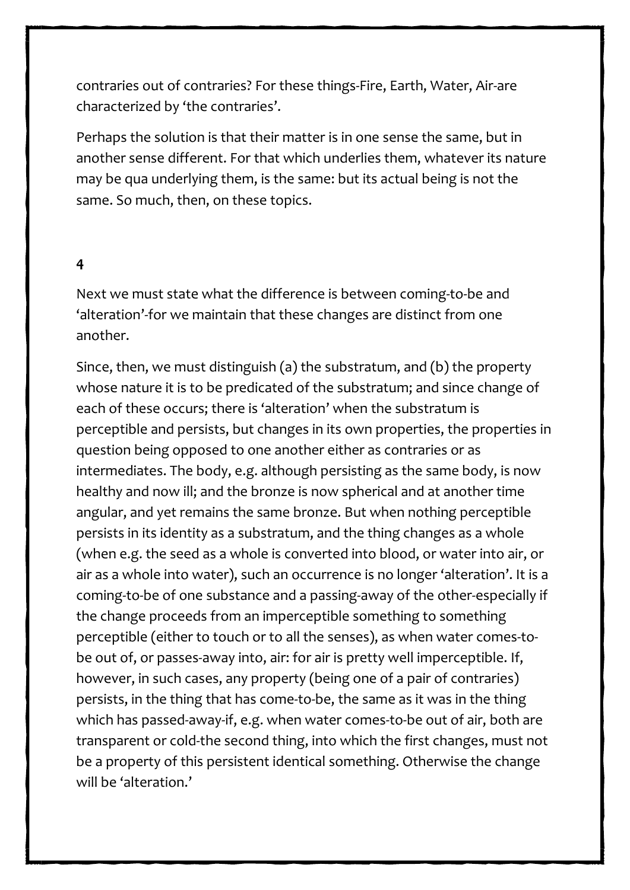contraries out of contraries? For these things-Fire, Earth, Water, Air-are characterized by 'the contraries'.

Perhaps the solution is that their matter is in one sense the same, but in another sense different. For that which underlies them, whatever its nature may be qua underlying them, is the same: but its actual being is not the same. So much, then, on these topics.

**4**

Next we must state what the difference is between coming-to-be and 'alteration'-for we maintain that these changes are distinct from one another.

Since, then, we must distinguish (a) the substratum, and (b) the property whose nature it is to be predicated of the substratum; and since change of each of these occurs; there is 'alteration' when the substratum is perceptible and persists, but changes in its own properties, the properties in question being opposed to one another either as contraries or as intermediates. The body, e.g. although persisting as the same body, is now healthy and now ill; and the bronze is now spherical and at another time angular, and yet remains the same bronze. But when nothing perceptible persists in its identity as a substratum, and the thing changes as a whole (when e.g. the seed as a whole is converted into blood, or water into air, or air as a whole into water), such an occurrence is no longer 'alteration'. It is a coming-to-be of one substance and a passing-away of the other-especially if the change proceeds from an imperceptible something to something perceptible (either to touch or to all the senses), as when water comes-to-be out of, or passes-away into, air: for air is pretty well imperceptible. If, however, in such cases, any property (being one of a pair of contraries) persists, in the thing that has come-to-be, the same as it was in the thing which has passed-away-if, e.g. when water comes-to-be out of air, both are transparent or cold-the second thing, into which the first changes, must not be a property of this persistent identical something. Otherwise the change will be 'alteration.'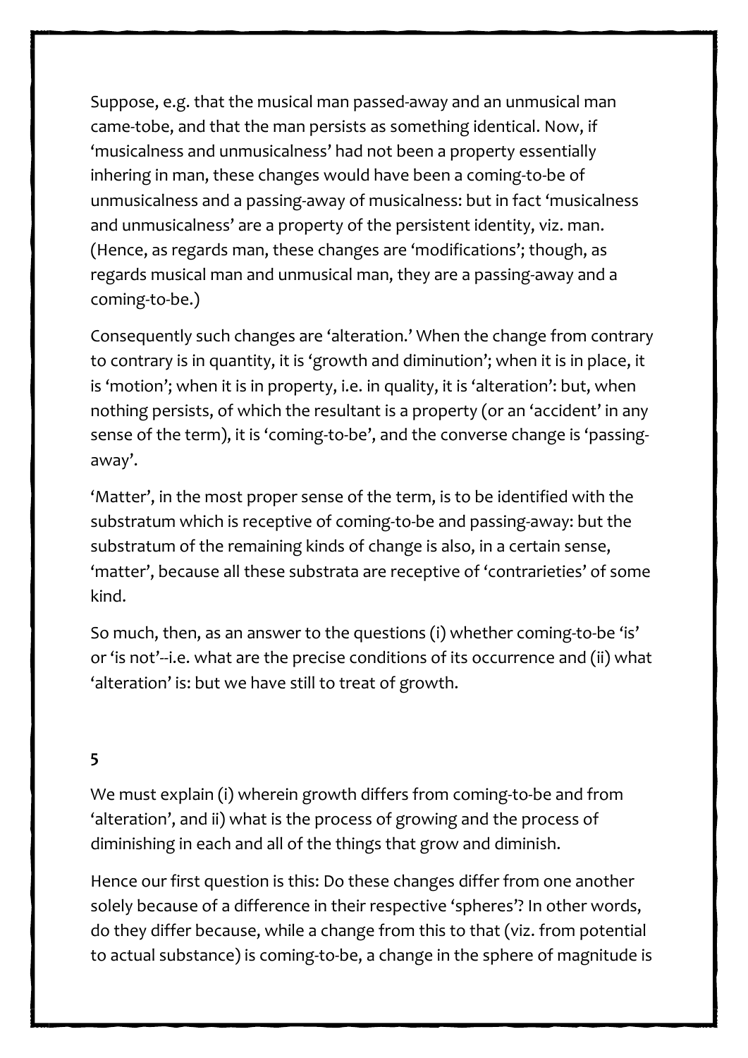Suppose, e.g. that the musical man passed-away and an unmusical man came-tobe, and that the man persists as something identical. Now, if 'musicalness and unmusicalness' had not been a property essentially inhering in man, these changes would have been a coming-to-be of unmusicalness and a passing-away of musicalness: but in fact 'musicalness and unmusicalness' are a property of the persistent identity, viz. man. (Hence, as regards man, these changes are 'modifications'; though, as regards musical man and unmusical man, they are a passing-away and a coming-to-be.)

Consequently such changes are 'alteration.' When the change from contrary to contrary is in quantity, it is 'growth and diminution'; when it is in place, it is 'motion'; when it is in property, i.e. in quality, it is 'alteration': but, when nothing persists, of which the resultant is a property (or an 'accident' in any sense of the term), it is 'coming-to-be', and the converse change is 'passing-away'.

'Matter', in the most proper sense of the term, is to be identified with the substratum which is receptive of coming-to-be and passing-away: but the substratum of the remaining kinds of change is also, in a certain sense, 'matter', because all these substrata are receptive of 'contrarieties' of some kind.

So much, then, as an answer to the questions (i) whether coming-to-be 'is' or 'is not'--i.e. what are the precise conditions of its occurrence and (ii) what 'alteration' is: but we have still to treat of growth.

## 5

We must explain (i) wherein growth differs from coming-to-be and from 'alteration', and ii) what is the process of growing and the process of diminishing in each and all of the things that grow and diminish.

Hence our first question is this: Do these changes differ from one another solely because of a difference in their respective 'spheres'? In other words, do they differ because, while a change from this to that (viz. from potential to actual substance) is coming-to-be, a change in the sphere of magnitude is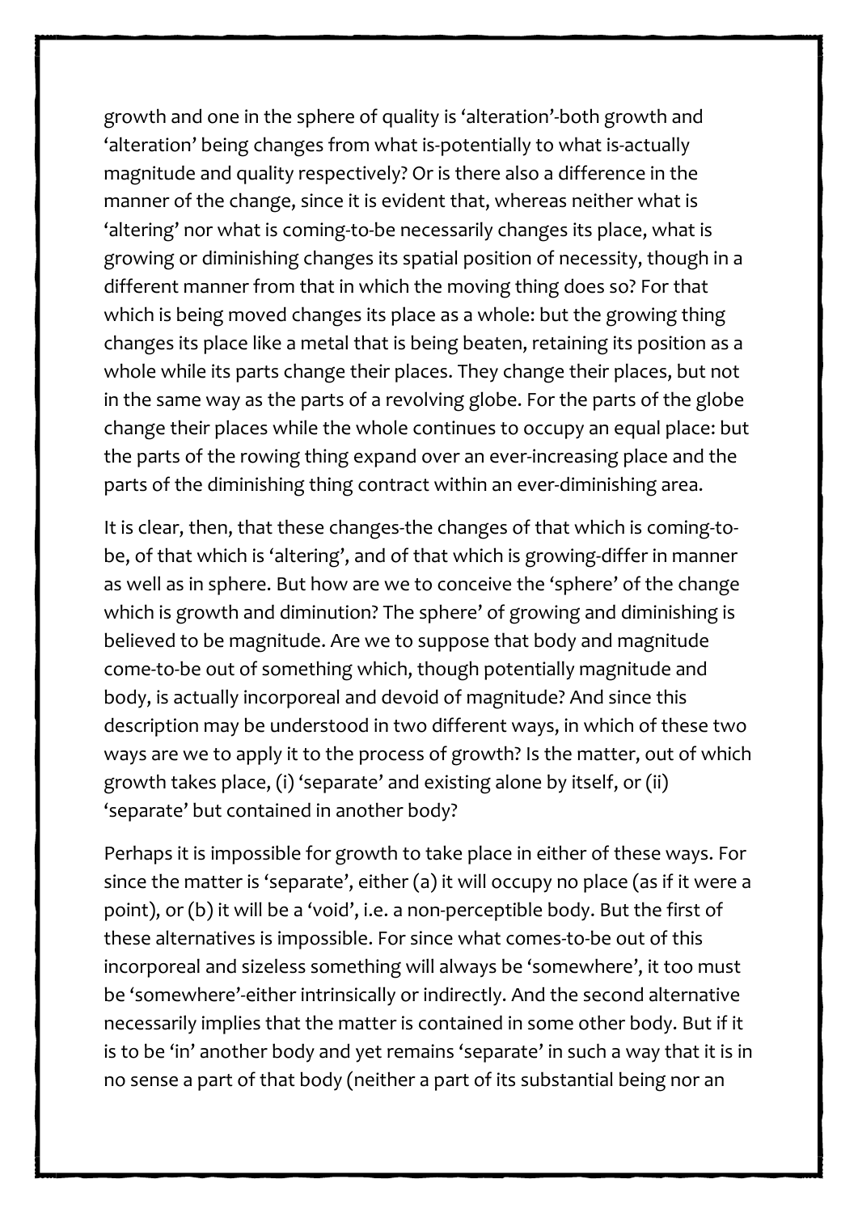growth and one in the sphere of quality is 'alteration'-both growth and 'alteration' being changes from what is-potentially to what is-actually magnitude and quality respectively? Or is there also a difference in the manner of the change, since it is evident that, whereas neither what is 'altering' nor what is coming-to-be necessarily changes its place, what is growing or diminishing changes its spatial position of necessity, though in a different manner from that in which the moving thing does so? For that which is being moved changes its place as a whole: but the growing thing changes its place like a metal that is being beaten, retaining its position as a whole while its parts change their places. They change their places, but not in the same way as the parts of a revolving globe. For the parts of the globe change their places while the whole continues to occupy an equal place: but the parts of the rowing thing expand over an ever-increasing place and the parts of the diminishing thing contract within an ever-diminishing area.

It is clear, then, that these changes-the changes of that which is coming-to-be, of that which is 'altering', and of that which is growing-differ in manner as well as in sphere. But how are we to conceive the 'sphere' of the change which is growth and diminution? The sphere' of growing and diminishing is believed to be magnitude. Are we to suppose that body and magnitude come-to-be out of something which, though potentially magnitude and body, is actually incorporeal and devoid of magnitude? And since this description may be understood in two different ways, in which of these two ways are we to apply it to the process of growth? Is the matter, out of which growth takes place, (i) 'separate' and existing alone by itself, or (ii) 'separate' but contained in another body?

Perhaps it is impossible for growth to take place in either of these ways. For since the matter is 'separate', either (a) it will occupy no place (as if it were a point), or (b) it will be a 'void', i.e. a non-perceptible body. But the first of these alternatives is impossible. For since what comes-to-be out of this incorporeal and sizeless something will always be 'somewhere', it too must be 'somewhere'-either intrinsically or indirectly. And the second alternative necessarily implies that the matter is contained in some other body. But if it is to be 'in' another body and yet remains 'separate' in such a way that it is in no sense a part of that body (neither a part of its substantial being nor an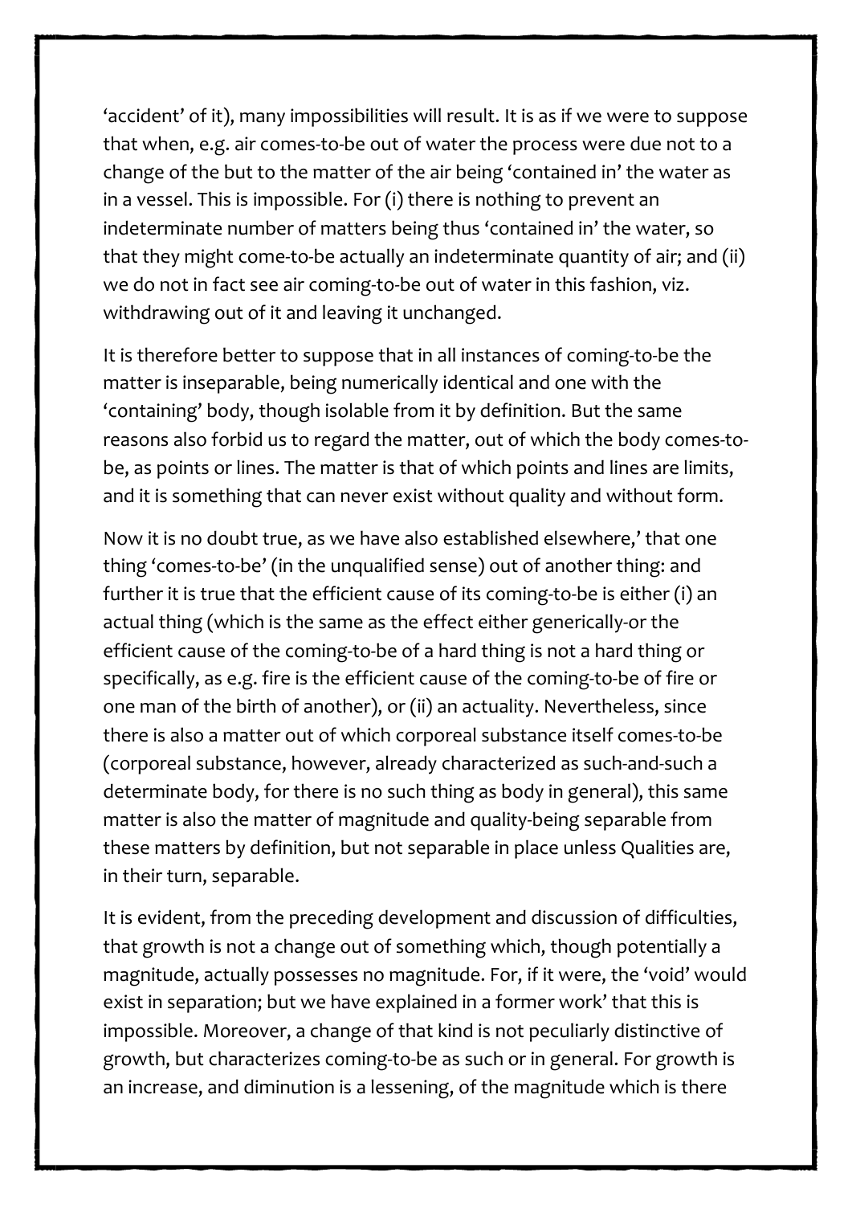'accident' of it), many impossibilities will result. It is as if we were to suppose that when, e.g. air comes-to-be out of water the process were due not to a change of the but to the matter of the air being 'contained in' the water as in a vessel. This is impossible. For (i) there is nothing to prevent an indeterminate number of matters being thus 'contained in' the water, so that they might come-to-be actually an indeterminate quantity of air; and (ii) we do not in fact see air coming-to-be out of water in this fashion, viz. withdrawing out of it and leaving it unchanged.

It is therefore better to suppose that in all instances of coming-to-be the matter is inseparable, being numerically identical and one with the 'containing' body, though isolable from it by definition. But the same reasons also forbid us to regard the matter, out of which the body comes-to-be, as points or lines. The matter is that of which points and lines are limits, and it is something that can never exist without quality and without form.

Now it is no doubt true, as we have also established elsewhere,' that one thing 'comes-to-be' (in the unqualified sense) out of another thing: and further it is true that the efficient cause of its coming-to-be is either (i) an actual thing (which is the same as the effect either generically-or the efficient cause of the coming-to-be of a hard thing is not a hard thing or specifically, as e.g. fire is the efficient cause of the coming-to-be of fire or one man of the birth of another), or (ii) an actuality. Nevertheless, since there is also a matter out of which corporeal substance itself comes-to-be (corporeal substance, however, already characterized as such-and-such a determinate body, for there is no such thing as body in general), this same matter is also the matter of magnitude and quality-being separable from these matters by definition, but not separable in place unless Qualities are, in their turn, separable.

It is evident, from the preceding development and discussion of difficulties, that growth is not a change out of something which, though potentially a magnitude, actually possesses no magnitude. For, if it were, the 'void' would exist in separation; but we have explained in a former work' that this is impossible. Moreover, a change of that kind is not peculiarly distinctive of growth, but characterizes coming-to-be as such or in general. For growth is an increase, and diminution is a lessening, of the magnitude which is there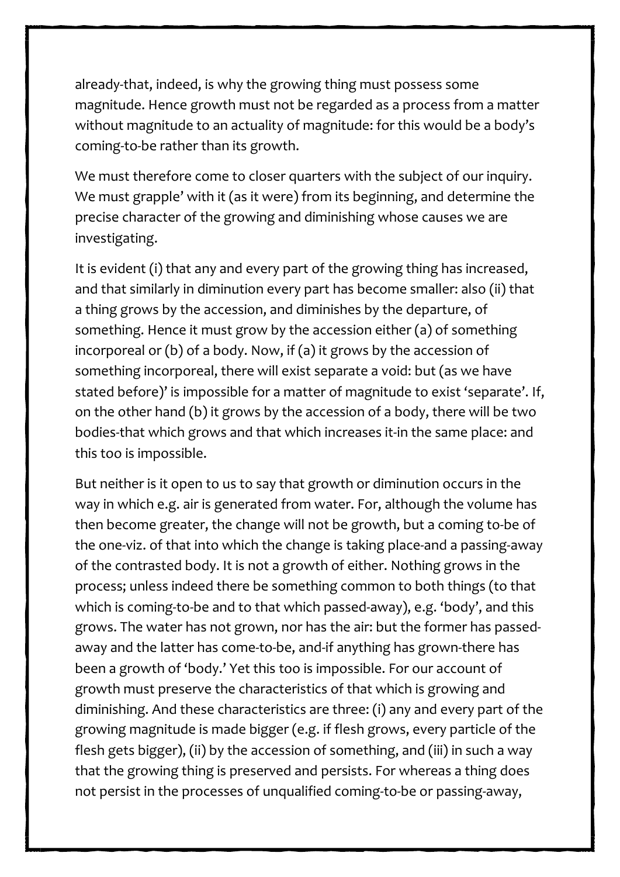already-that, indeed, is why the growing thing must possess some magnitude. Hence growth must not be regarded as a process from a matter without magnitude to an actuality of magnitude: for this would be a body's coming-to-be rather than its growth.

We must therefore come to closer quarters with the subject of our inquiry. We must grapple' with it (as it were) from its beginning, and determine the precise character of the growing and diminishing whose causes we are investigating.

It is evident (i) that any and every part of the growing thing has increased, and that similarly in diminution every part has become smaller: also (ii) that a thing grows by the accession, and diminishes by the departure, of something. Hence it must grow by the accession either (a) of something incorporeal or (b) of a body. Now, if (a) it grows by the accession of something incorporeal, there will exist separate a void: but (as we have stated before)' is impossible for a matter of magnitude to exist 'separate'. If, on the other hand (b) it grows by the accession of a body, there will be two bodies-that which grows and that which increases it-in the same place: and this too is impossible.

But neither is it open to us to say that growth or diminution occurs in the way in which e.g. air is generated from water. For, although the volume has then become greater, the change will not be growth, but a coming to-be of the one-viz. of that into which the change is taking place-and a passing-away of the contrasted body. It is not a growth of either. Nothing grows in the process; unless indeed there be something common to both things (to that which is coming-to-be and to that which passed-away), e.g. 'body', and this grows. The water has not grown, nor has the air: but the former has passed-away and the latter has come-to-be, and-if anything has grown-there has been a growth of 'body.' Yet this too is impossible. For our account of growth must preserve the characteristics of that which is growing and diminishing. And these characteristics are three: (i) any and every part of the growing magnitude is made bigger (e.g. if flesh grows, every particle of the flesh gets bigger), (ii) by the accession of something, and (iii) in such a way that the growing thing is preserved and persists. For whereas a thing does not persist in the processes of unqualified coming-to-be or passing-away,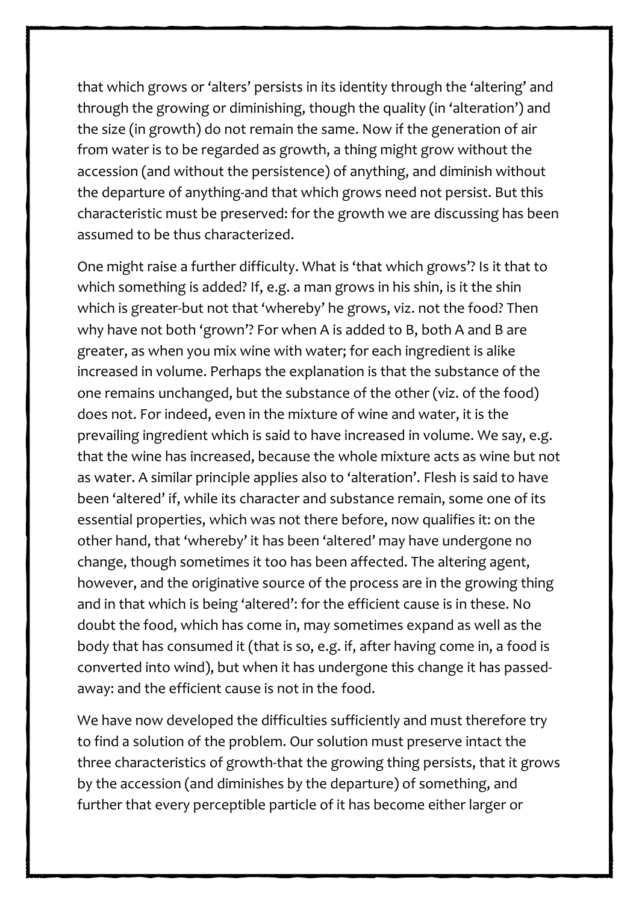that which grows or 'alters' persists in its identity through the 'altering' and through the growing or diminishing, though the quality (in 'alteration') and the size (in growth) do not remain the same. Now if the generation of air from water is to be regarded as growth, a thing might grow without the accession (and without the persistence) of anything, and diminish without the departure of anything-and that which grows need not persist. But this characteristic must be preserved: for the growth we are discussing has been assumed to be thus characterized.

One might raise a further difficulty. What is 'that which grows'? Is it that to which something is added? If, e.g. a man grows in his shin, is it the shin which is greater-but not that 'whereby' he grows, viz. not the food? Then why have not both 'grown'? For when A is added to B, both A and B are greater, as when you mix wine with water; for each ingredient is alike increased in volume. Perhaps the explanation is that the substance of the one remains unchanged, but the substance of the other (viz. of the food) does not. For indeed, even in the mixture of wine and water, it is the prevailing ingredient which is said to have increased in volume. We say, e.g. that the wine has increased, because the whole mixture acts as wine but not as water. A similar principle applies also to 'alteration'. Flesh is said to have been 'altered' if, while its character and substance remain, some one of its essential properties, which was not there before, now qualifies it: on the other hand, that 'whereby' it has been 'altered' may have undergone no change, though sometimes it too has been affected. The altering agent, however, and the originative source of the process are in the growing thing and in that which is being 'altered': for the efficient cause is in these. No doubt the food, which has come in, may sometimes expand as well as the body that has consumed it (that is so, e.g. if, after having come in, a food is converted into wind), but when it has undergone this change it has passed-away: and the efficient cause is not in the food.

We have now developed the difficulties sufficiently and must therefore try to find a solution of the problem. Our solution must preserve intact the three characteristics of growth-that the growing thing persists, that it grows by the accession (and diminishes by the departure) of something, and further that every perceptible particle of it has become either larger or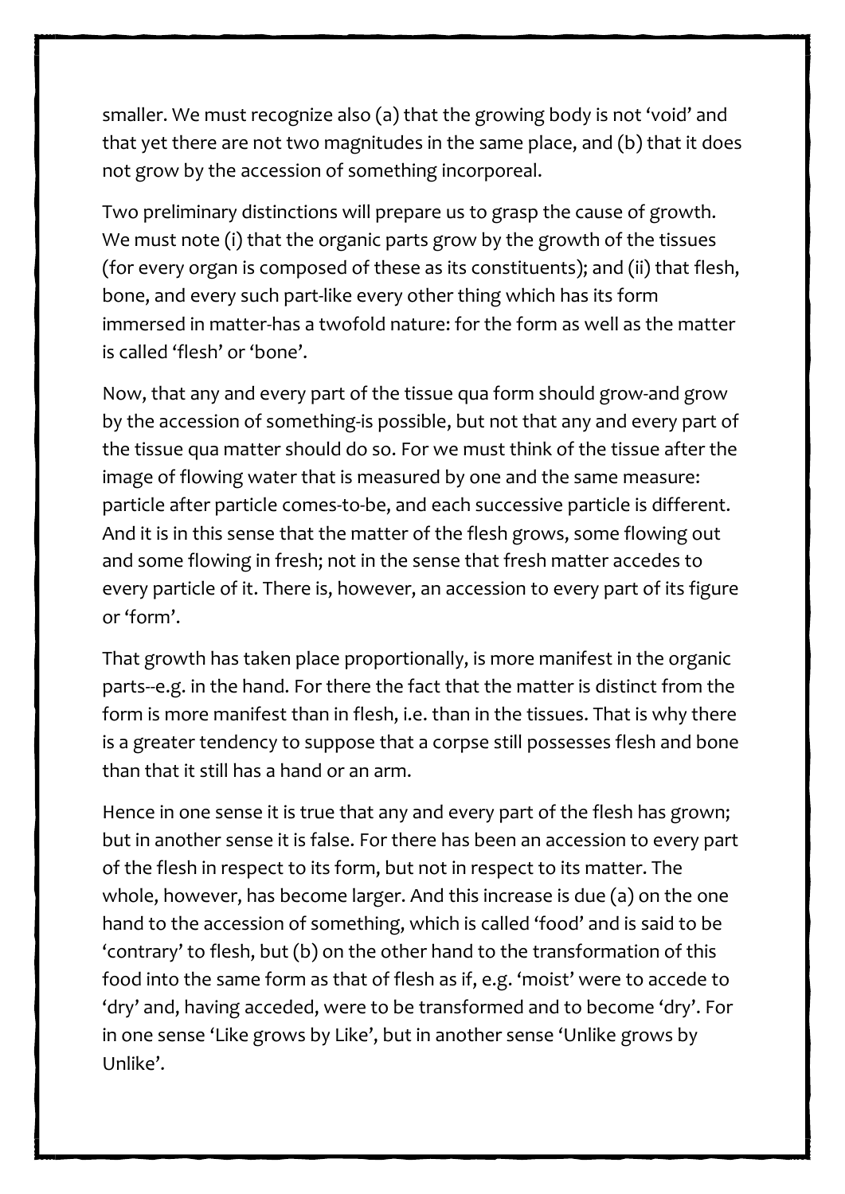smaller. We must recognize also (a) that the growing body is not 'void' and that yet there are not two magnitudes in the same place, and (b) that it does not grow by the accession of something incorporeal.

Two preliminary distinctions will prepare us to grasp the cause of growth. We must note (i) that the organic parts grow by the growth of the tissues (for every organ is composed of these as its constituents); and (ii) that flesh, bone, and every such part-like every other thing which has its form immersed in matter-has a twofold nature: for the form as well as the matter is called 'flesh' or 'bone'.

Now, that any and every part of the tissue qua form should grow-and grow by the accession of something-is possible, but not that any and every part of the tissue qua matter should do so. For we must think of the tissue after the image of flowing water that is measured by one and the same measure: particle after particle comes-to-be, and each successive particle is different. And it is in this sense that the matter of the flesh grows, some flowing out and some flowing in fresh; not in the sense that fresh matter accedes to every particle of it. There is, however, an accession to every part of its figure or 'form'.

That growth has taken place proportionally, is more manifest in the organic parts--e.g. in the hand. For there the fact that the matter is distinct from the form is more manifest than in flesh, i.e. than in the tissues. That is why there is a greater tendency to suppose that a corpse still possesses flesh and bone than that it still has a hand or an arm.

Hence in one sense it is true that any and every part of the flesh has grown; but in another sense it is false. For there has been an accession to every part of the flesh in respect to its form, but not in respect to its matter. The whole, however, has become larger. And this increase is due (a) on the one hand to the accession of something, which is called 'food' and is said to be 'contrary' to flesh, but (b) on the other hand to the transformation of this food into the same form as that of flesh as if, e.g. 'moist' were to accede to 'dry' and, having acceded, were to be transformed and to become 'dry'. For in one sense 'Like grows by Like', but in another sense 'Unlike grows by Unlike'.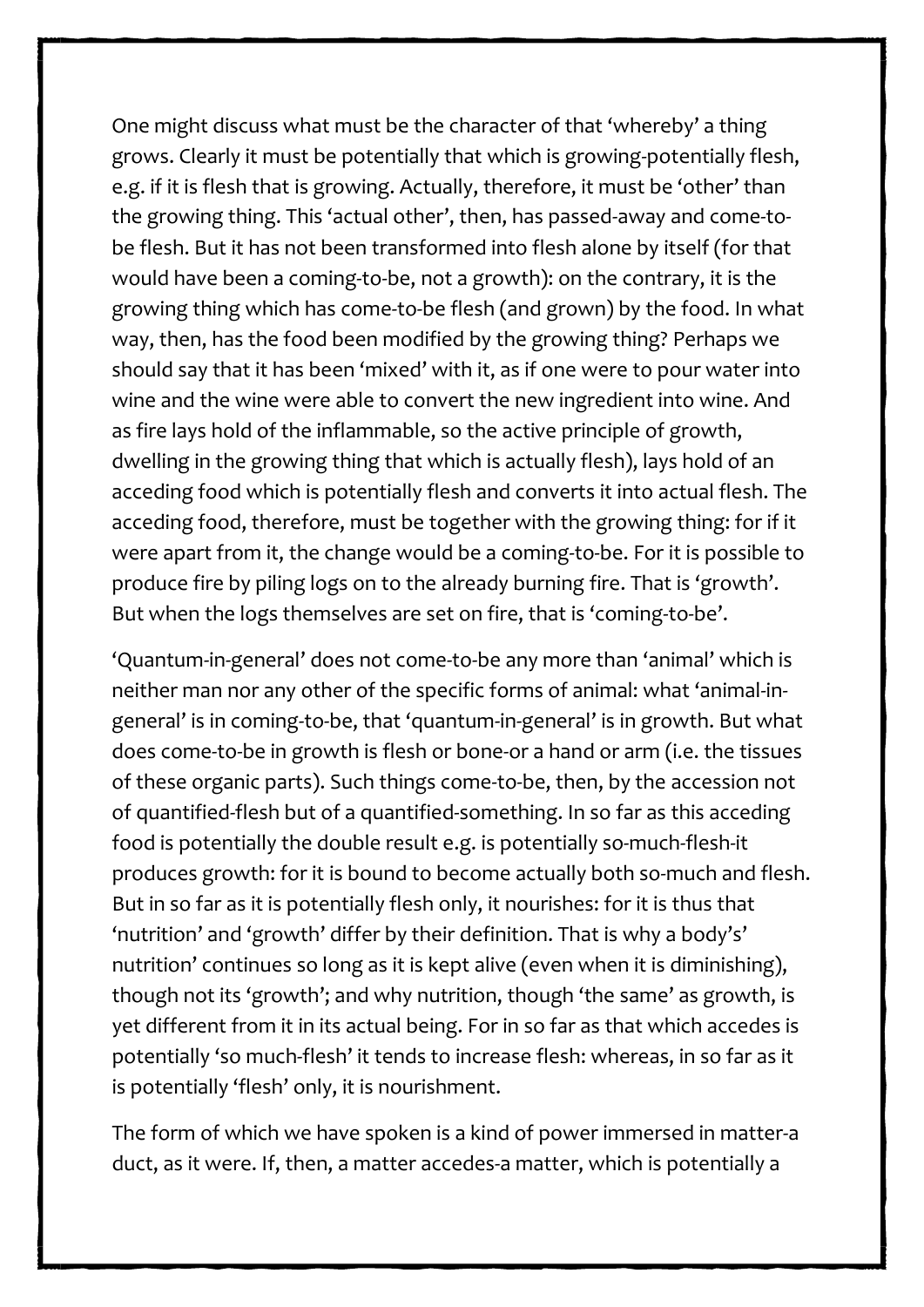One might discuss what must be the character of that ‘whereby’ a thing grows. Clearly it must be potentially that which is growing-potentially flesh, e.g. if it is flesh that is growing. Actually, therefore, it must be ‘other’ than the growing thing. This ‘actual other’, then, has passed-away and come-to-be flesh. But it has not been transformed into flesh alone by itself (for that would have been a coming-to-be, not a growth): on the contrary, it is the growing thing which has come-to-be flesh (and grown) by the food. In what way, then, has the food been modified by the growing thing? Perhaps we should say that it has been ‘mixed’ with it, as if one were to pour water into wine and the wine were able to convert the new ingredient into wine. And as fire lays hold of the inflammable, so the active principle of growth, dwelling in the growing thing that which is actually flesh), lays hold of an acceding food which is potentially flesh and converts it into actual flesh. The acceding food, therefore, must be together with the growing thing: for if it were apart from it, the change would be a coming-to-be. For it is possible to produce fire by piling logs on to the already burning fire. That is ‘growth’. But when the logs themselves are set on fire, that is ‘coming-to-be’.

‘Quantum-in-general’ does not come-to-be any more than ‘animal’ which is neither man nor any other of the specific forms of animal: what ‘animal-in-general’ is in coming-to-be, that ‘quantum-in-general’ is in growth. But what does come-to-be in growth is flesh or bone-or a hand or arm (i.e. the tissues of these organic parts). Such things come-to-be, then, by the accession not of quantified-flesh but of a quantified-something. In so far as this acceding food is potentially the double result e.g. is potentially so-much-flesh-it produces growth: for it is bound to become actually both so-much and flesh. But in so far as it is potentially flesh only, it nourishes: for it is thus that ‘nutrition’ and ‘growth’ differ by their definition. That is why a body’s’ nutrition’ continues so long as it is kept alive (even when it is diminishing), though not its ‘growth’; and why nutrition, though ‘the same’ as growth, is yet different from it in its actual being. For in so far as that which accedes is potentially ‘so much-flesh’ it tends to increase flesh: whereas, in so far as it is potentially ‘flesh’ only, it is nourishment.

The form of which we have spoken is a kind of power immersed in matter-a duct, as it were. If, then, a matter accedes-a matter, which is potentially a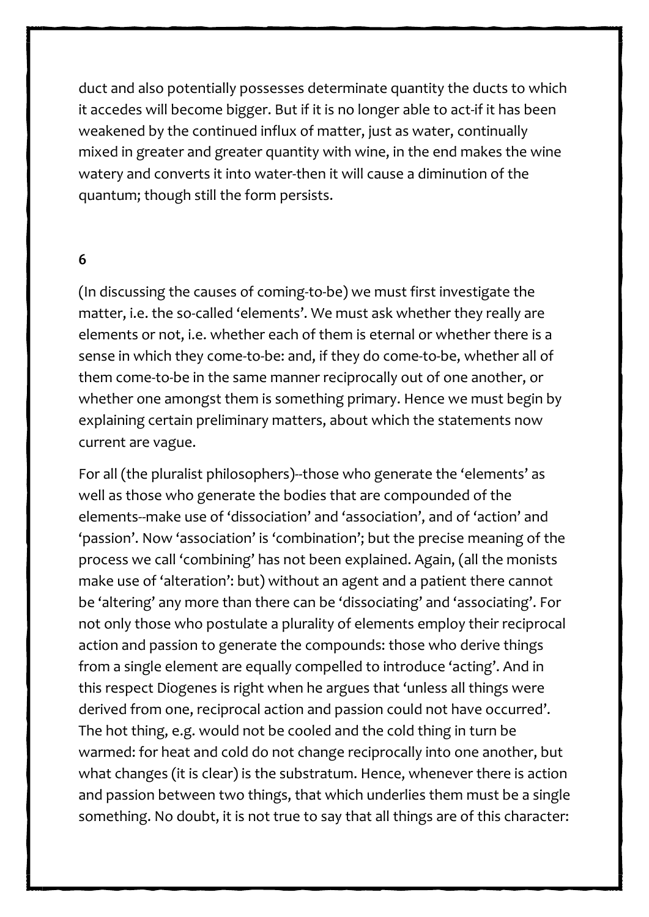duct and also potentially possesses determinate quantity the ducts to which it accedes will become bigger. But if it is no longer able to act-if it has been weakened by the continued influx of matter, just as water, continually mixed in greater and greater quantity with wine, in the end makes the wine watery and converts it into water-then it will cause a diminution of the quantum; though still the form persists.

## 6

(In discussing the causes of coming-to-be) we must first investigate the matter, i.e. the so-called 'elements'. We must ask whether they really are elements or not, i.e. whether each of them is eternal or whether there is a sense in which they come-to-be: and, if they do come-to-be, whether all of them come-to-be in the same manner reciprocally out of one another, or whether one amongst them is something primary. Hence we must begin by explaining certain preliminary matters, about which the statements now current are vague.

For all (the pluralist philosophers)--those who generate the 'elements' as well as those who generate the bodies that are compounded of the elements--make use of 'dissociation' and 'association', and of 'action' and 'passion'. Now 'association' is 'combination'; but the precise meaning of the process we call 'combining' has not been explained. Again, (all the monists make use of 'alteration': but) without an agent and a patient there cannot be 'altering' any more than there can be 'dissociating' and 'associating'. For not only those who postulate a plurality of elements employ their reciprocal action and passion to generate the compounds: those who derive things from a single element are equally compelled to introduce 'acting'. And in this respect Diogenes is right when he argues that 'unless all things were derived from one, reciprocal action and passion could not have occurred'. The hot thing, e.g. would not be cooled and the cold thing in turn be warmed: for heat and cold do not change reciprocally into one another, but what changes (it is clear) is the substratum. Hence, whenever there is action and passion between two things, that which underlies them must be a single something. No doubt, it is not true to say that all things are of this character: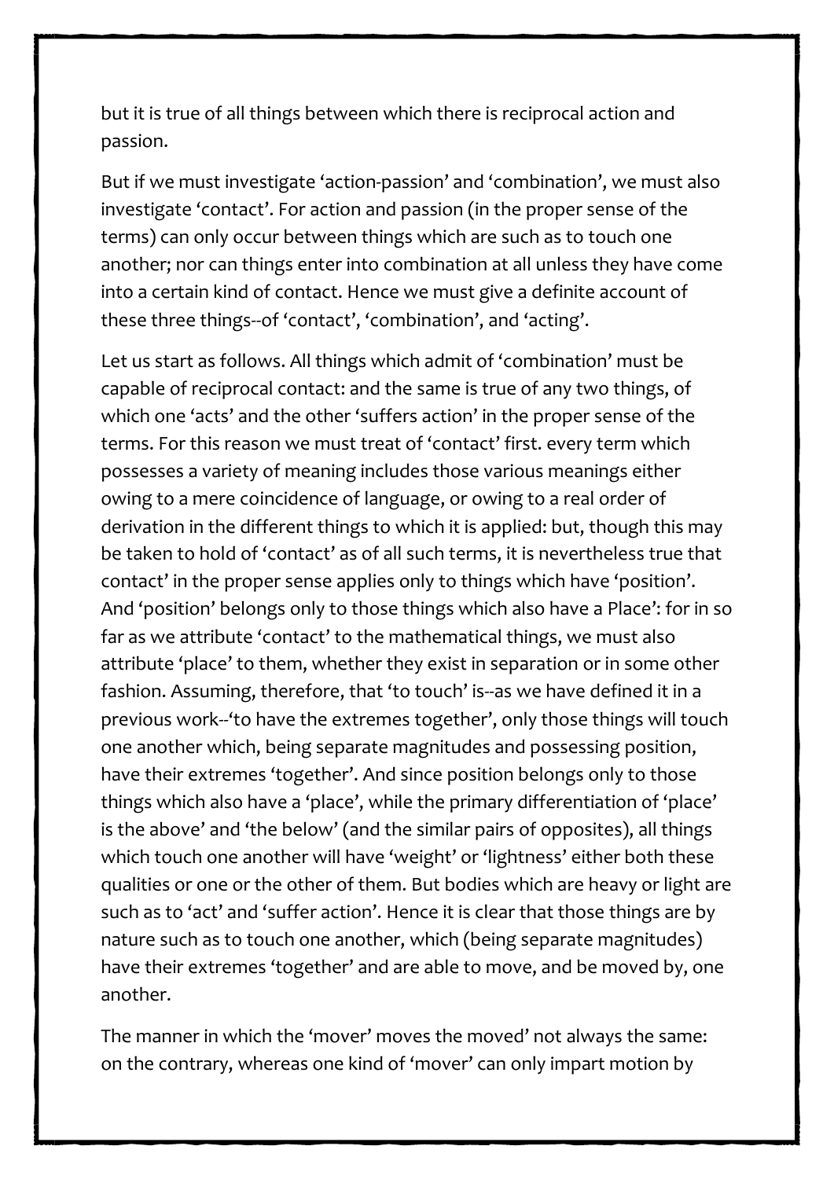but it is true of all things between which there is reciprocal action and passion.

But if we must investigate 'action-passion' and 'combination', we must also investigate 'contact'. For action and passion (in the proper sense of the terms) can only occur between things which are such as to touch one another; nor can things enter into combination at all unless they have come into a certain kind of contact. Hence we must give a definite account of these three things--of 'contact', 'combination', and 'acting'.

Let us start as follows. All things which admit of 'combination' must be capable of reciprocal contact: and the same is true of any two things, of which one 'acts' and the other 'suffers action' in the proper sense of the terms. For this reason we must treat of 'contact' first. every term which possesses a variety of meaning includes those various meanings either owing to a mere coincidence of language, or owing to a real order of derivation in the different things to which it is applied: but, though this may be taken to hold of 'contact' as of all such terms, it is nevertheless true that contact' in the proper sense applies only to things which have 'position'. And 'position' belongs only to those things which also have a Place': for in so far as we attribute 'contact' to the mathematical things, we must also attribute 'place' to them, whether they exist in separation or in some other fashion. Assuming, therefore, that 'to touch' is--as we have defined it in a previous work--'to have the extremes together', only those things will touch one another which, being separate magnitudes and possessing position, have their extremes 'together'. And since position belongs only to those things which also have a 'place', while the primary differentiation of 'place' is the above' and 'the below' (and the similar pairs of opposites), all things which touch one another will have 'weight' or 'lightness' either both these qualities or one or the other of them. But bodies which are heavy or light are such as to 'act' and 'suffer action'. Hence it is clear that those things are by nature such as to touch one another, which (being separate magnitudes) have their extremes 'together' and are able to move, and be moved by, one another.

The manner in which the 'mover' moves the moved' not always the same: on the contrary, whereas one kind of 'mover' can only impart motion by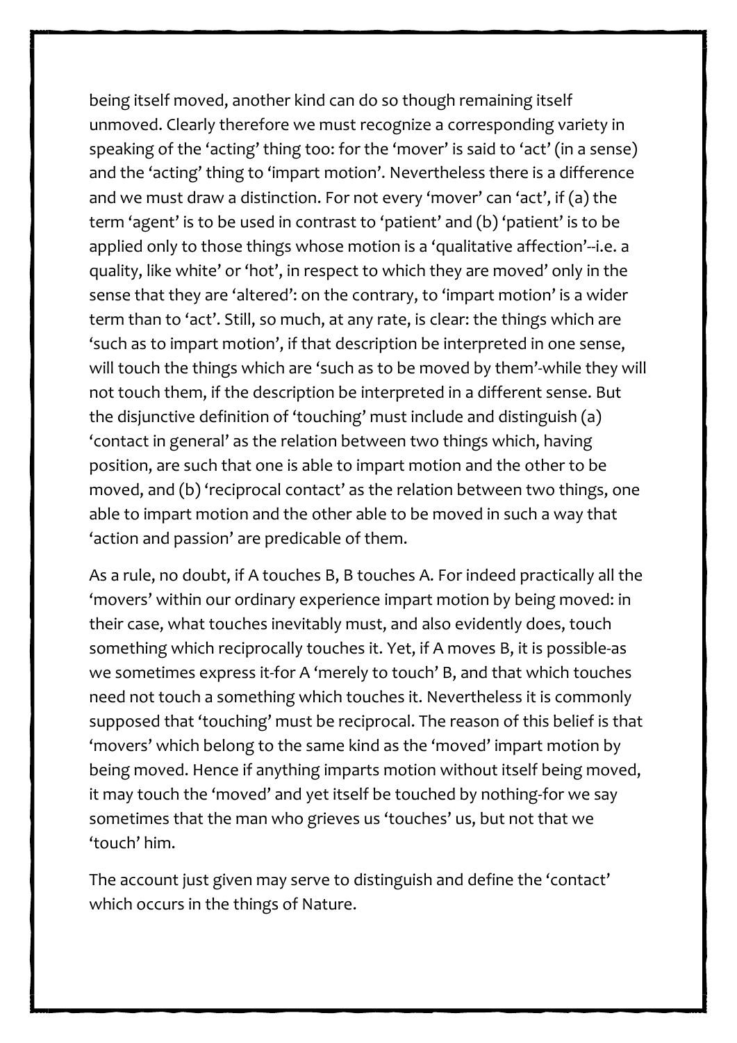being itself moved, another kind can do so though remaining itself unmoved. Clearly therefore we must recognize a corresponding variety in speaking of the 'acting' thing too: for the 'mover' is said to 'act' (in a sense) and the 'acting' thing to 'impart motion'. Nevertheless there is a difference and we must draw a distinction. For not every 'mover' can 'act', if (a) the term 'agent' is to be used in contrast to 'patient' and (b) 'patient' is to be applied only to those things whose motion is a 'qualitative affection'--i.e. a quality, like white' or 'hot', in respect to which they are moved' only in the sense that they are 'altered': on the contrary, to 'impart motion' is a wider term than to 'act'. Still, so much, at any rate, is clear: the things which are 'such as to impart motion', if that description be interpreted in one sense, will touch the things which are 'such as to be moved by them'-while they will not touch them, if the description be interpreted in a different sense. But the disjunctive definition of 'touching' must include and distinguish (a) 'contact in general' as the relation between two things which, having position, are such that one is able to impart motion and the other to be moved, and (b) 'reciprocal contact' as the relation between two things, one able to impart motion and the other able to be moved in such a way that 'action and passion' are predicable of them.

As a rule, no doubt, if A touches B, B touches A. For indeed practically all the 'movers' within our ordinary experience impart motion by being moved: in their case, what touches inevitably must, and also evidently does, touch something which reciprocally touches it. Yet, if A moves B, it is possible-as we sometimes express it-for A 'merely to touch' B, and that which touches need not touch a something which touches it. Nevertheless it is commonly supposed that 'touching' must be reciprocal. The reason of this belief is that 'movers' which belong to the same kind as the 'moved' impart motion by being moved. Hence if anything imparts motion without itself being moved, it may touch the 'moved' and yet itself be touched by nothing-for we say sometimes that the man who grieves us 'touches' us, but not that we 'touch' him.

The account just given may serve to distinguish and define the 'contact' which occurs in the things of Nature.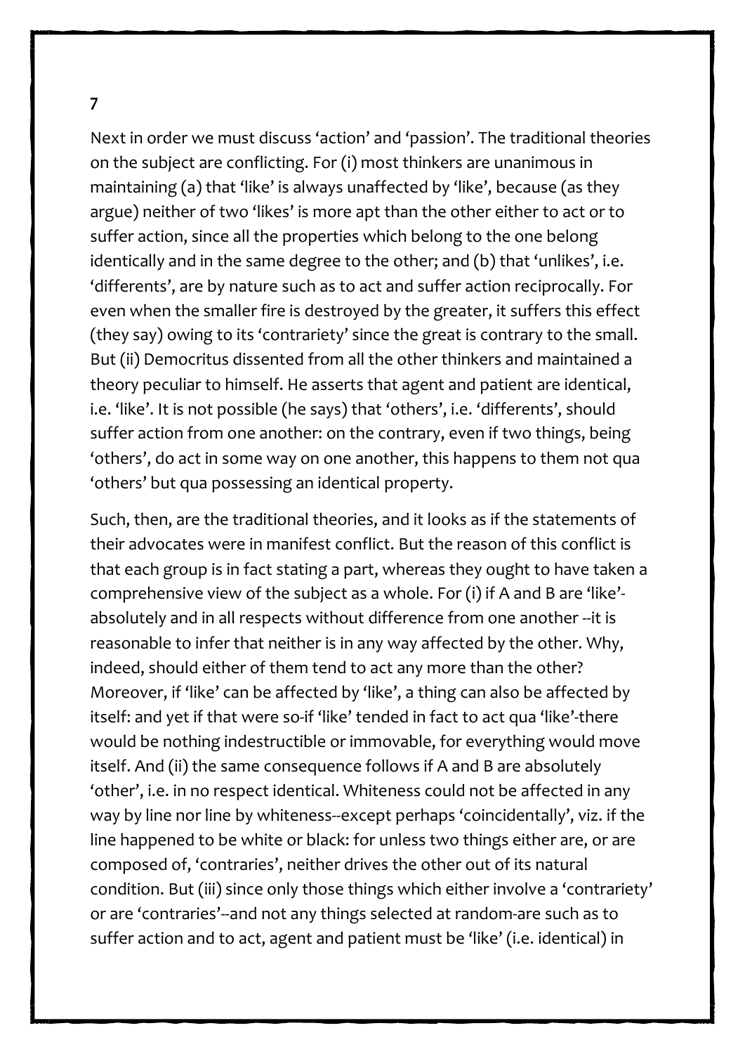## 7

Next in order we must discuss 'action' and 'passion'. The traditional theories on the subject are conflicting. For (i) most thinkers are unanimous in maintaining (a) that 'like' is always unaffected by 'like', because (as they argue) neither of two 'likes' is more apt than the other either to act or to suffer action, since all the properties which belong to the one belong identically and in the same degree to the other; and (b) that 'unlikes', i.e. 'differents', are by nature such as to act and suffer action reciprocally. For even when the smaller fire is destroyed by the greater, it suffers this effect (they say) owing to its 'contrariety' since the great is contrary to the small. But (ii) Democritus dissented from all the other thinkers and maintained a theory peculiar to himself. He asserts that agent and patient are identical, i.e. 'like'. It is not possible (he says) that 'others', i.e. 'differents', should suffer action from one another: on the contrary, even if two things, being 'others', do act in some way on one another, this happens to them not qua 'others' but qua possessing an identical property.

Such, then, are the traditional theories, and it looks as if the statements of their advocates were in manifest conflict. But the reason of this conflict is that each group is in fact stating a part, whereas they ought to have taken a comprehensive view of the subject as a whole. For (i) if A and B are 'like'-absolutely and in all respects without difference from one another --it is reasonable to infer that neither is in any way affected by the other. Why, indeed, should either of them tend to act any more than the other? Moreover, if 'like' can be affected by 'like', a thing can also be affected by itself: and yet if that were so-if 'like' tended in fact to act qua 'like'-there would be nothing indestructible or immovable, for everything would move itself. And (ii) the same consequence follows if A and B are absolutely 'other', i.e. in no respect identical. Whiteness could not be affected in any way by line nor line by whiteness--except perhaps 'coincidentally', viz. if the line happened to be white or black: for unless two things either are, or are composed of, 'contraries', neither drives the other out of its natural condition. But (iii) since only those things which either involve a 'contrariety' or are 'contraries'--and not any things selected at random-are such as to suffer action and to act, agent and patient must be 'like' (i.e. identical) in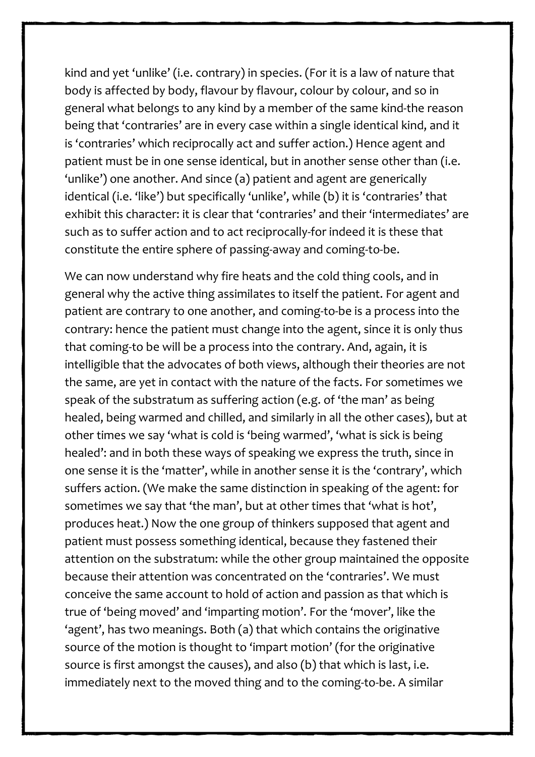kind and yet 'unlike' (i.e. contrary) in species. (For it is a law of nature that body is affected by body, flavour by flavour, colour by colour, and so in general what belongs to any kind by a member of the same kind-the reason being that 'contraries' are in every case within a single identical kind, and it is 'contraries' which reciprocally act and suffer action.) Hence agent and patient must be in one sense identical, but in another sense other than (i.e. 'unlike') one another. And since (a) patient and agent are generically identical (i.e. 'like') but specifically 'unlike', while (b) it is 'contraries' that exhibit this character: it is clear that 'contraries' and their 'intermediates' are such as to suffer action and to act reciprocally-for indeed it is these that constitute the entire sphere of passing-away and coming-to-be.

We can now understand why fire heats and the cold thing cools, and in general why the active thing assimilates to itself the patient. For agent and patient are contrary to one another, and coming-to-be is a process into the contrary: hence the patient must change into the agent, since it is only thus that coming-to be will be a process into the contrary. And, again, it is intelligible that the advocates of both views, although their theories are not the same, are yet in contact with the nature of the facts. For sometimes we speak of the substratum as suffering action (e.g. of 'the man' as being healed, being warmed and chilled, and similarly in all the other cases), but at other times we say 'what is cold is 'being warmed', 'what is sick is being healed': and in both these ways of speaking we express the truth, since in one sense it is the 'matter', while in another sense it is the 'contrary', which suffers action. (We make the same distinction in speaking of the agent: for sometimes we say that 'the man', but at other times that 'what is hot', produces heat.) Now the one group of thinkers supposed that agent and patient must possess something identical, because they fastened their attention on the substratum: while the other group maintained the opposite because their attention was concentrated on the 'contraries'. We must conceive the same account to hold of action and passion as that which is true of 'being moved' and 'imparting motion'. For the 'mover', like the 'agent', has two meanings. Both (a) that which contains the originative source of the motion is thought to 'impart motion' (for the originative source is first amongst the causes), and also (b) that which is last, i.e. immediately next to the moved thing and to the coming-to-be. A similar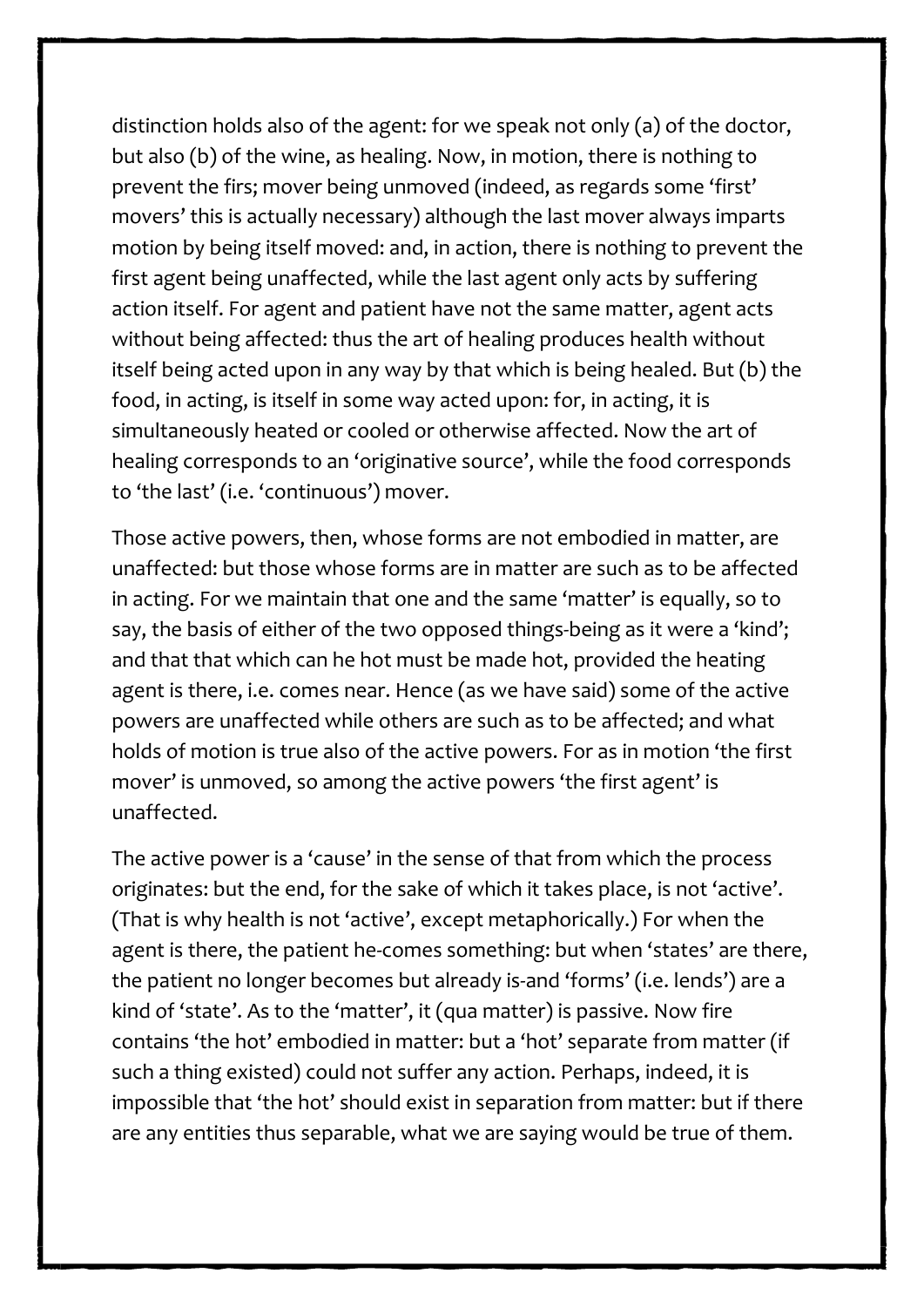distinction holds also of the agent: for we speak not only (a) of the doctor, but also (b) of the wine, as healing. Now, in motion, there is nothing to prevent the firs; mover being unmoved (indeed, as regards some 'first' movers' this is actually necessary) although the last mover always imparts motion by being itself moved: and, in action, there is nothing to prevent the first agent being unaffected, while the last agent only acts by suffering action itself. For agent and patient have not the same matter, agent acts without being affected: thus the art of healing produces health without itself being acted upon in any way by that which is being healed. But (b) the food, in acting, is itself in some way acted upon: for, in acting, it is simultaneously heated or cooled or otherwise affected. Now the art of healing corresponds to an 'originative source', while the food corresponds to 'the last' (i.e. 'continuous') mover.

Those active powers, then, whose forms are not embodied in matter, are unaffected: but those whose forms are in matter are such as to be affected in acting. For we maintain that one and the same 'matter' is equally, so to say, the basis of either of the two opposed things-being as it were a 'kind'; and that that which can he hot must be made hot, provided the heating agent is there, i.e. comes near. Hence (as we have said) some of the active powers are unaffected while others are such as to be affected; and what holds of motion is true also of the active powers. For as in motion 'the first mover' is unmoved, so among the active powers 'the first agent' is unaffected.

The active power is a 'cause' in the sense of that from which the process originates: but the end, for the sake of which it takes place, is not 'active'. (That is why health is not 'active', except metaphorically.) For when the agent is there, the patient he-comes something: but when 'states' are there, the patient no longer becomes but already is-and 'forms' (i.e. lends') are a kind of 'state'. As to the 'matter', it (qua matter) is passive. Now fire contains 'the hot' embodied in matter: but a 'hot' separate from matter (if such a thing existed) could not suffer any action. Perhaps, indeed, it is impossible that 'the hot' should exist in separation from matter: but if there are any entities thus separable, what we are saying would be true of them.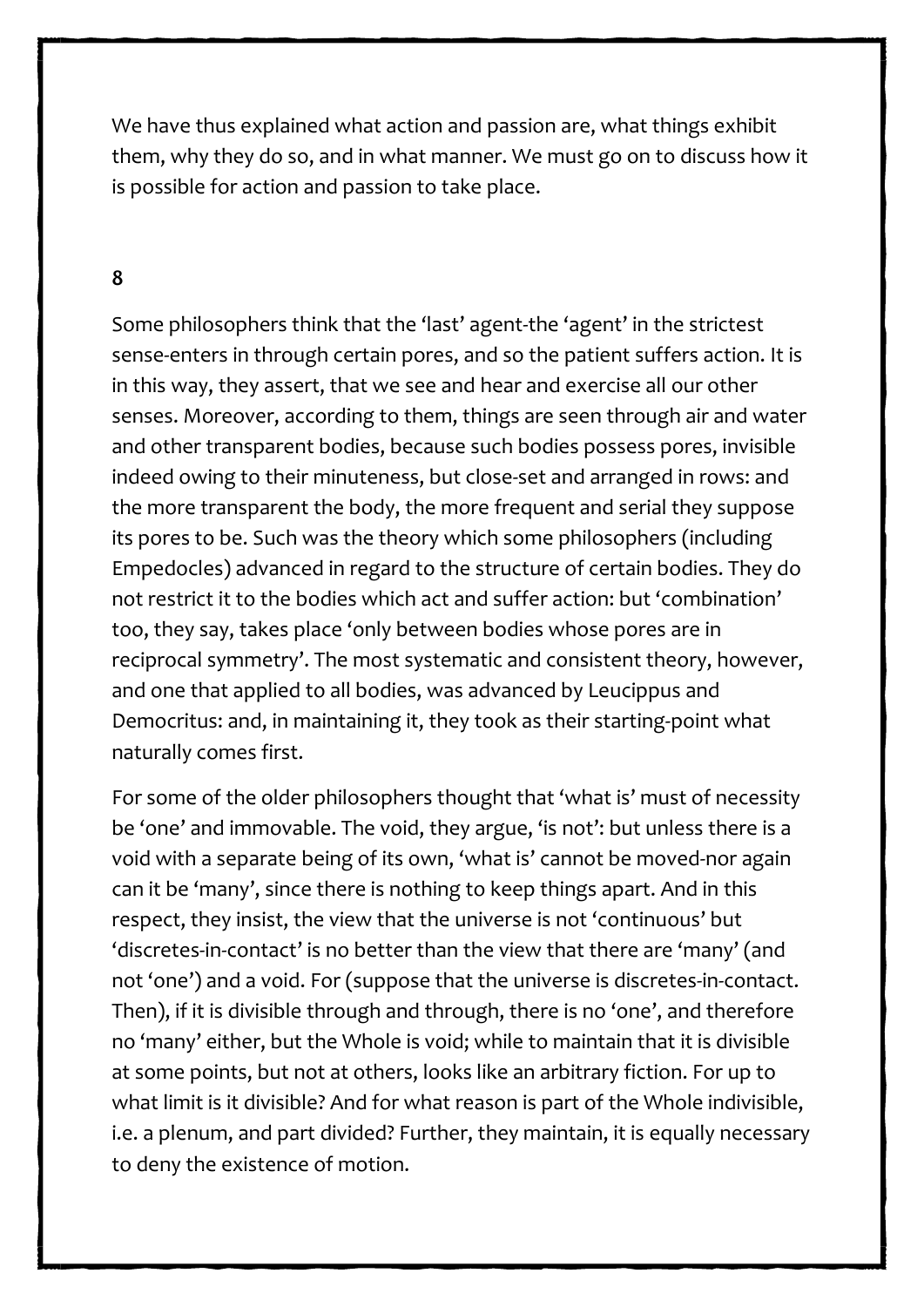We have thus explained what action and passion are, what things exhibit them, why they do so, and in what manner. We must go on to discuss how it is possible for action and passion to take place.

## 8

Some philosophers think that the 'last' agent-the 'agent' in the strictest sense-enters in through certain pores, and so the patient suffers action. It is in this way, they assert, that we see and hear and exercise all our other senses. Moreover, according to them, things are seen through air and water and other transparent bodies, because such bodies possess pores, invisible indeed owing to their minuteness, but close-set and arranged in rows: and the more transparent the body, the more frequent and serial they suppose its pores to be. Such was the theory which some philosophers (including Empedocles) advanced in regard to the structure of certain bodies. They do not restrict it to the bodies which act and suffer action: but 'combination' too, they say, takes place 'only between bodies whose pores are in reciprocal symmetry'. The most systematic and consistent theory, however, and one that applied to all bodies, was advanced by Leucippus and Democritus: and, in maintaining it, they took as their starting-point what naturally comes first.

For some of the older philosophers thought that 'what is' must of necessity be 'one' and immovable. The void, they argue, 'is not': but unless there is a void with a separate being of its own, 'what is' cannot be moved-nor again can it be 'many', since there is nothing to keep things apart. And in this respect, they insist, the view that the universe is not 'continuous' but 'discretes-in-contact' is no better than the view that there are 'many' (and not 'one') and a void. For (suppose that the universe is discretes-in-contact. Then), if it is divisible through and through, there is no 'one', and therefore no 'many' either, but the Whole is void; while to maintain that it is divisible at some points, but not at others, looks like an arbitrary fiction. For up to what limit is it divisible? And for what reason is part of the Whole indivisible, i.e. a plenum, and part divided? Further, they maintain, it is equally necessary to deny the existence of motion.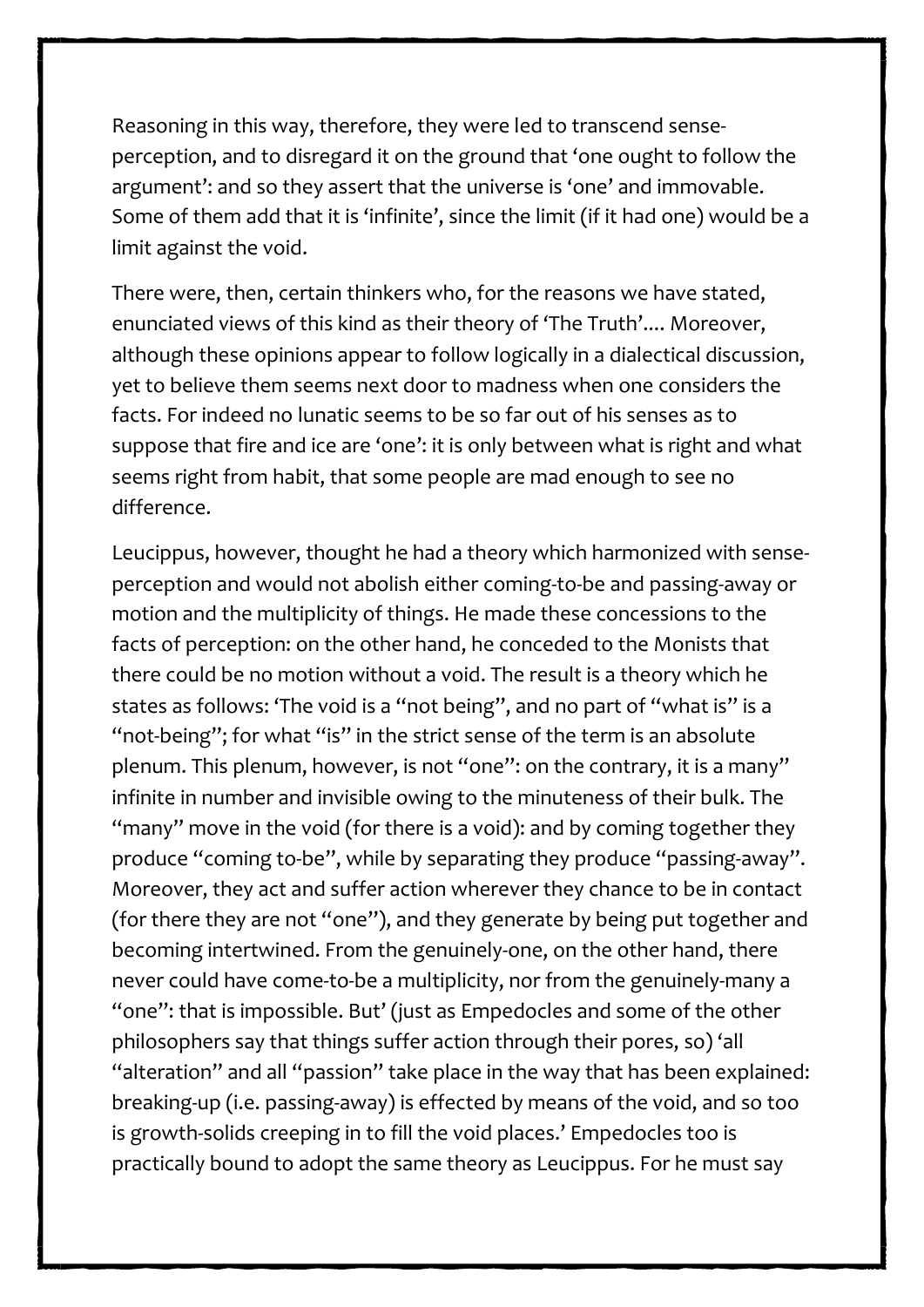Reasoning in this way, therefore, they were led to transcend sense-perception, and to disregard it on the ground that 'one ought to follow the argument': and so they assert that the universe is 'one' and immovable. Some of them add that it is 'infinite', since the limit (if it had one) would be a limit against the void.

There were, then, certain thinkers who, for the reasons we have stated, enunciated views of this kind as their theory of 'The Truth'.... Moreover, although these opinions appear to follow logically in a dialectical discussion, yet to believe them seems next door to madness when one considers the facts. For indeed no lunatic seems to be so far out of his senses as to suppose that fire and ice are 'one': it is only between what is right and what seems right from habit, that some people are mad enough to see no difference.

Leucippus, however, thought he had a theory which harmonized with sense-perception and would not abolish either coming-to-be and passing-away or motion and the multiplicity of things. He made these concessions to the facts of perception: on the other hand, he conceded to the Monists that there could be no motion without a void. The result is a theory which he states as follows: 'The void is a "not being", and no part of "what is" is a "not-being"; for what "is" in the strict sense of the term is an absolute plenum. This plenum, however, is not "one": on the contrary, it is a many" infinite in number and invisible owing to the minuteness of their bulk. The "many" move in the void (for there is a void): and by coming together they produce "coming to-be", while by separating they produce "passing-away". Moreover, they act and suffer action wherever they chance to be in contact (for there they are not "one"), and they generate by being put together and becoming intertwined. From the genuinely-one, on the other hand, there never could have come-to-be a multiplicity, nor from the genuinely-many a "one": that is impossible. But' (just as Empedocles and some of the other philosophers say that things suffer action through their pores, so) 'all "alteration" and all "passion" take place in the way that has been explained: breaking-up (i.e. passing-away) is effected by means of the void, and so too is growth-solids creeping in to fill the void places.' Empedocles too is practically bound to adopt the same theory as Leucippus. For he must say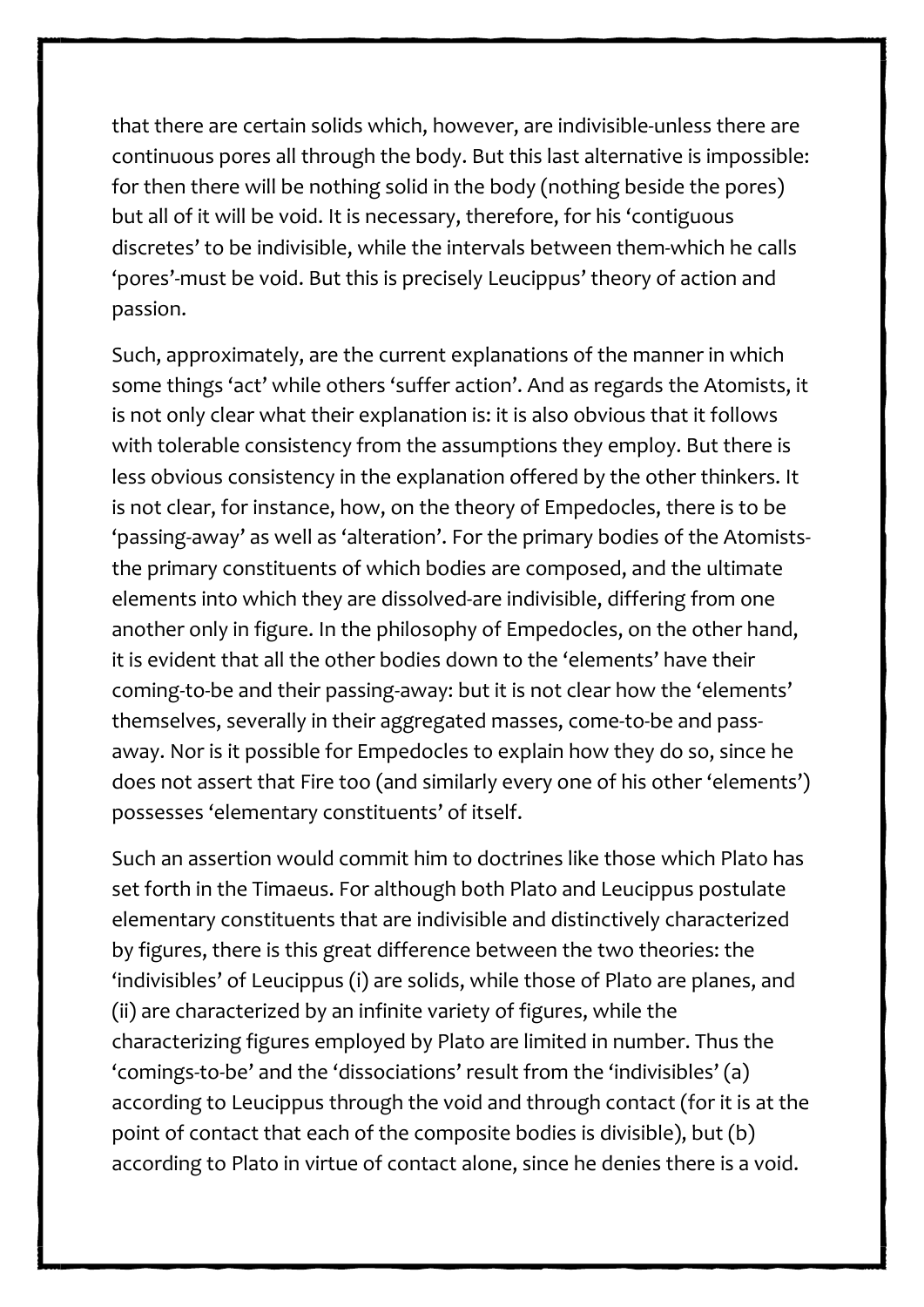that there are certain solids which, however, are indivisible-unless there are continuous pores all through the body. But this last alternative is impossible: for then there will be nothing solid in the body (nothing beside the pores) but all of it will be void. It is necessary, therefore, for his 'contiguous discretes' to be indivisible, while the intervals between them-which he calls 'pores'-must be void. But this is precisely Leucippus' theory of action and passion.

Such, approximately, are the current explanations of the manner in which some things 'act' while others 'suffer action'. And as regards the Atomists, it is not only clear what their explanation is: it is also obvious that it follows with tolerable consistency from the assumptions they employ. But there is less obvious consistency in the explanation offered by the other thinkers. It is not clear, for instance, how, on the theory of Empedocles, there is to be 'passing-away' as well as 'alteration'. For the primary bodies of the Atomists-the primary constituents of which bodies are composed, and the ultimate elements into which they are dissolved-are indivisible, differing from one another only in figure. In the philosophy of Empedocles, on the other hand, it is evident that all the other bodies down to the 'elements' have their coming-to-be and their passing-away: but it is not clear how the 'elements' themselves, severally in their aggregated masses, come-to-be and pass-away. Nor is it possible for Empedocles to explain how they do so, since he does not assert that Fire too (and similarly every one of his other 'elements') possesses 'elementary constituents' of itself.

Such an assertion would commit him to doctrines like those which Plato has set forth in the Timaeus. For although both Plato and Leucippus postulate elementary constituents that are indivisible and distinctively characterized by figures, there is this great difference between the two theories: the 'indivisibles' of Leucippus (i) are solids, while those of Plato are planes, and (ii) are characterized by an infinite variety of figures, while the characterizing figures employed by Plato are limited in number. Thus the 'comings-to-be' and the 'dissociations' result from the 'indivisibles' (a) according to Leucippus through the void and through contact (for it is at the point of contact that each of the composite bodies is divisible), but (b) according to Plato in virtue of contact alone, since he denies there is a void.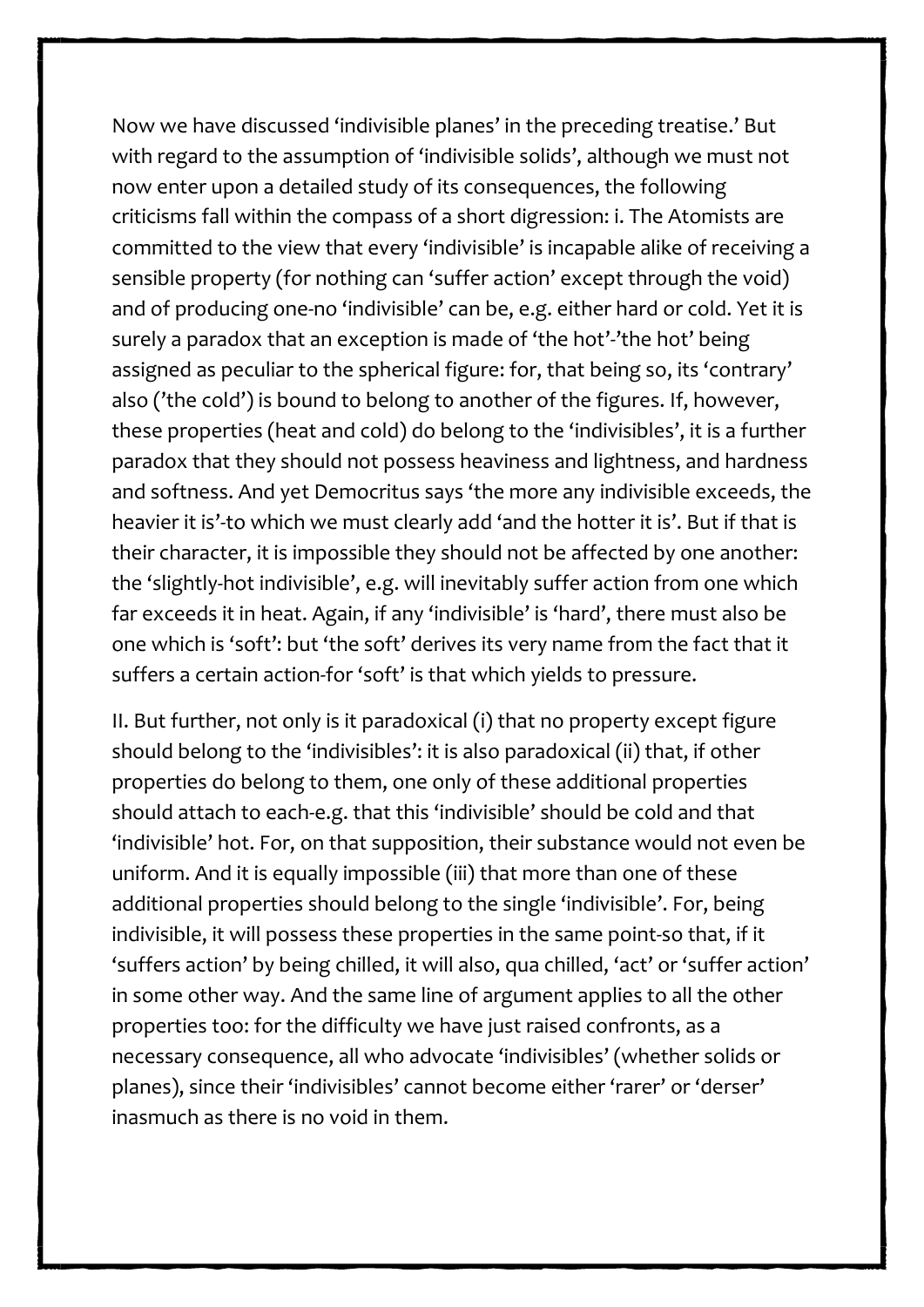Now we have discussed ‘indivisible planes’ in the preceding treatise.’ But with regard to the assumption of ‘indivisible solids’, although we must not now enter upon a detailed study of its consequences, the following criticisms fall within the compass of a short digression: i. The Atomists are committed to the view that every ‘indivisible’ is incapable alike of receiving a sensible property (for nothing can ‘suffer action’ except through the void) and of producing one-no ‘indivisible’ can be, e.g. either hard or cold. Yet it is surely a paradox that an exception is made of ‘the hot’-’the hot’ being assigned as peculiar to the spherical figure: for, that being so, its ‘contrary’ also (’the cold’) is bound to belong to another of the figures. If, however, these properties (heat and cold) do belong to the ‘indivisibles’, it is a further paradox that they should not possess heaviness and lightness, and hardness and softness. And yet Democritus says ‘the more any indivisible exceeds, the heavier it is’-to which we must clearly add ‘and the hotter it is’. But if that is their character, it is impossible they should not be affected by one another: the ‘slightly-hot indivisible’, e.g. will inevitably suffer action from one which far exceeds it in heat. Again, if any ‘indivisible’ is ‘hard’, there must also be one which is ‘soft’: but ‘the soft’ derives its very name from the fact that it suffers a certain action-for ‘soft’ is that which yields to pressure.

II. But further, not only is it paradoxical (i) that no property except figure should belong to the ‘indivisibles’: it is also paradoxical (ii) that, if other properties do belong to them, one only of these additional properties should attach to each-e.g. that this ‘indivisible’ should be cold and that ‘indivisible’ hot. For, on that supposition, their substance would not even be uniform. And it is equally impossible (iii) that more than one of these additional properties should belong to the single ‘indivisible’. For, being indivisible, it will possess these properties in the same point-so that, if it ‘suffers action’ by being chilled, it will also, qua chilled, ‘act’ or ‘suffer action’ in some other way. And the same line of argument applies to all the other properties too: for the difficulty we have just raised confronts, as a necessary consequence, all who advocate ‘indivisibles’ (whether solids or planes), since their ‘indivisibles’ cannot become either ‘rarer’ or ‘derser’ inasmuch as there is no void in them.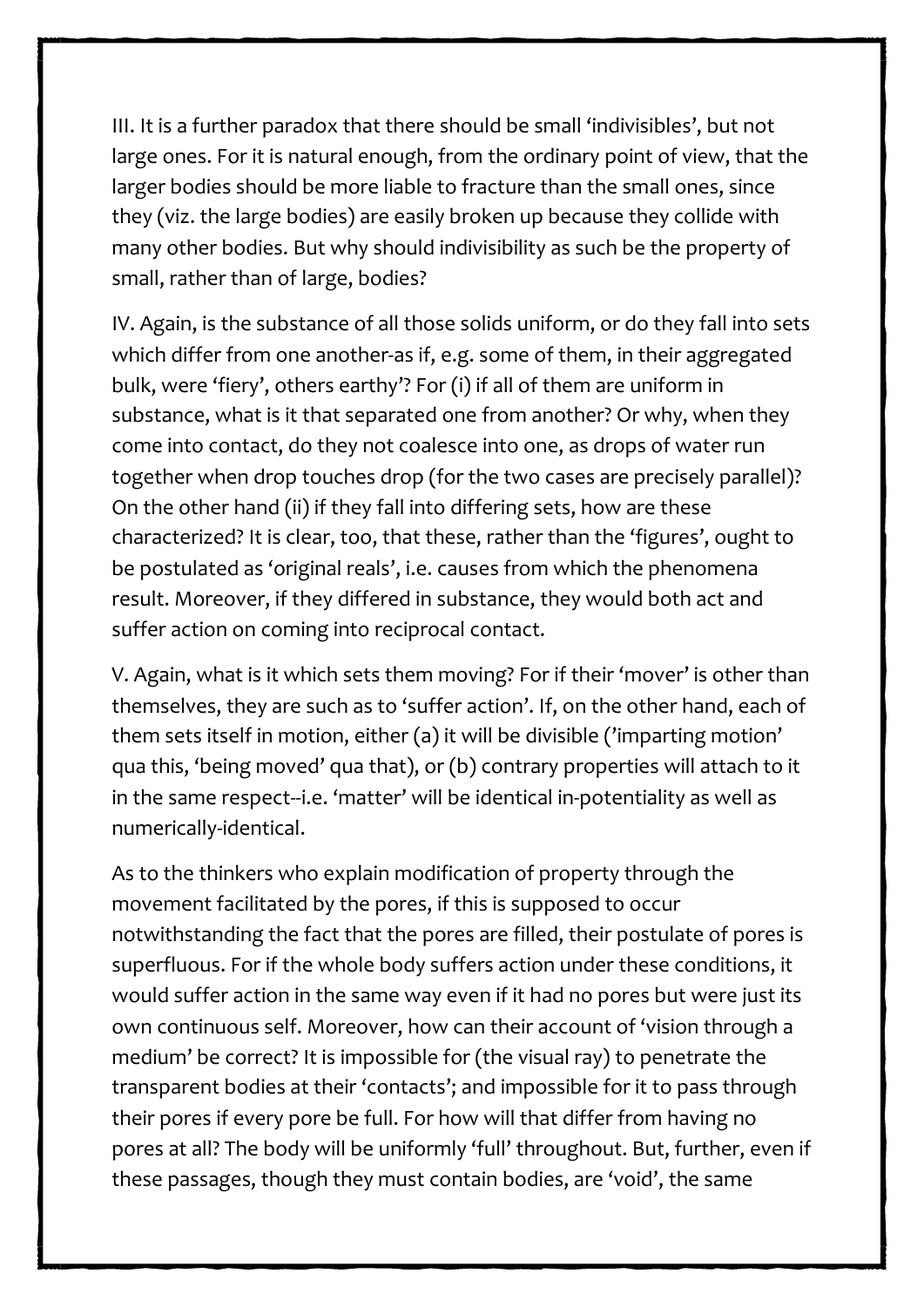III. It is a further paradox that there should be small 'indivisibles', but not large ones. For it is natural enough, from the ordinary point of view, that the larger bodies should be more liable to fracture than the small ones, since they (viz. the large bodies) are easily broken up because they collide with many other bodies. But why should indivisibility as such be the property of small, rather than of large, bodies?

IV. Again, is the substance of all those solids uniform, or do they fall into sets which differ from one another-as if, e.g. some of them, in their aggregated bulk, were 'fiery', others earthy'? For (i) if all of them are uniform in substance, what is it that separated one from another? Or why, when they come into contact, do they not coalesce into one, as drops of water run together when drop touches drop (for the two cases are precisely parallel)? On the other hand (ii) if they fall into differing sets, how are these characterized? It is clear, too, that these, rather than the 'figures', ought to be postulated as 'original reals', i.e. causes from which the phenomena result. Moreover, if they differed in substance, they would both act and suffer action on coming into reciprocal contact.

V. Again, what is it which sets them moving? For if their 'mover' is other than themselves, they are such as to 'suffer action'. If, on the other hand, each of them sets itself in motion, either (a) it will be divisible ('imparting motion' qua this, 'being moved' qua that), or (b) contrary properties will attach to it in the same respect--i.e. 'matter' will be identical in-potentiality as well as numerically-identical.

As to the thinkers who explain modification of property through the movement facilitated by the pores, if this is supposed to occur notwithstanding the fact that the pores are filled, their postulate of pores is superfluous. For if the whole body suffers action under these conditions, it would suffer action in the same way even if it had no pores but were just its own continuous self. Moreover, how can their account of 'vision through a medium' be correct? It is impossible for (the visual ray) to penetrate the transparent bodies at their 'contacts'; and impossible for it to pass through their pores if every pore be full. For how will that differ from having no pores at all? The body will be uniformly 'full' throughout. But, further, even if these passages, though they must contain bodies, are 'void', the same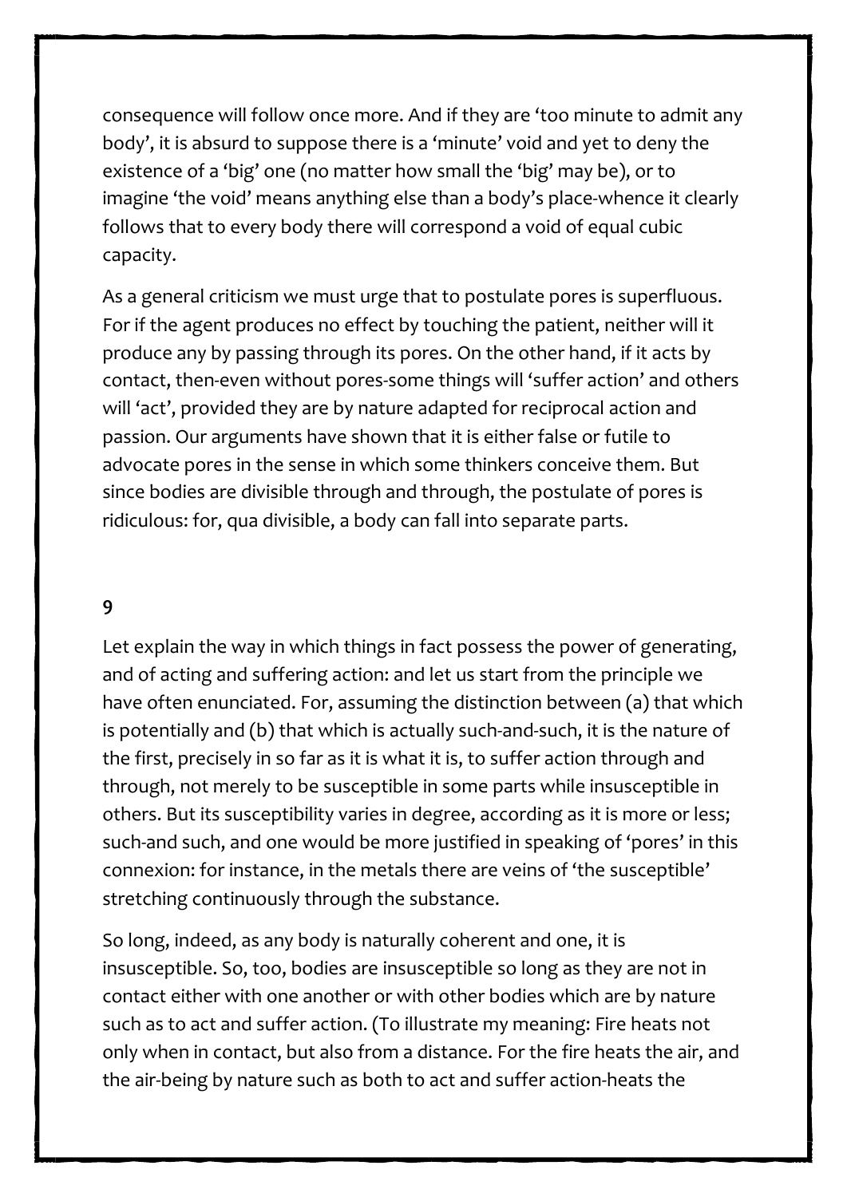consequence will follow once more. And if they are 'too minute to admit any body', it is absurd to suppose there is a 'minute' void and yet to deny the existence of a 'big' one (no matter how small the 'big' may be), or to imagine 'the void' means anything else than a body's place-whence it clearly follows that to every body there will correspond a void of equal cubic capacity.

As a general criticism we must urge that to postulate pores is superfluous. For if the agent produces no effect by touching the patient, neither will it produce any by passing through its pores. On the other hand, if it acts by contact, then-even without pores-some things will 'suffer action' and others will 'act', provided they are by nature adapted for reciprocal action and passion. Our arguments have shown that it is either false or futile to advocate pores in the sense in which some thinkers conceive them. But since bodies are divisible through and through, the postulate of pores is ridiculous: for, qua divisible, a body can fall into separate parts.

**9**

Let explain the way in which things in fact possess the power of generating, and of acting and suffering action: and let us start from the principle we have often enunciated. For, assuming the distinction between (a) that which is potentially and (b) that which is actually such-and-such, it is the nature of the first, precisely in so far as it is what it is, to suffer action through and through, not merely to be susceptible in some parts while insusceptible in others. But its susceptibility varies in degree, according as it is more or less; such-and such, and one would be more justified in speaking of 'pores' in this connexion: for instance, in the metals there are veins of 'the susceptible' stretching continuously through the substance.

So long, indeed, as any body is naturally coherent and one, it is insusceptible. So, too, bodies are insusceptible so long as they are not in contact either with one another or with other bodies which are by nature such as to act and suffer action. (To illustrate my meaning: Fire heats not only when in contact, but also from a distance. For the fire heats the air, and the air-being by nature such as both to act and suffer action-heats the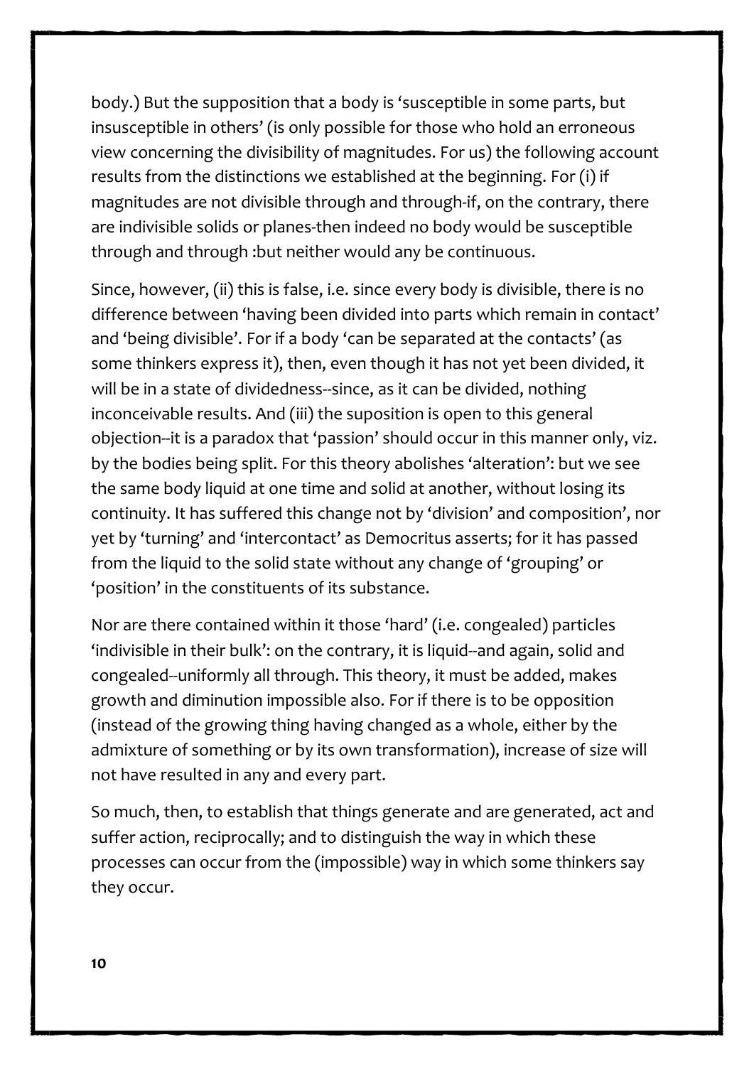body.) But the supposition that a body is ‘susceptible in some parts, but insusceptible in others’ (is only possible for those who hold an erroneous view concerning the divisibility of magnitudes. For us) the following account results from the distinctions we established at the beginning. For (i) if magnitudes are not divisible through and through-if, on the contrary, there are indivisible solids or planes-then indeed no body would be susceptible through and through :but neither would any be continuous.

Since, however, (ii) this is false, i.e. since every body is divisible, there is no difference between ‘having been divided into parts which remain in contact’ and ‘being divisible’. For if a body ‘can be separated at the contacts’ (as some thinkers express it), then, even though it has not yet been divided, it will be in a state of dividedness--since, as it can be divided, nothing inconceivable results. And (iii) the suposition is open to this general objection--it is a paradox that ‘passion’ should occur in this manner only, viz. by the bodies being split. For this theory abolishes ‘alteration’: but we see the same body liquid at one time and solid at another, without losing its continuity. It has suffered this change not by ‘division’ and composition’, nor yet by ‘turning’ and ‘intercontact’ as Democritus asserts; for it has passed from the liquid to the solid state without any change of ‘grouping’ or ‘position’ in the constituents of its substance.

Nor are there contained within it those ‘hard’ (i.e. congealed) particles ‘indivisible in their bulk’: on the contrary, it is liquid--and again, solid and congealed--uniformly all through. This theory, it must be added, makes growth and diminution impossible also. For if there is to be opposition (instead of the growing thing having changed as a whole, either by the admixture of something or by its own transformation), increase of size will not have resulted in any and every part.

So much, then, to establish that things generate and are generated, act and suffer action, reciprocally; and to distinguish the way in which these processes can occur from the (impossible) way in which some thinkers say they occur.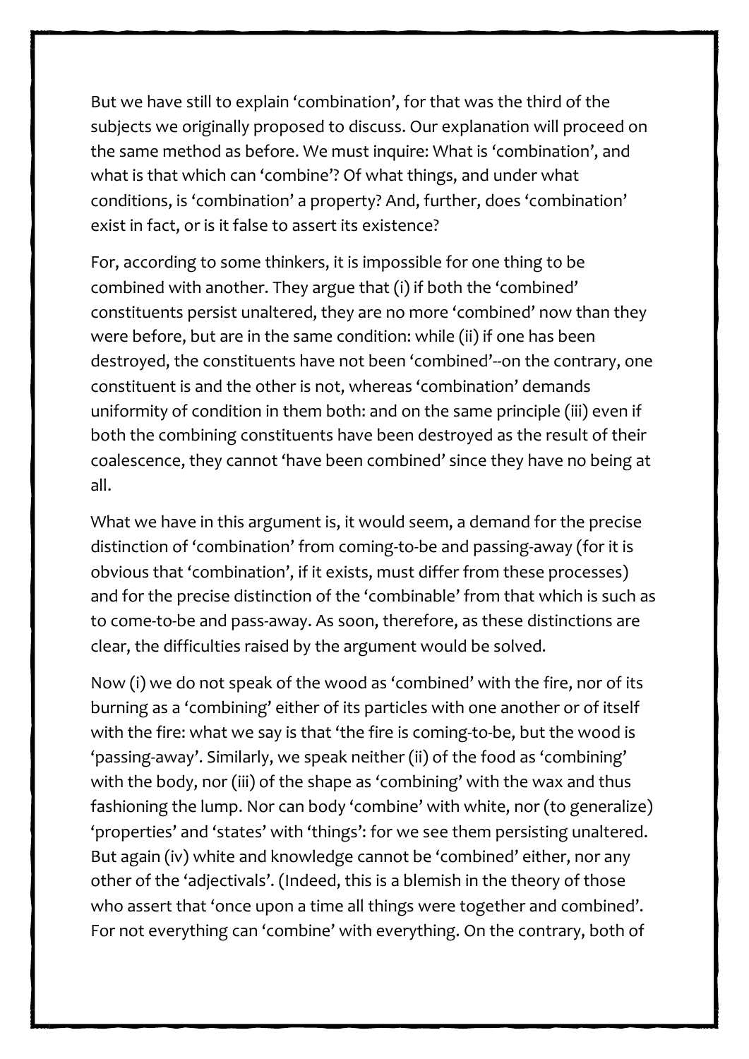But we have still to explain 'combination', for that was the third of the subjects we originally proposed to discuss. Our explanation will proceed on the same method as before. We must inquire: What is 'combination', and what is that which can 'combine'? Of what things, and under what conditions, is 'combination' a property? And, further, does 'combination' exist in fact, or is it false to assert its existence?

For, according to some thinkers, it is impossible for one thing to be combined with another. They argue that (i) if both the 'combined' constituents persist unaltered, they are no more 'combined' now than they were before, but are in the same condition: while (ii) if one has been destroyed, the constituents have not been 'combined'--on the contrary, one constituent is and the other is not, whereas 'combination' demands uniformity of condition in them both: and on the same principle (iii) even if both the combining constituents have been destroyed as the result of their coalescence, they cannot 'have been combined' since they have no being at all.

What we have in this argument is, it would seem, a demand for the precise distinction of 'combination' from coming-to-be and passing-away (for it is obvious that 'combination', if it exists, must differ from these processes) and for the precise distinction of the 'combinable' from that which is such as to come-to-be and pass-away. As soon, therefore, as these distinctions are clear, the difficulties raised by the argument would be solved.

Now (i) we do not speak of the wood as 'combined' with the fire, nor of its burning as a 'combining' either of its particles with one another or of itself with the fire: what we say is that 'the fire is coming-to-be, but the wood is 'passing-away'. Similarly, we speak neither (ii) of the food as 'combining' with the body, nor (iii) of the shape as 'combining' with the wax and thus fashioning the lump. Nor can body 'combine' with white, nor (to generalize) 'properties' and 'states' with 'things': for we see them persisting unaltered. But again (iv) white and knowledge cannot be 'combined' either, nor any other of the 'adjectivals'. (Indeed, this is a blemish in the theory of those who assert that 'once upon a time all things were together and combined'. For not everything can 'combine' with everything. On the contrary, both of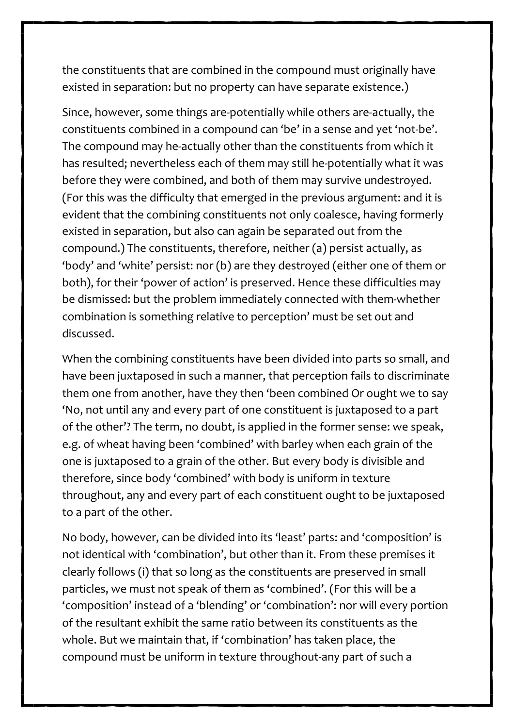the constituents that are combined in the compound must originally have existed in separation: but no property can have separate existence.)

Since, however, some things are-potentially while others are-actually, the constituents combined in a compound can 'be' in a sense and yet 'not-be'. The compound may he-actually other than the constituents from which it has resulted; nevertheless each of them may still he-potentially what it was before they were combined, and both of them may survive undestroyed. (For this was the difficulty that emerged in the previous argument: and it is evident that the combining constituents not only coalesce, having formerly existed in separation, but also can again be separated out from the compound.) The constituents, therefore, neither (a) persist actually, as 'body' and 'white' persist: nor (b) are they destroyed (either one of them or both), for their 'power of action' is preserved. Hence these difficulties may be dismissed: but the problem immediately connected with them-whether combination is something relative to perception' must be set out and discussed.

When the combining constituents have been divided into parts so small, and have been juxtaposed in such a manner, that perception fails to discriminate them one from another, have they then 'been combined Or ought we to say 'No, not until any and every part of one constituent is juxtaposed to a part of the other'? The term, no doubt, is applied in the former sense: we speak, e.g. of wheat having been 'combined' with barley when each grain of the one is juxtaposed to a grain of the other. But every body is divisible and therefore, since body 'combined' with body is uniform in texture throughout, any and every part of each constituent ought to be juxtaposed to a part of the other.

No body, however, can be divided into its 'least' parts: and 'composition' is not identical with 'combination', but other than it. From these premises it clearly follows (i) that so long as the constituents are preserved in small particles, we must not speak of them as 'combined'. (For this will be a 'composition' instead of a 'blending' or 'combination': nor will every portion of the resultant exhibit the same ratio between its constituents as the whole. But we maintain that, if 'combination' has taken place, the compound must be uniform in texture throughout-any part of such a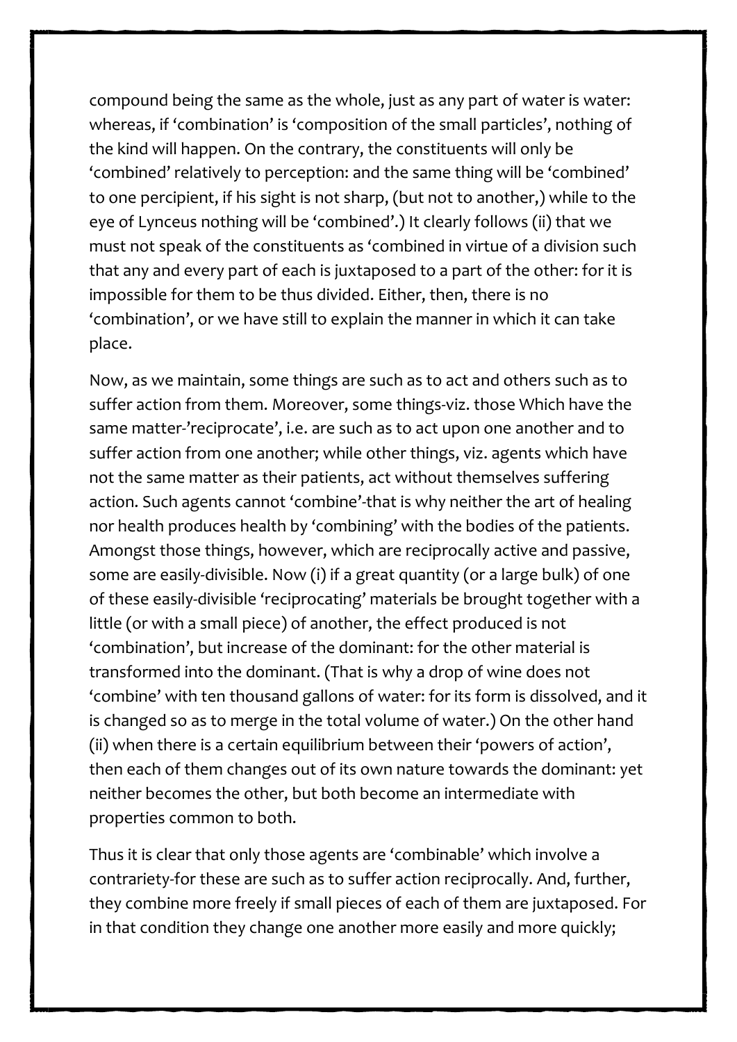compound being the same as the whole, just as any part of water is water: whereas, if 'combination' is 'composition of the small particles', nothing of the kind will happen. On the contrary, the constituents will only be 'combined' relatively to perception: and the same thing will be 'combined' to one percipient, if his sight is not sharp, (but not to another,) while to the eye of Lynceus nothing will be 'combined'.) It clearly follows (ii) that we must not speak of the constituents as 'combined in virtue of a division such that any and every part of each is juxtaposed to a part of the other: for it is impossible for them to be thus divided. Either, then, there is no 'combination', or we have still to explain the manner in which it can take place.

Now, as we maintain, some things are such as to act and others such as to suffer action from them. Moreover, some things-viz. those Which have the same matter-'reciprocate', i.e. are such as to act upon one another and to suffer action from one another; while other things, viz. agents which have not the same matter as their patients, act without themselves suffering action. Such agents cannot 'combine'-that is why neither the art of healing nor health produces health by 'combining' with the bodies of the patients. Amongst those things, however, which are reciprocally active and passive, some are easily-divisible. Now (i) if a great quantity (or a large bulk) of one of these easily-divisible 'reciprocating' materials be brought together with a little (or with a small piece) of another, the effect produced is not 'combination', but increase of the dominant: for the other material is transformed into the dominant. (That is why a drop of wine does not 'combine' with ten thousand gallons of water: for its form is dissolved, and it is changed so as to merge in the total volume of water.) On the other hand (ii) when there is a certain equilibrium between their 'powers of action', then each of them changes out of its own nature towards the dominant: yet neither becomes the other, but both become an intermediate with properties common to both.

Thus it is clear that only those agents are 'combinable' which involve a contrariety-for these are such as to suffer action reciprocally. And, further, they combine more freely if small pieces of each of them are juxtaposed. For in that condition they change one another more easily and more quickly;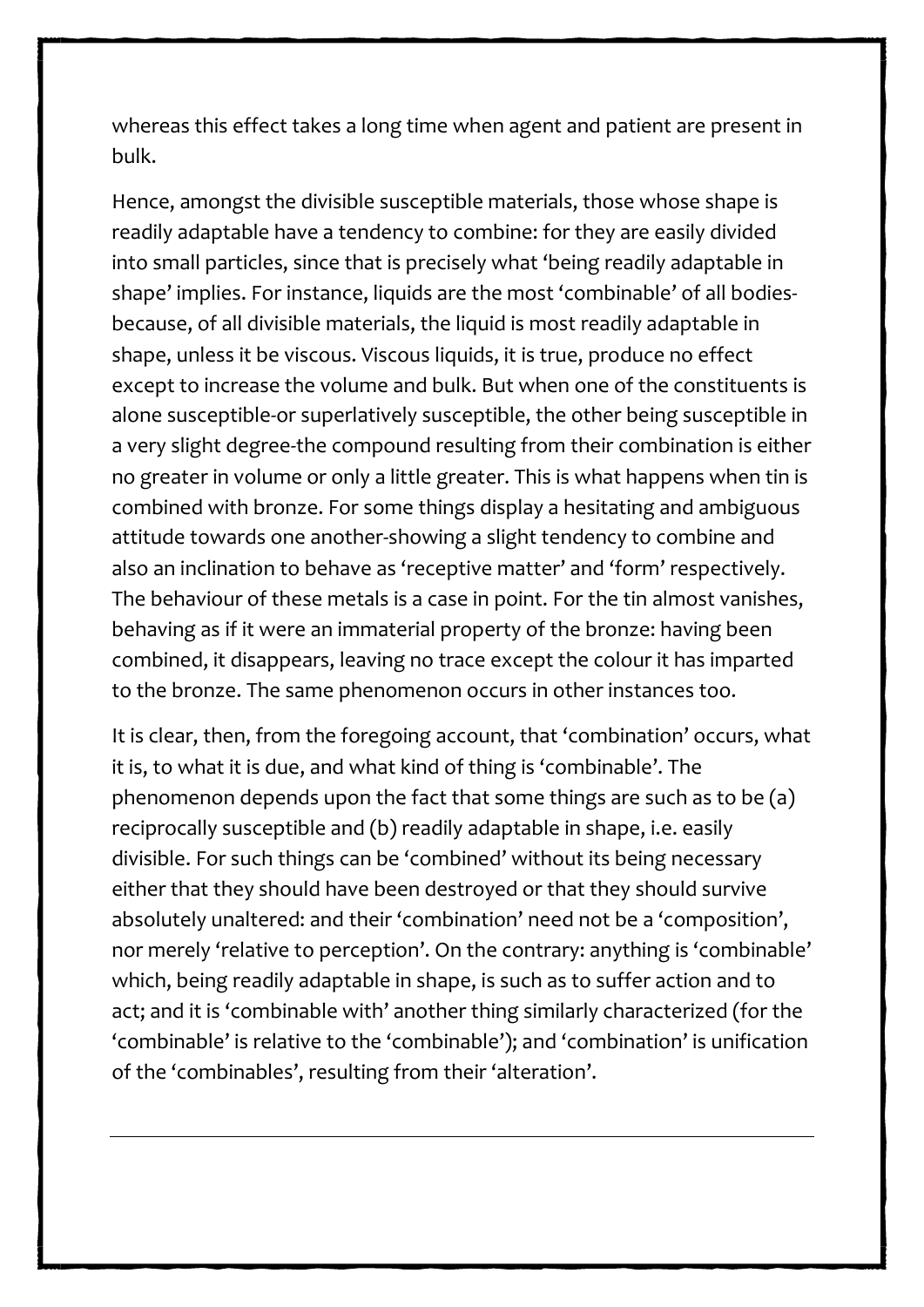whereas this effect takes a long time when agent and patient are present in bulk.

Hence, amongst the divisible susceptible materials, those whose shape is readily adaptable have a tendency to combine: for they are easily divided into small particles, since that is precisely what 'being readily adaptable in shape' implies. For instance, liquids are the most 'combinable' of all bodies-because, of all divisible materials, the liquid is most readily adaptable in shape, unless it be viscous. Viscous liquids, it is true, produce no effect except to increase the volume and bulk. But when one of the constituents is alone susceptible-or superlatively susceptible, the other being susceptible in a very slight degree-the compound resulting from their combination is either no greater in volume or only a little greater. This is what happens when tin is combined with bronze. For some things display a hesitating and ambiguous attitude towards one another-showing a slight tendency to combine and also an inclination to behave as 'receptive matter' and 'form' respectively. The behaviour of these metals is a case in point. For the tin almost vanishes, behaving as if it were an immaterial property of the bronze: having been combined, it disappears, leaving no trace except the colour it has imparted to the bronze. The same phenomenon occurs in other instances too.

It is clear, then, from the foregoing account, that 'combination' occurs, what it is, to what it is due, and what kind of thing is 'combinable'. The phenomenon depends upon the fact that some things are such as to be (a) reciprocally susceptible and (b) readily adaptable in shape, i.e. easily divisible. For such things can be 'combined' without its being necessary either that they should have been destroyed or that they should survive absolutely unaltered: and their 'combination' need not be a 'composition', nor merely 'relative to perception'. On the contrary: anything is 'combinable' which, being readily adaptable in shape, is such as to suffer action and to act; and it is 'combinable with' another thing similarly characterized (for the 'combinable' is relative to the 'combinable'); and 'combination' is unification of the 'combinables', resulting from their 'alteration'.

---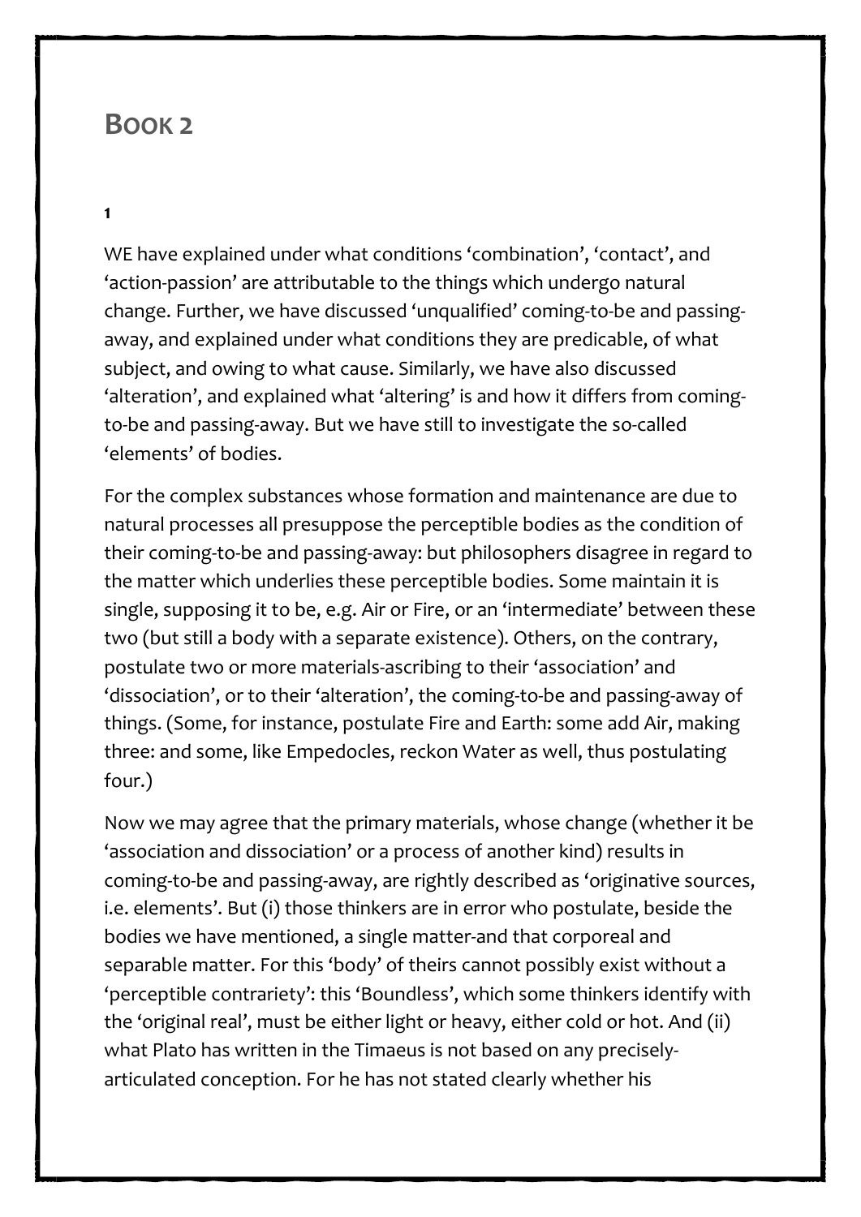# Book 2

**1**

WE have explained under what conditions ‘combination’, ‘contact’, and ‘action-passion’ are attributable to the things which undergo natural change. Further, we have discussed ‘unqualified’ coming-to-be and passing-away, and explained under what conditions they are predicable, of what subject, and owing to what cause. Similarly, we have also discussed ‘alteration’, and explained what ‘altering’ is and how it differs from coming-to-be and passing-away. But we have still to investigate the so-called ‘elements’ of bodies.

For the complex substances whose formation and maintenance are due to natural processes all presuppose the perceptible bodies as the condition of their coming-to-be and passing-away: but philosophers disagree in regard to the matter which underlies these perceptible bodies. Some maintain it is single, supposing it to be, e.g. Air or Fire, or an ‘intermediate’ between these two (but still a body with a separate existence). Others, on the contrary, postulate two or more materials-ascribing to their ‘association’ and ‘dissociation’, or to their ‘alteration’, the coming-to-be and passing-away of things. (Some, for instance, postulate Fire and Earth: some add Air, making three: and some, like Empedocles, reckon Water as well, thus postulating four.)

Now we may agree that the primary materials, whose change (whether it be ‘association and dissociation’ or a process of another kind) results in coming-to-be and passing-away, are rightly described as ‘originative sources, i.e. elements’. But (i) those thinkers are in error who postulate, beside the bodies we have mentioned, a single matter-and that corporeal and separable matter. For this ‘body’ of theirs cannot possibly exist without a ‘perceptible contrariety’: this ‘Boundless’, which some thinkers identify with the ‘original real’, must be either light or heavy, either cold or hot. And (ii) what Plato has written in the Timaeus is not based on any precisely-articulated conception. For he has not stated clearly whether his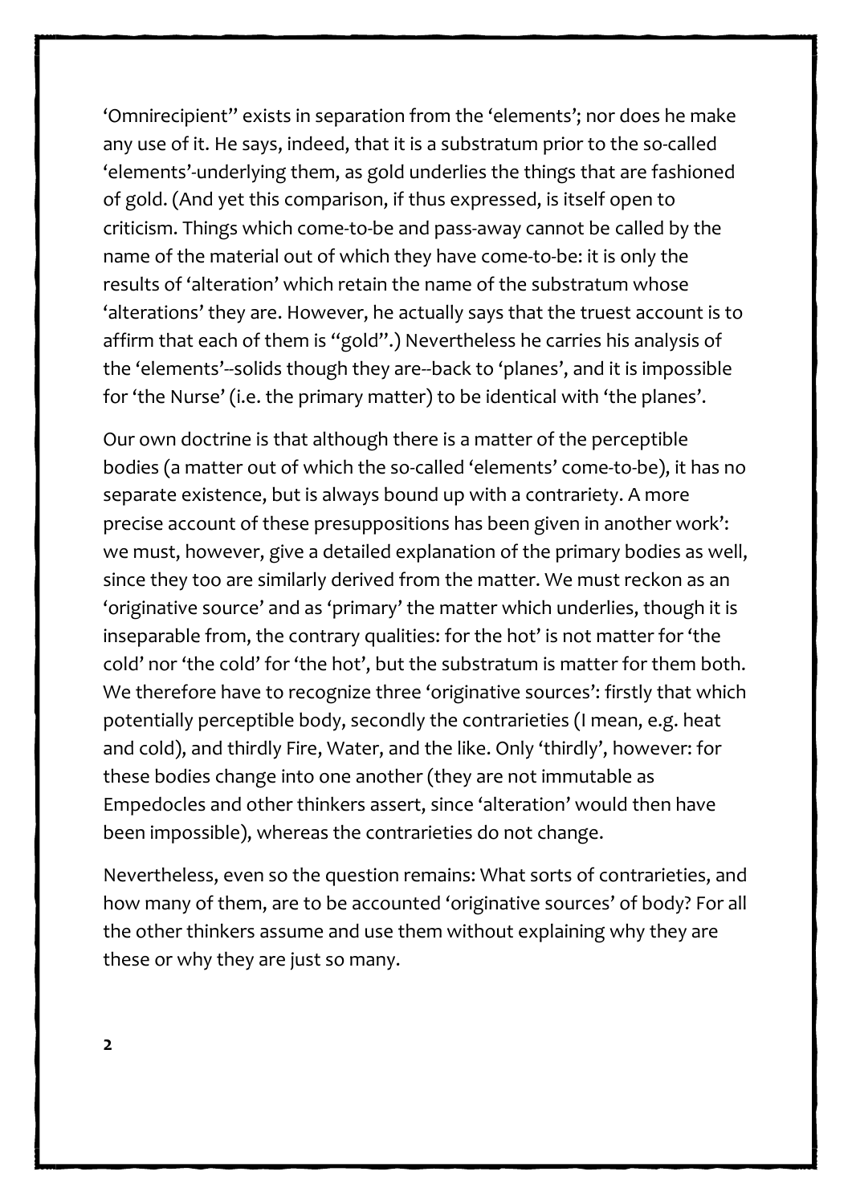'Omnirecipient'' exists in separation from the 'elements'; nor does he make any use of it. He says, indeed, that it is a substratum prior to the so-called 'elements'-underlying them, as gold underlies the things that are fashioned of gold. (And yet this comparison, if thus expressed, is itself open to criticism. Things which come-to-be and pass-away cannot be called by the name of the material out of which they have come-to-be: it is only the results of 'alteration' which retain the name of the substratum whose 'alterations' they are. However, he actually says that the truest account is to affirm that each of them is ''gold''.) Nevertheless he carries his analysis of the 'elements'--solids though they are--back to 'planes', and it is impossible for 'the Nurse' (i.e. the primary matter) to be identical with 'the planes'.

Our own doctrine is that although there is a matter of the perceptible bodies (a matter out of which the so-called 'elements' come-to-be), it has no separate existence, but is always bound up with a contrariety. A more precise account of these presuppositions has been given in another work': we must, however, give a detailed explanation of the primary bodies as well, since they too are similarly derived from the matter. We must reckon as an 'originative source' and as 'primary' the matter which underlies, though it is inseparable from, the contrary qualities: for the hot' is not matter for 'the cold' nor 'the cold' for 'the hot', but the substratum is matter for them both. We therefore have to recognize three 'originative sources': firstly that which potentially perceptible body, secondly the contrarieties (I mean, e.g. heat and cold), and thirdly Fire, Water, and the like. Only 'thirdly', however: for these bodies change into one another (they are not immutable as Empedocles and other thinkers assert, since 'alteration' would then have been impossible), whereas the contrarieties do not change.

Nevertheless, even so the question remains: What sorts of contrarieties, and how many of them, are to be accounted 'originative sources' of body? For all the other thinkers assume and use them without explaining why they are these or why they are just so many.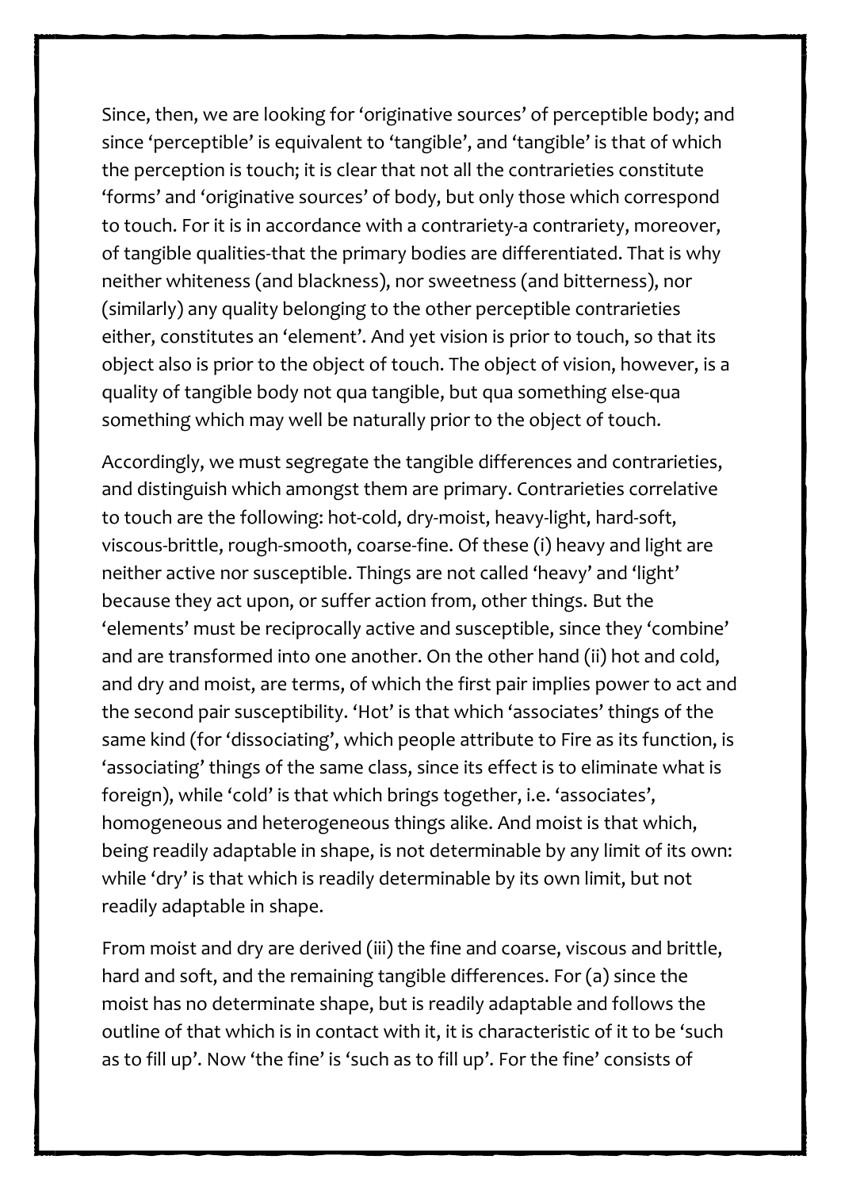Since, then, we are looking for 'originative sources' of perceptible body; and since 'perceptible' is equivalent to 'tangible', and 'tangible' is that of which the perception is touch; it is clear that not all the contrarieties constitute 'forms' and 'originative sources' of body, but only those which correspond to touch. For it is in accordance with a contrariety-a contrariety, moreover, of tangible qualities-that the primary bodies are differentiated. That is why neither whiteness (and blackness), nor sweetness (and bitterness), nor (similarly) any quality belonging to the other perceptible contrarieties either, constitutes an 'element'. And yet vision is prior to touch, so that its object also is prior to the object of touch. The object of vision, however, is a quality of tangible body not qua tangible, but qua something else-qua something which may well be naturally prior to the object of touch.

Accordingly, we must segregate the tangible differences and contrarieties, and distinguish which amongst them are primary. Contrarieties correlative to touch are the following: hot-cold, dry-moist, heavy-light, hard-soft, viscous-brittle, rough-smooth, coarse-fine. Of these (i) heavy and light are neither active nor susceptible. Things are not called 'heavy' and 'light' because they act upon, or suffer action from, other things. But the 'elements' must be reciprocally active and susceptible, since they 'combine' and are transformed into one another. On the other hand (ii) hot and cold, and dry and moist, are terms, of which the first pair implies power to act and the second pair susceptibility. 'Hot' is that which 'associates' things of the same kind (for 'dissociating', which people attribute to Fire as its function, is 'associating' things of the same class, since its effect is to eliminate what is foreign), while 'cold' is that which brings together, i.e. 'associates', homogeneous and heterogeneous things alike. And moist is that which, being readily adaptable in shape, is not determinable by any limit of its own: while 'dry' is that which is readily determinable by its own limit, but not readily adaptable in shape.

From moist and dry are derived (iii) the fine and coarse, viscous and brittle, hard and soft, and the remaining tangible differences. For (a) since the moist has no determinate shape, but is readily adaptable and follows the outline of that which is in contact with it, it is characteristic of it to be 'such as to fill up'. Now 'the fine' is 'such as to fill up'. For the fine' consists of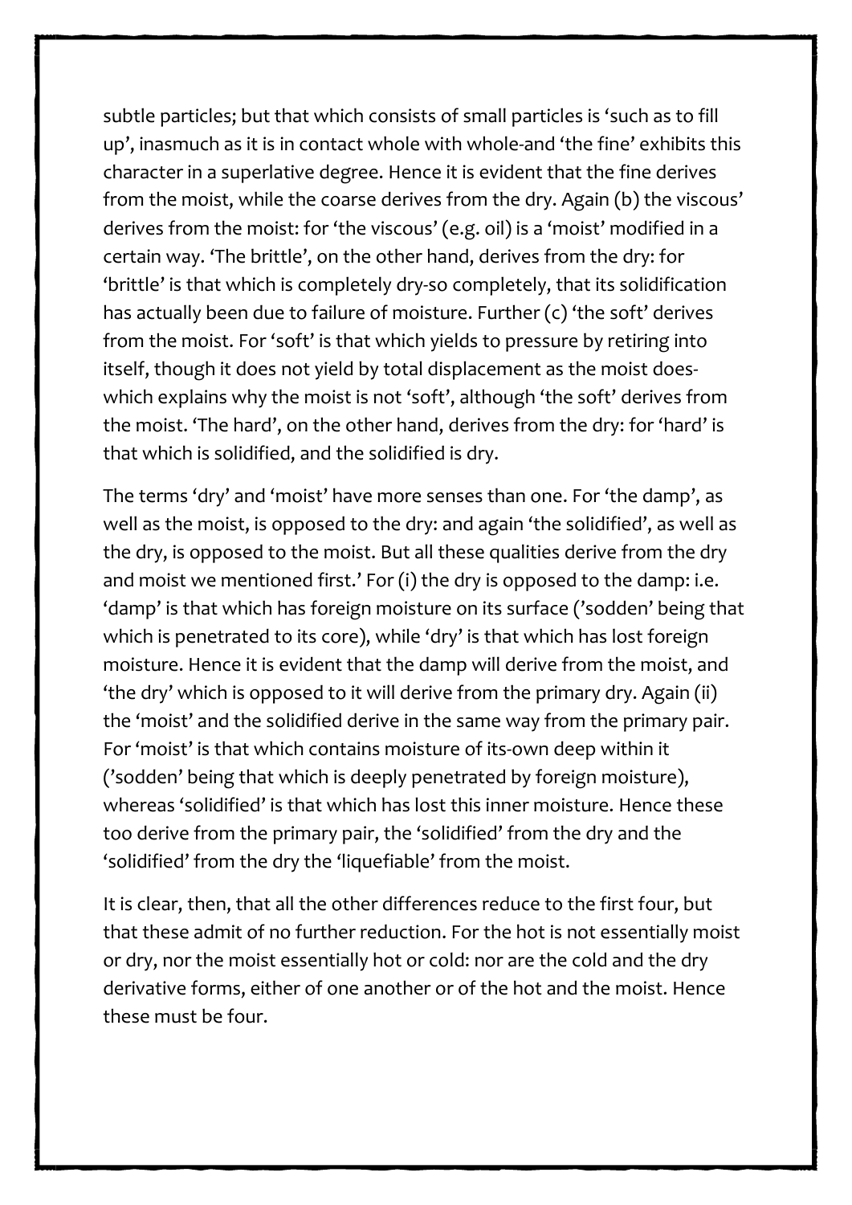subtle particles; but that which consists of small particles is 'such as to fill up', inasmuch as it is in contact whole with whole-and 'the fine' exhibits this character in a superlative degree. Hence it is evident that the fine derives from the moist, while the coarse derives from the dry. Again (b) the viscous' derives from the moist: for 'the viscous' (e.g. oil) is a 'moist' modified in a certain way. 'The brittle', on the other hand, derives from the dry: for 'brittle' is that which is completely dry-so completely, that its solidification has actually been due to failure of moisture. Further (c) 'the soft' derives from the moist. For 'soft' is that which yields to pressure by retiring into itself, though it does not yield by total displacement as the moist does-which explains why the moist is not 'soft', although 'the soft' derives from the moist. 'The hard', on the other hand, derives from the dry: for 'hard' is that which is solidified, and the solidified is dry.

The terms 'dry' and 'moist' have more senses than one. For 'the damp', as well as the moist, is opposed to the dry: and again 'the solidified', as well as the dry, is opposed to the moist. But all these qualities derive from the dry and moist we mentioned first.' For (i) the dry is opposed to the damp: i.e. 'damp' is that which has foreign moisture on its surface ('sodden' being that which is penetrated to its core), while 'dry' is that which has lost foreign moisture. Hence it is evident that the damp will derive from the moist, and 'the dry' which is opposed to it will derive from the primary dry. Again (ii) the 'moist' and the solidified derive in the same way from the primary pair. For 'moist' is that which contains moisture of its-own deep within it ('sodden' being that which is deeply penetrated by foreign moisture), whereas 'solidified' is that which has lost this inner moisture. Hence these too derive from the primary pair, the 'solidified' from the dry and the 'solidified' from the dry the 'liquefiable' from the moist.

It is clear, then, that all the other differences reduce to the first four, but that these admit of no further reduction. For the hot is not essentially moist or dry, nor the moist essentially hot or cold: nor are the cold and the dry derivative forms, either of one another or of the hot and the moist. Hence these must be four.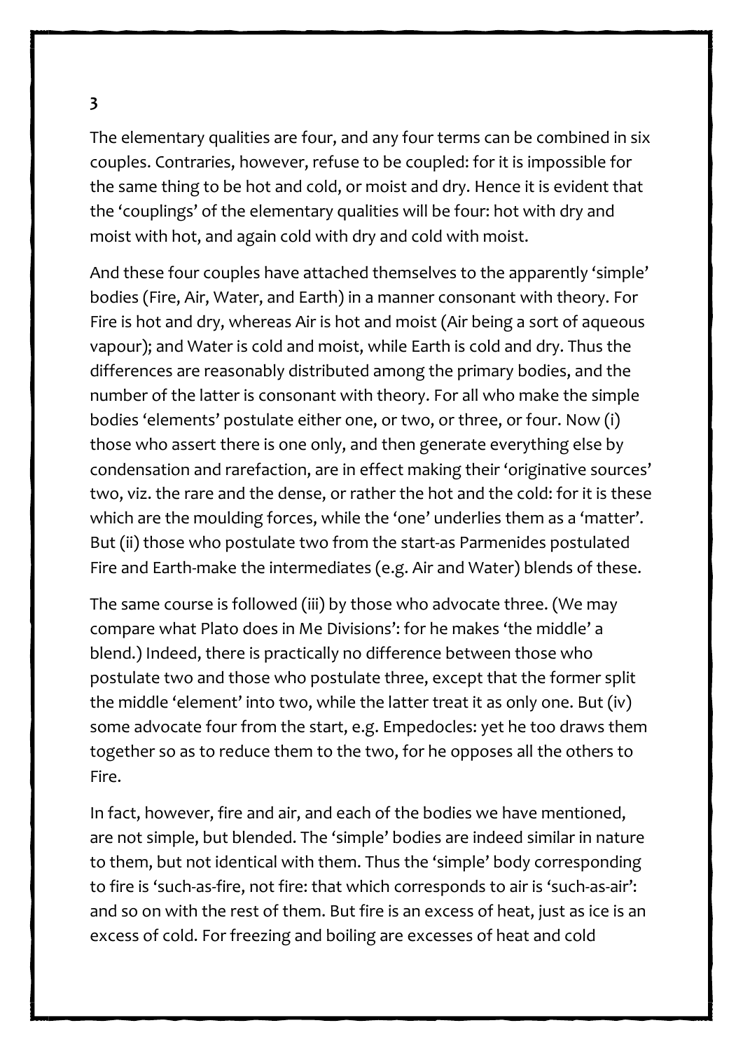## 3

The elementary qualities are four, and any four terms can be combined in six couples. Contraries, however, refuse to be coupled: for it is impossible for the same thing to be hot and cold, or moist and dry. Hence it is evident that the 'couplings' of the elementary qualities will be four: hot with dry and moist with hot, and again cold with dry and cold with moist.

And these four couples have attached themselves to the apparently 'simple' bodies (Fire, Air, Water, and Earth) in a manner consonant with theory. For Fire is hot and dry, whereas Air is hot and moist (Air being a sort of aqueous vapour); and Water is cold and moist, while Earth is cold and dry. Thus the differences are reasonably distributed among the primary bodies, and the number of the latter is consonant with theory. For all who make the simple bodies 'elements' postulate either one, or two, or three, or four. Now (i) those who assert there is one only, and then generate everything else by condensation and rarefaction, are in effect making their 'originative sources' two, viz. the rare and the dense, or rather the hot and the cold: for it is these which are the moulding forces, while the 'one' underlies them as a 'matter'. But (ii) those who postulate two from the start-as Parmenides postulated Fire and Earth-make the intermediates (e.g. Air and Water) blends of these.

The same course is followed (iii) by those who advocate three. (We may compare what Plato does in Me Divisions': for he makes 'the middle' a blend.) Indeed, there is practically no difference between those who postulate two and those who postulate three, except that the former split the middle 'element' into two, while the latter treat it as only one. But (iv) some advocate four from the start, e.g. Empedocles: yet he too draws them together so as to reduce them to the two, for he opposes all the others to Fire.

In fact, however, fire and air, and each of the bodies we have mentioned, are not simple, but blended. The 'simple' bodies are indeed similar in nature to them, but not identical with them. Thus the 'simple' body corresponding to fire is 'such-as-fire, not fire: that which corresponds to air is 'such-as-air': and so on with the rest of them. But fire is an excess of heat, just as ice is an excess of cold. For freezing and boiling are excesses of heat and cold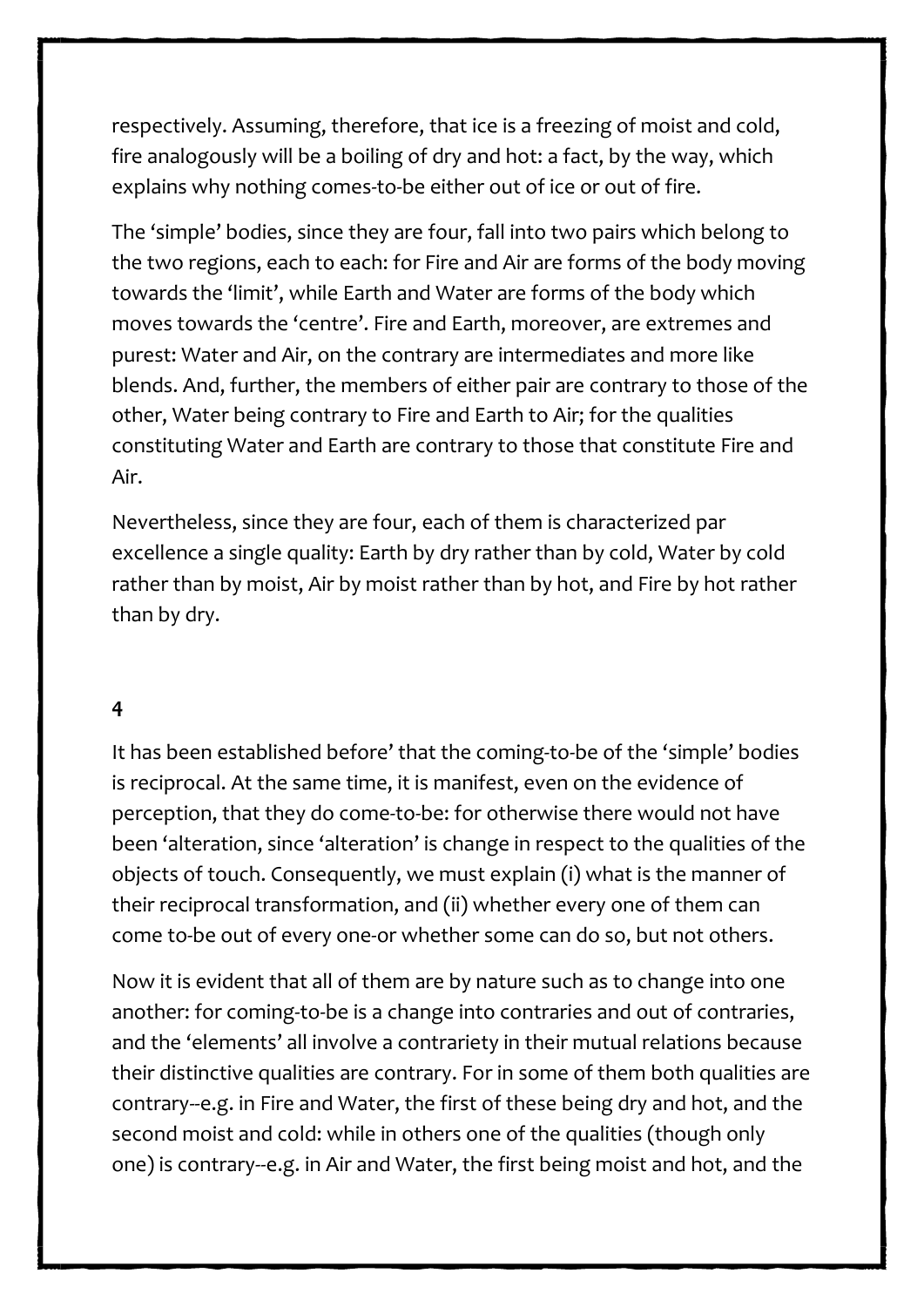respectively. Assuming, therefore, that ice is a freezing of moist and cold, fire analogously will be a boiling of dry and hot: a fact, by the way, which explains why nothing comes-to-be either out of ice or out of fire.

The 'simple' bodies, since they are four, fall into two pairs which belong to the two regions, each to each: for Fire and Air are forms of the body moving towards the 'limit', while Earth and Water are forms of the body which moves towards the 'centre'. Fire and Earth, moreover, are extremes and purest: Water and Air, on the contrary are intermediates and more like blends. And, further, the members of either pair are contrary to those of the other, Water being contrary to Fire and Earth to Air; for the qualities constituting Water and Earth are contrary to those that constitute Fire and Air.

Nevertheless, since they are four, each of them is characterized par excellence a single quality: Earth by dry rather than by cold, Water by cold rather than by moist, Air by moist rather than by hot, and Fire by hot rather than by dry.

## 4

It has been established before' that the coming-to-be of the 'simple' bodies is reciprocal. At the same time, it is manifest, even on the evidence of perception, that they do come-to-be: for otherwise there would not have been 'alteration, since 'alteration' is change in respect to the qualities of the objects of touch. Consequently, we must explain (i) what is the manner of their reciprocal transformation, and (ii) whether every one of them can come to-be out of every one-or whether some can do so, but not others.

Now it is evident that all of them are by nature such as to change into one another: for coming-to-be is a change into contraries and out of contraries, and the 'elements' all involve a contrariety in their mutual relations because their distinctive qualities are contrary. For in some of them both qualities are contrary--e.g. in Fire and Water, the first of these being dry and hot, and the second moist and cold: while in others one of the qualities (though only one) is contrary--e.g. in Air and Water, the first being moist and hot, and the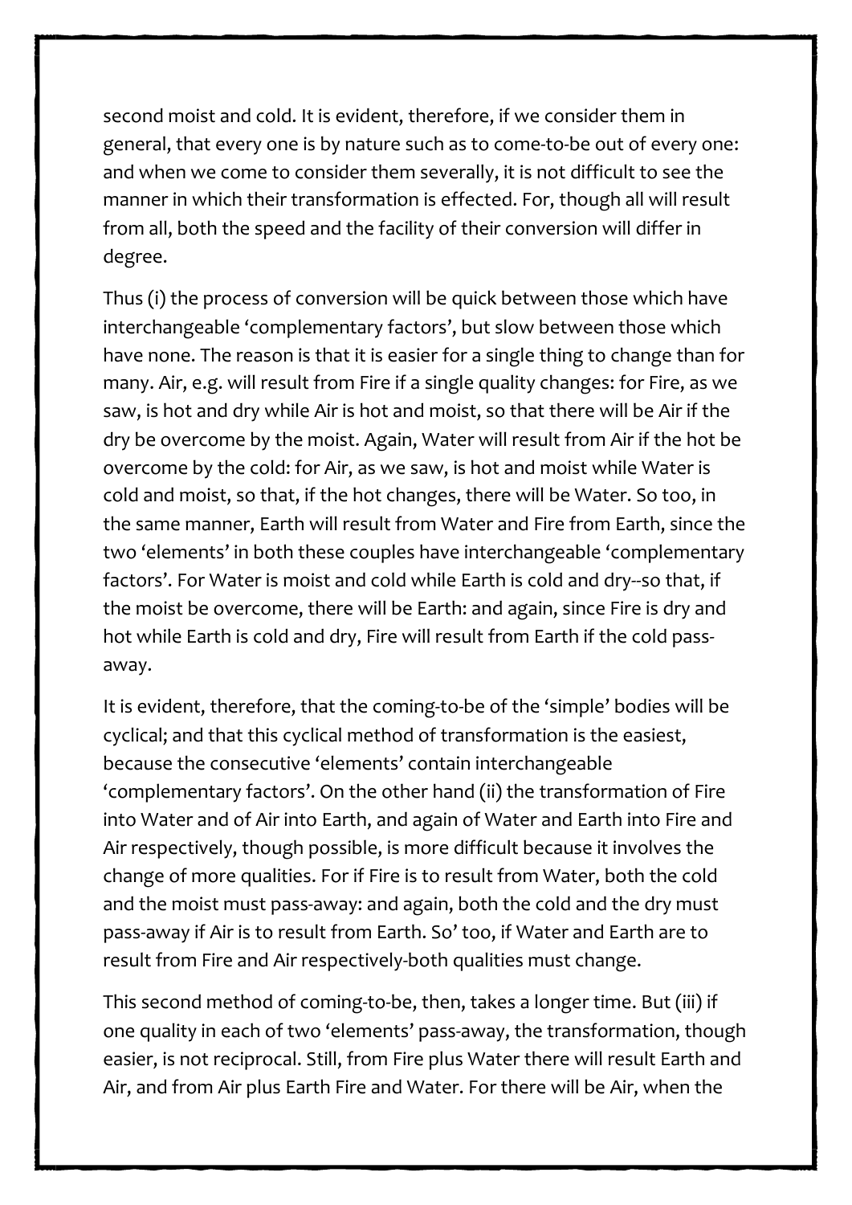second moist and cold. It is evident, therefore, if we consider them in general, that every one is by nature such as to come-to-be out of every one: and when we come to consider them severally, it is not difficult to see the manner in which their transformation is effected. For, though all will result from all, both the speed and the facility of their conversion will differ in degree.

Thus (i) the process of conversion will be quick between those which have interchangeable 'complementary factors', but slow between those which have none. The reason is that it is easier for a single thing to change than for many. Air, e.g. will result from Fire if a single quality changes: for Fire, as we saw, is hot and dry while Air is hot and moist, so that there will be Air if the dry be overcome by the moist. Again, Water will result from Air if the hot be overcome by the cold: for Air, as we saw, is hot and moist while Water is cold and moist, so that, if the hot changes, there will be Water. So too, in the same manner, Earth will result from Water and Fire from Earth, since the two 'elements' in both these couples have interchangeable 'complementary factors'. For Water is moist and cold while Earth is cold and dry--so that, if the moist be overcome, there will be Earth: and again, since Fire is dry and hot while Earth is cold and dry, Fire will result from Earth if the cold pass-away.

It is evident, therefore, that the coming-to-be of the 'simple' bodies will be cyclical; and that this cyclical method of transformation is the easiest, because the consecutive 'elements' contain interchangeable 'complementary factors'. On the other hand (ii) the transformation of Fire into Water and of Air into Earth, and again of Water and Earth into Fire and Air respectively, though possible, is more difficult because it involves the change of more qualities. For if Fire is to result from Water, both the cold and the moist must pass-away: and again, both the cold and the dry must pass-away if Air is to result from Earth. So' too, if Water and Earth are to result from Fire and Air respectively-both qualities must change.

This second method of coming-to-be, then, takes a longer time. But (iii) if one quality in each of two 'elements' pass-away, the transformation, though easier, is not reciprocal. Still, from Fire plus Water there will result Earth and Air, and from Air plus Earth Fire and Water. For there will be Air, when the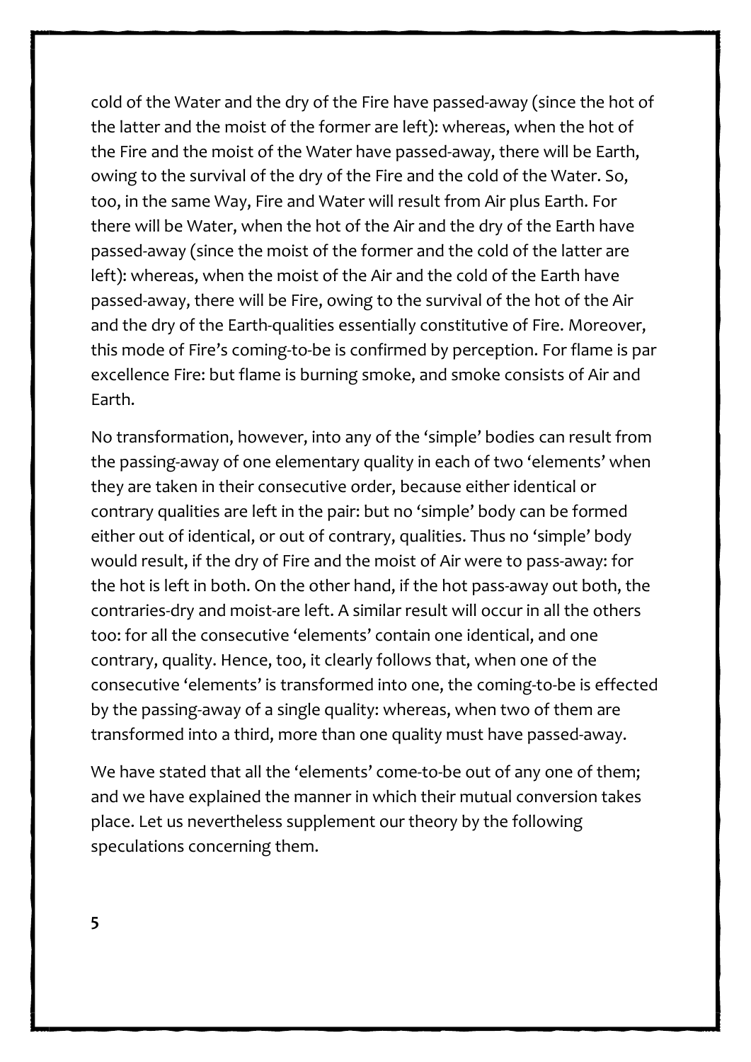cold of the Water and the dry of the Fire have passed-away (since the hot of the latter and the moist of the former are left): whereas, when the hot of the Fire and the moist of the Water have passed-away, there will be Earth, owing to the survival of the dry of the Fire and the cold of the Water. So, too, in the same Way, Fire and Water will result from Air plus Earth. For there will be Water, when the hot of the Air and the dry of the Earth have passed-away (since the moist of the former and the cold of the latter are left): whereas, when the moist of the Air and the cold of the Earth have passed-away, there will be Fire, owing to the survival of the hot of the Air and the dry of the Earth-qualities essentially constitutive of Fire. Moreover, this mode of Fire's coming-to-be is confirmed by perception. For flame is par excellence Fire: but flame is burning smoke, and smoke consists of Air and Earth.

No transformation, however, into any of the 'simple' bodies can result from the passing-away of one elementary quality in each of two 'elements' when they are taken in their consecutive order, because either identical or contrary qualities are left in the pair: but no 'simple' body can be formed either out of identical, or out of contrary, qualities. Thus no 'simple' body would result, if the dry of Fire and the moist of Air were to pass-away: for the hot is left in both. On the other hand, if the hot pass-away out both, the contraries-dry and moist-are left. A similar result will occur in all the others too: for all the consecutive 'elements' contain one identical, and one contrary, quality. Hence, too, it clearly follows that, when one of the consecutive 'elements' is transformed into one, the coming-to-be is effected by the passing-away of a single quality: whereas, when two of them are transformed into a third, more than one quality must have passed-away.

We have stated that all the 'elements' come-to-be out of any one of them; and we have explained the manner in which their mutual conversion takes place. Let us nevertheless supplement our theory by the following speculations concerning them.

**5**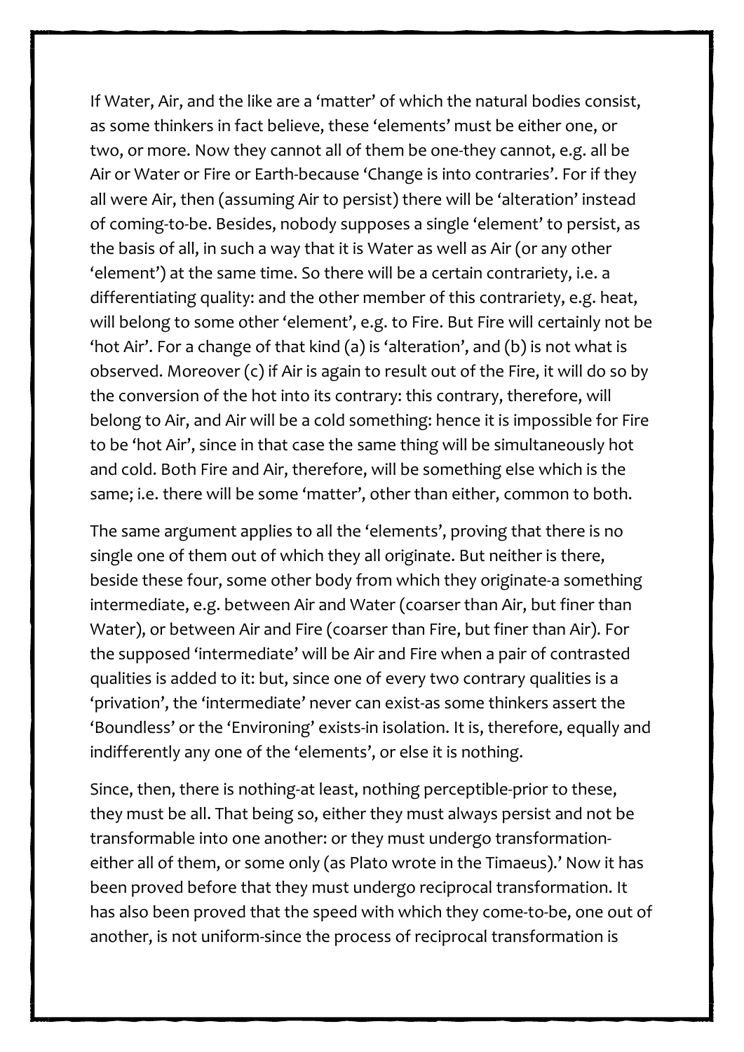If Water, Air, and the like are a 'matter' of which the natural bodies consist, as some thinkers in fact believe, these 'elements' must be either one, or two, or more. Now they cannot all of them be one-they cannot, e.g. all be Air or Water or Fire or Earth-because 'Change is into contraries'. For if they all were Air, then (assuming Air to persist) there will be 'alteration' instead of coming-to-be. Besides, nobody supposes a single 'element' to persist, as the basis of all, in such a way that it is Water as well as Air (or any other 'element') at the same time. So there will be a certain contrariety, i.e. a differentiating quality: and the other member of this contrariety, e.g. heat, will belong to some other 'element', e.g. to Fire. But Fire will certainly not be 'hot Air'. For a change of that kind (a) is 'alteration', and (b) is not what is observed. Moreover (c) if Air is again to result out of the Fire, it will do so by the conversion of the hot into its contrary: this contrary, therefore, will belong to Air, and Air will be a cold something: hence it is impossible for Fire to be 'hot Air', since in that case the same thing will be simultaneously hot and cold. Both Fire and Air, therefore, will be something else which is the same; i.e. there will be some 'matter', other than either, common to both.

The same argument applies to all the 'elements', proving that there is no single one of them out of which they all originate. But neither is there, beside these four, some other body from which they originate-a something intermediate, e.g. between Air and Water (coarser than Air, but finer than Water), or between Air and Fire (coarser than Fire, but finer than Air). For the supposed 'intermediate' will be Air and Fire when a pair of contrasted qualities is added to it: but, since one of every two contrary qualities is a 'privation', the 'intermediate' never can exist-as some thinkers assert the 'Boundless' or the 'Environing' exists-in isolation. It is, therefore, equally and indifferently any one of the 'elements', or else it is nothing.

Since, then, there is nothing-at least, nothing perceptible-prior to these, they must be all. That being so, either they must always persist and not be transformable into one another: or they must undergo transformation-either all of them, or some only (as Plato wrote in the Timaeus).' Now it has been proved before that they must undergo reciprocal transformation. It has also been proved that the speed with which they come-to-be, one out of another, is not uniform-since the process of reciprocal transformation is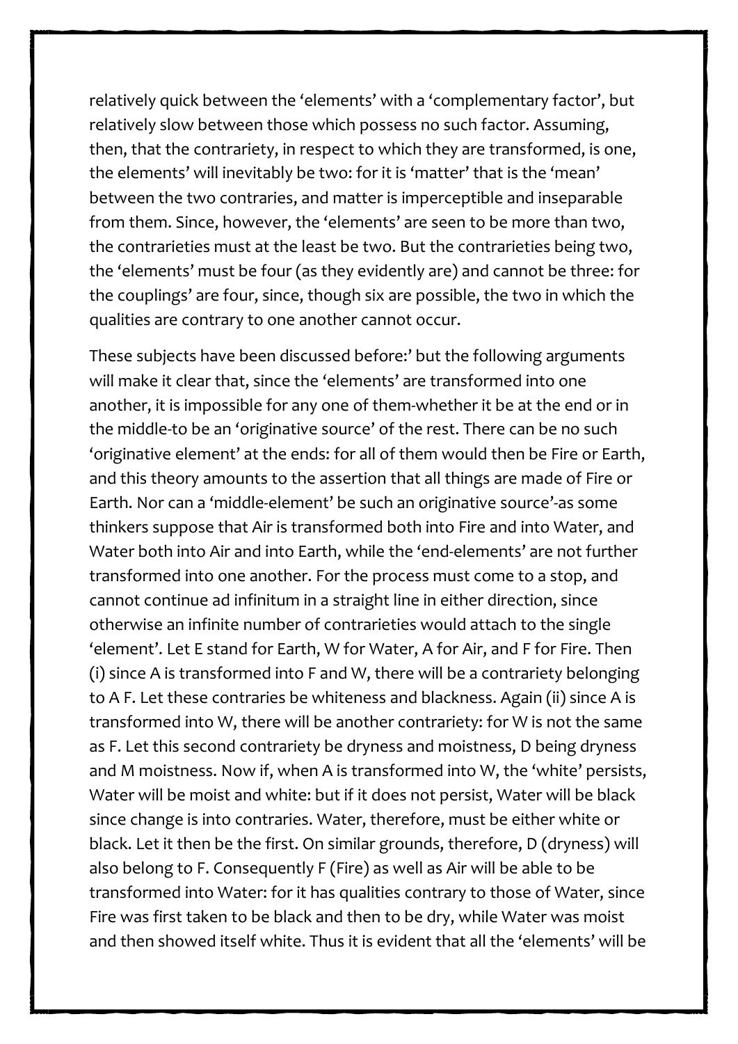relatively quick between the 'elements' with a 'complementary factor', but relatively slow between those which possess no such factor. Assuming, then, that the contrariety, in respect to which they are transformed, is one, the elements' will inevitably be two: for it is 'matter' that is the 'mean' between the two contraries, and matter is imperceptible and inseparable from them. Since, however, the 'elements' are seen to be more than two, the contrarieties must at the least be two. But the contrarieties being two, the 'elements' must be four (as they evidently are) and cannot be three: for the couplings' are four, since, though six are possible, the two in which the qualities are contrary to one another cannot occur.

These subjects have been discussed before:' but the following arguments will make it clear that, since the 'elements' are transformed into one another, it is impossible for any one of them-whether it be at the end or in the middle-to be an 'originative source' of the rest. There can be no such 'originative element' at the ends: for all of them would then be Fire or Earth, and this theory amounts to the assertion that all things are made of Fire or Earth. Nor can a 'middle-element' be such an originative source'-as some thinkers suppose that Air is transformed both into Fire and into Water, and Water both into Air and into Earth, while the 'end-elements' are not further transformed into one another. For the process must come to a stop, and cannot continue ad infinitum in a straight line in either direction, since otherwise an infinite number of contrarieties would attach to the single 'element'. Let E stand for Earth, W for Water, A for Air, and F for Fire. Then (i) since A is transformed into F and W, there will be a contrariety belonging to A F. Let these contraries be whiteness and blackness. Again (ii) since A is transformed into W, there will be another contrariety: for W is not the same as F. Let this second contrariety be dryness and moistness, D being dryness and M moistness. Now if, when A is transformed into W, the 'white' persists, Water will be moist and white: but if it does not persist, Water will be black since change is into contraries. Water, therefore, must be either white or black. Let it then be the first. On similar grounds, therefore, D (dryness) will also belong to F. Consequently F (Fire) as well as Air will be able to be transformed into Water: for it has qualities contrary to those of Water, since Fire was first taken to be black and then to be dry, while Water was moist and then showed itself white. Thus it is evident that all the 'elements' will be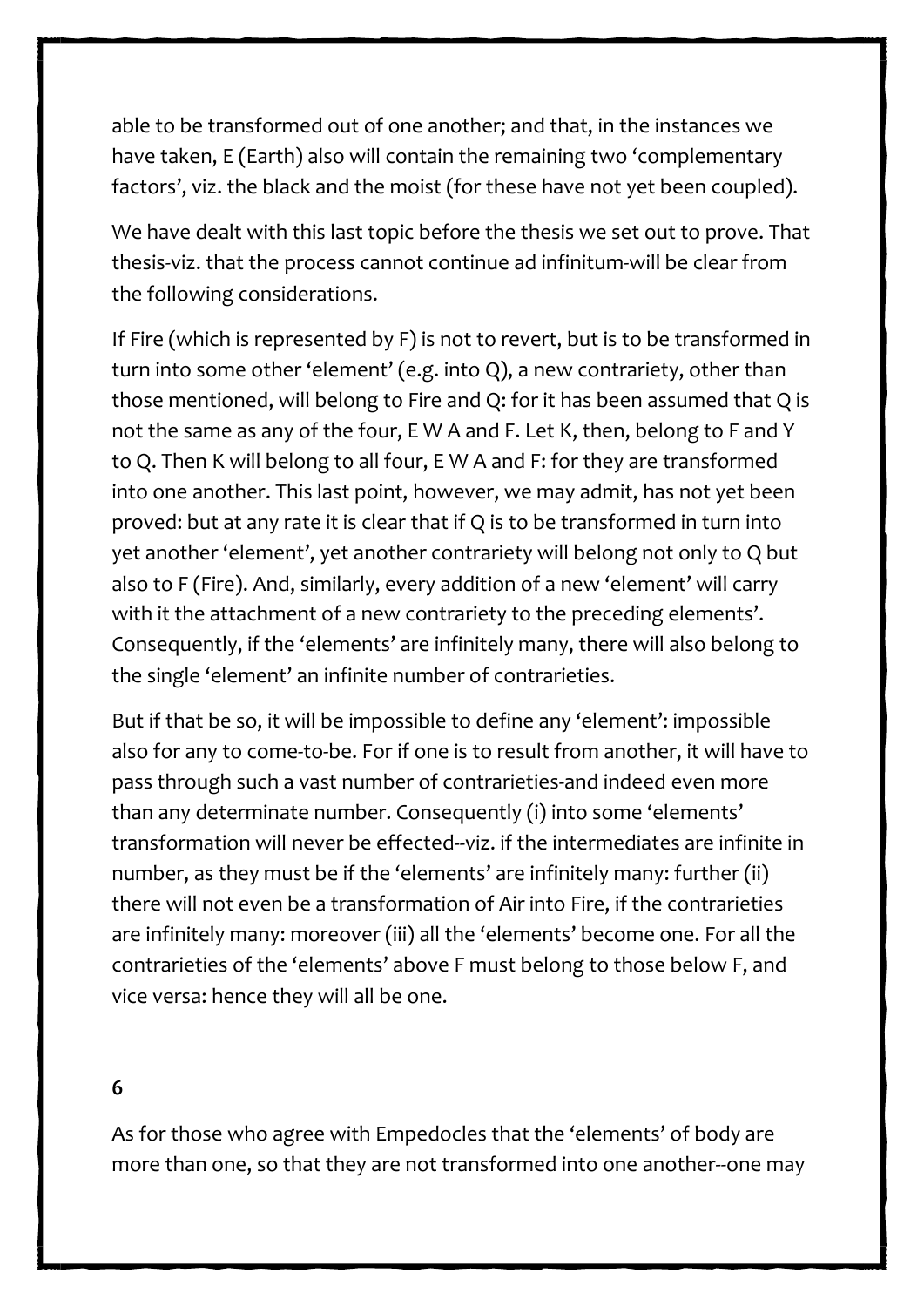able to be transformed out of one another; and that, in the instances we have taken, E (Earth) also will contain the remaining two 'complementary factors', viz. the black and the moist (for these have not yet been coupled).

We have dealt with this last topic before the thesis we set out to prove. That thesis-viz. that the process cannot continue ad infinitum-will be clear from the following considerations.

If Fire (which is represented by F) is not to revert, but is to be transformed in turn into some other 'element' (e.g. into Q), a new contrariety, other than those mentioned, will belong to Fire and Q: for it has been assumed that Q is not the same as any of the four, E W A and F. Let K, then, belong to F and Y to Q. Then K will belong to all four, E W A and F: for they are transformed into one another. This last point, however, we may admit, has not yet been proved: but at any rate it is clear that if Q is to be transformed in turn into yet another 'element', yet another contrariety will belong not only to Q but also to F (Fire). And, similarly, every addition of a new 'element' will carry with it the attachment of a new contrariety to the preceding elements'. Consequently, if the 'elements' are infinitely many, there will also belong to the single 'element' an infinite number of contrarieties.

But if that be so, it will be impossible to define any 'element': impossible also for any to come-to-be. For if one is to result from another, it will have to pass through such a vast number of contrarieties-and indeed even more than any determinate number. Consequently (i) into some 'elements' transformation will never be effected--viz. if the intermediates are infinite in number, as they must be if the 'elements' are infinitely many: further (ii) there will not even be a transformation of Air into Fire, if the contrarieties are infinitely many: moreover (iii) all the 'elements' become one. For all the contrarieties of the 'elements' above F must belong to those below F, and vice versa: hence they will all be one.

## 6

As for those who agree with Empedocles that the 'elements' of body are more than one, so that they are not transformed into one another--one may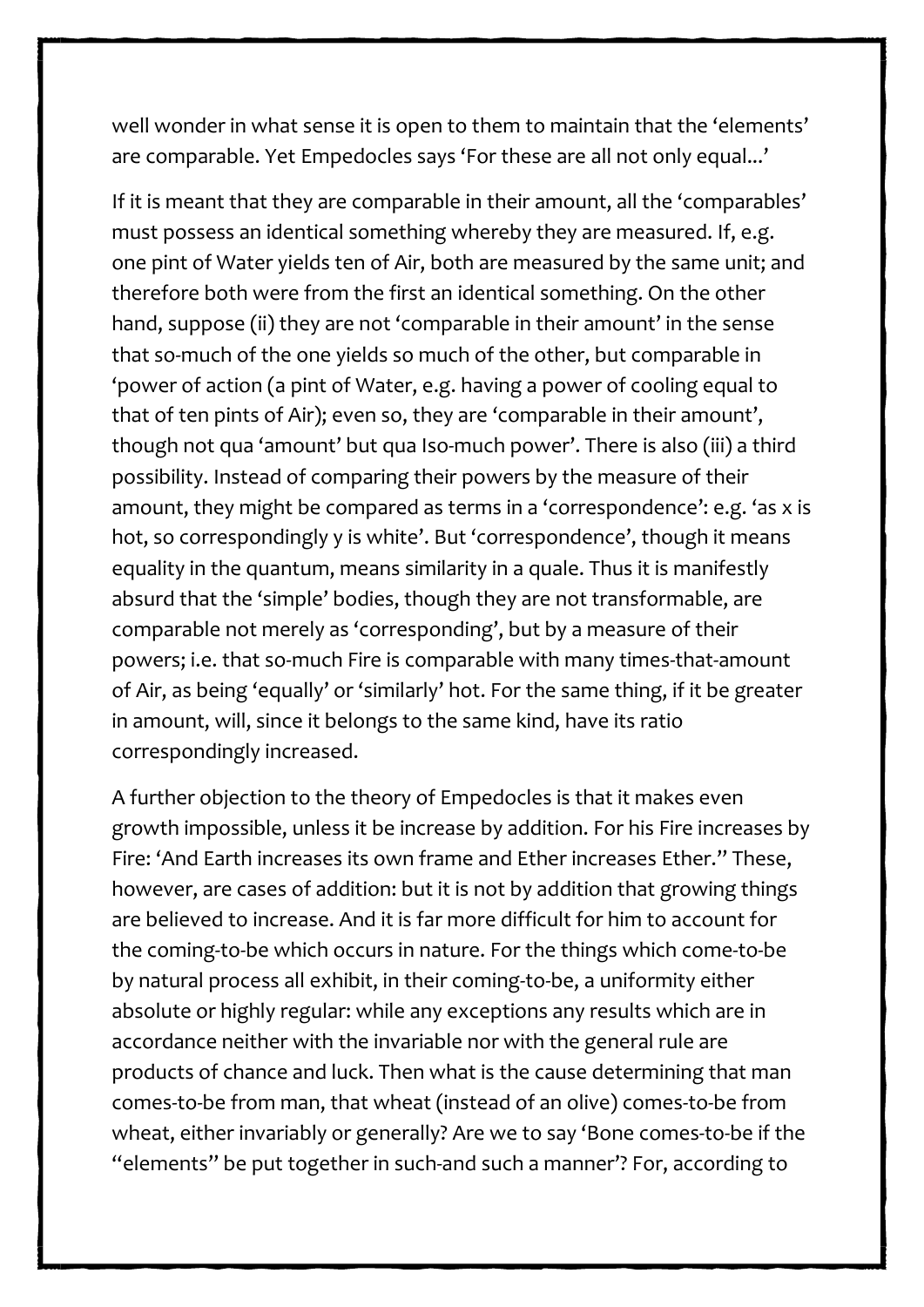well wonder in what sense it is open to them to maintain that the 'elements' are comparable. Yet Empedocles says 'For these are all not only equal...'

If it is meant that they are comparable in their amount, all the 'comparables' must possess an identical something whereby they are measured. If, e.g. one pint of Water yields ten of Air, both are measured by the same unit; and therefore both were from the first an identical something. On the other hand, suppose (ii) they are not 'comparable in their amount' in the sense that so-much of the one yields so much of the other, but comparable in 'power of action (a pint of Water, e.g. having a power of cooling equal to that of ten pints of Air); even so, they are 'comparable in their amount', though not qua 'amount' but qua Iso-much power'. There is also (iii) a third possibility. Instead of comparing their powers by the measure of their amount, they might be compared as terms in a 'correspondence': e.g. 'as x is hot, so correspondingly y is white'. But 'correspondence', though it means equality in the quantum, means similarity in a quale. Thus it is manifestly absurd that the 'simple' bodies, though they are not transformable, are comparable not merely as 'corresponding', but by a measure of their powers; i.e. that so-much Fire is comparable with many times-that-amount of Air, as being 'equally' or 'similarly' hot. For the same thing, if it be greater in amount, will, since it belongs to the same kind, have its ratio correspondingly increased.

A further objection to the theory of Empedocles is that it makes even growth impossible, unless it be increase by addition. For his Fire increases by Fire: 'And Earth increases its own frame and Ether increases Ether." These, however, are cases of addition: but it is not by addition that growing things are believed to increase. And it is far more difficult for him to account for the coming-to-be which occurs in nature. For the things which come-to-be by natural process all exhibit, in their coming-to-be, a uniformity either absolute or highly regular: while any exceptions any results which are in accordance neither with the invariable nor with the general rule are products of chance and luck. Then what is the cause determining that man comes-to-be from man, that wheat (instead of an olive) comes-to-be from wheat, either invariably or generally? Are we to say 'Bone comes-to-be if the "elements" be put together in such-and such a manner'? For, according to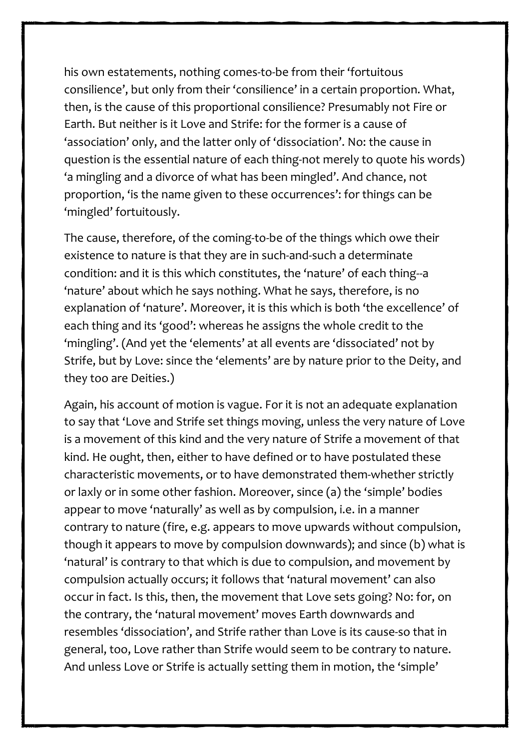his own estatements, nothing comes-to-be from their 'fortuitous consilience', but only from their 'consilience' in a certain proportion. What, then, is the cause of this proportional consilience? Presumably not Fire or Earth. But neither is it Love and Strife: for the former is a cause of 'association' only, and the latter only of 'dissociation'. No: the cause in question is the essential nature of each thing-not merely to quote his words) 'a mingling and a divorce of what has been mingled'. And chance, not proportion, 'is the name given to these occurrences': for things can be 'mingled' fortuitously.

The cause, therefore, of the coming-to-be of the things which owe their existence to nature is that they are in such-and-such a determinate condition: and it is this which constitutes, the 'nature' of each thing--a 'nature' about which he says nothing. What he says, therefore, is no explanation of 'nature'. Moreover, it is this which is both 'the excellence' of each thing and its 'good': whereas he assigns the whole credit to the 'mingling'. (And yet the 'elements' at all events are 'dissociated' not by Strife, but by Love: since the 'elements' are by nature prior to the Deity, and they too are Deities.)

Again, his account of motion is vague. For it is not an adequate explanation to say that 'Love and Strife set things moving, unless the very nature of Love is a movement of this kind and the very nature of Strife a movement of that kind. He ought, then, either to have defined or to have postulated these characteristic movements, or to have demonstrated them-whether strictly or laxly or in some other fashion. Moreover, since (a) the 'simple' bodies appear to move 'naturally' as well as by compulsion, i.e. in a manner contrary to nature (fire, e.g. appears to move upwards without compulsion, though it appears to move by compulsion downwards); and since (b) what is 'natural' is contrary to that which is due to compulsion, and movement by compulsion actually occurs; it follows that 'natural movement' can also occur in fact. Is this, then, the movement that Love sets going? No: for, on the contrary, the 'natural movement' moves Earth downwards and resembles 'dissociation', and Strife rather than Love is its cause-so that in general, too, Love rather than Strife would seem to be contrary to nature. And unless Love or Strife is actually setting them in motion, the 'simple'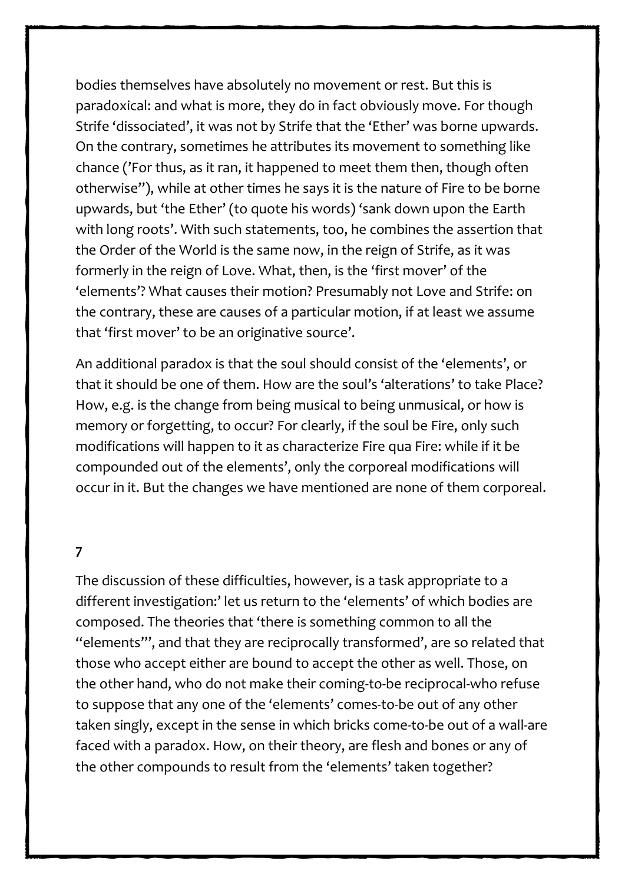bodies themselves have absolutely no movement or rest. But this is paradoxical: and what is more, they do in fact obviously move. For though Strife 'dissociated', it was not by Strife that the 'Ether' was borne upwards. On the contrary, sometimes he attributes its movement to something like chance ('For thus, as it ran, it happened to meet them then, though often otherwise"), while at other times he says it is the nature of Fire to be borne upwards, but 'the Ether' (to quote his words) 'sank down upon the Earth with long roots'. With such statements, too, he combines the assertion that the Order of the World is the same now, in the reign of Strife, as it was formerly in the reign of Love. What, then, is the 'first mover' of the 'elements'? What causes their motion? Presumably not Love and Strife: on the contrary, these are causes of a particular motion, if at least we assume that 'first mover' to be an originative source'.

An additional paradox is that the soul should consist of the 'elements', or that it should be one of them. How are the soul's 'alterations' to take Place? How, e.g. is the change from being musical to being unmusical, or how is memory or forgetting, to occur? For clearly, if the soul be Fire, only such modifications will happen to it as characterize Fire qua Fire: while if it be compounded out of the elements', only the corporeal modifications will occur in it. But the changes we have mentioned are none of them corporeal.

## 7

The discussion of these difficulties, however, is a task appropriate to a different investigation:' let us return to the 'elements' of which bodies are composed. The theories that 'there is something common to all the "elements"', and that they are reciprocally transformed', are so related that those who accept either are bound to accept the other as well. Those, on the other hand, who do not make their coming-to-be reciprocal-who refuse to suppose that any one of the 'elements' comes-to-be out of any other taken singly, except in the sense in which bricks come-to-be out of a wall-are faced with a paradox. How, on their theory, are flesh and bones or any of the other compounds to result from the 'elements' taken together?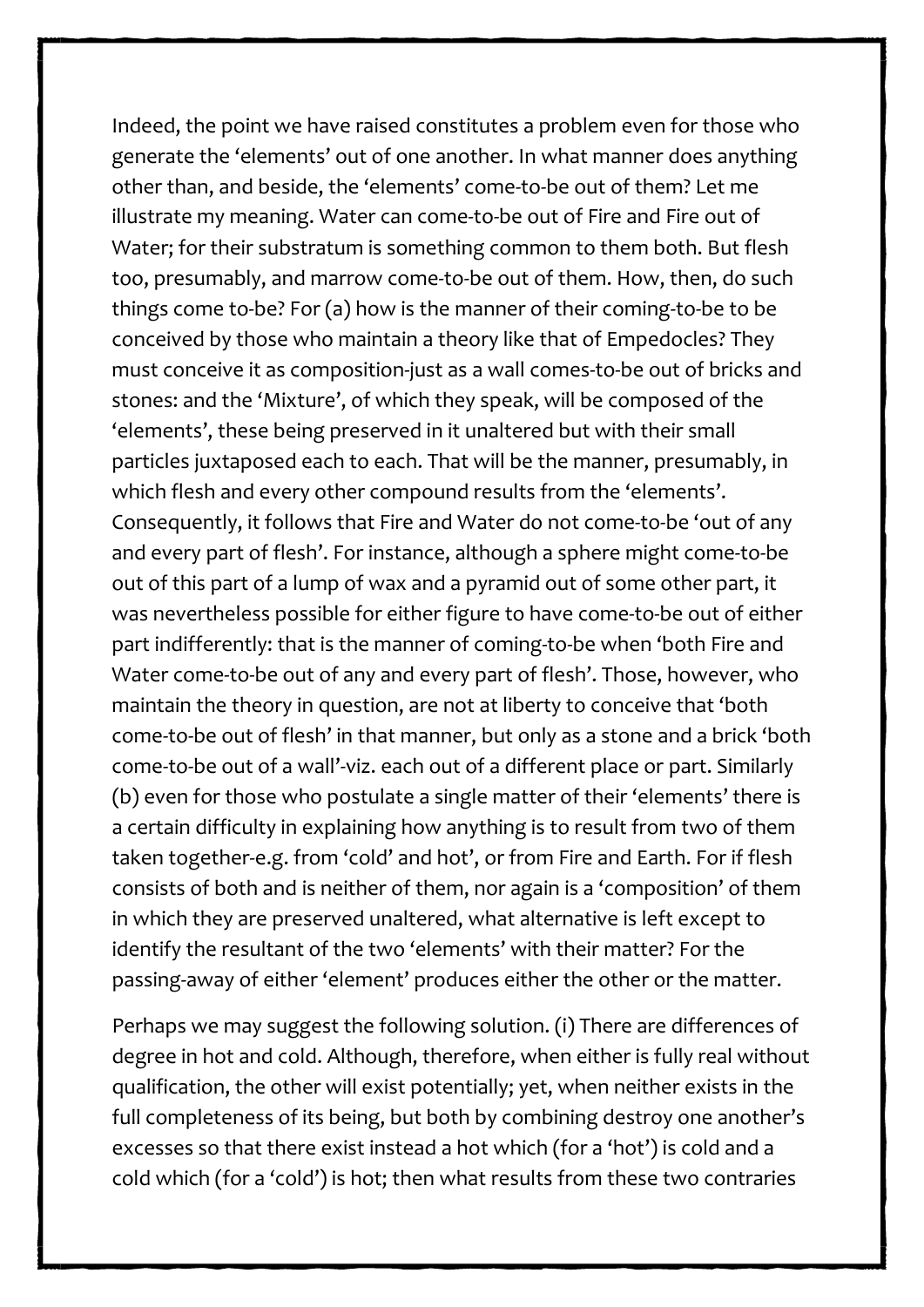Indeed, the point we have raised constitutes a problem even for those who generate the 'elements' out of one another. In what manner does anything other than, and beside, the 'elements' come-to-be out of them? Let me illustrate my meaning. Water can come-to-be out of Fire and Fire out of Water; for their substratum is something common to them both. But flesh too, presumably, and marrow come-to-be out of them. How, then, do such things come to-be? For (a) how is the manner of their coming-to-be to be conceived by those who maintain a theory like that of Empedocles? They must conceive it as composition-just as a wall comes-to-be out of bricks and stones: and the 'Mixture', of which they speak, will be composed of the 'elements', these being preserved in it unaltered but with their small particles juxtaposed each to each. That will be the manner, presumably, in which flesh and every other compound results from the 'elements'. Consequently, it follows that Fire and Water do not come-to-be 'out of any and every part of flesh'. For instance, although a sphere might come-to-be out of this part of a lump of wax and a pyramid out of some other part, it was nevertheless possible for either figure to have come-to-be out of either part indifferently: that is the manner of coming-to-be when 'both Fire and Water come-to-be out of any and every part of flesh'. Those, however, who maintain the theory in question, are not at liberty to conceive that 'both come-to-be out of flesh' in that manner, but only as a stone and a brick 'both come-to-be out of a wall'-viz. each out of a different place or part. Similarly (b) even for those who postulate a single matter of their 'elements' there is a certain difficulty in explaining how anything is to result from two of them taken together-e.g. from 'cold' and hot', or from Fire and Earth. For if flesh consists of both and is neither of them, nor again is a 'composition' of them in which they are preserved unaltered, what alternative is left except to identify the resultant of the two 'elements' with their matter? For the passing-away of either 'element' produces either the other or the matter.

Perhaps we may suggest the following solution. (i) There are differences of degree in hot and cold. Although, therefore, when either is fully real without qualification, the other will exist potentially; yet, when neither exists in the full completeness of its being, but both by combining destroy one another's excesses so that there exist instead a hot which (for a 'hot') is cold and a cold which (for a 'cold') is hot; then what results from these two contraries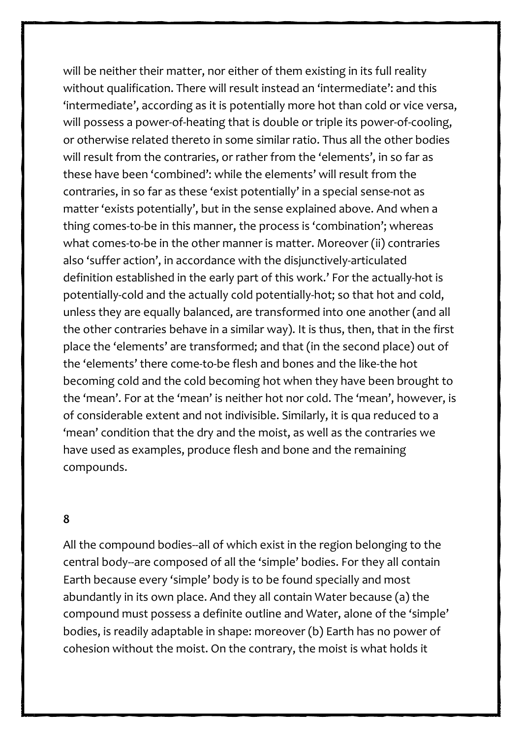will be neither their matter, nor either of them existing in its full reality without qualification. There will result instead an 'intermediate': and this 'intermediate', according as it is potentially more hot than cold or vice versa, will possess a power-of-heating that is double or triple its power-of-cooling, or otherwise related thereto in some similar ratio. Thus all the other bodies will result from the contraries, or rather from the 'elements', in so far as these have been 'combined': while the elements' will result from the contraries, in so far as these 'exist potentially' in a special sense-not as matter 'exists potentially', but in the sense explained above. And when a thing comes-to-be in this manner, the process is 'combination'; whereas what comes-to-be in the other manner is matter. Moreover (ii) contraries also 'suffer action', in accordance with the disjunctively-articulated definition established in the early part of this work.' For the actually-hot is potentially-cold and the actually cold potentially-hot; so that hot and cold, unless they are equally balanced, are transformed into one another (and all the other contraries behave in a similar way). It is thus, then, that in the first place the 'elements' are transformed; and that (in the second place) out of the 'elements' there come-to-be flesh and bones and the like-the hot becoming cold and the cold becoming hot when they have been brought to the 'mean'. For at the 'mean' is neither hot nor cold. The 'mean', however, is of considerable extent and not indivisible. Similarly, it is qua reduced to a 'mean' condition that the dry and the moist, as well as the contraries we have used as examples, produce flesh and bone and the remaining compounds.

## 8

All the compound bodies--all of which exist in the region belonging to the central body--are composed of all the 'simple' bodies. For they all contain Earth because every 'simple' body is to be found specially and most abundantly in its own place. And they all contain Water because (a) the compound must possess a definite outline and Water, alone of the 'simple' bodies, is readily adaptable in shape: moreover (b) Earth has no power of cohesion without the moist. On the contrary, the moist is what holds it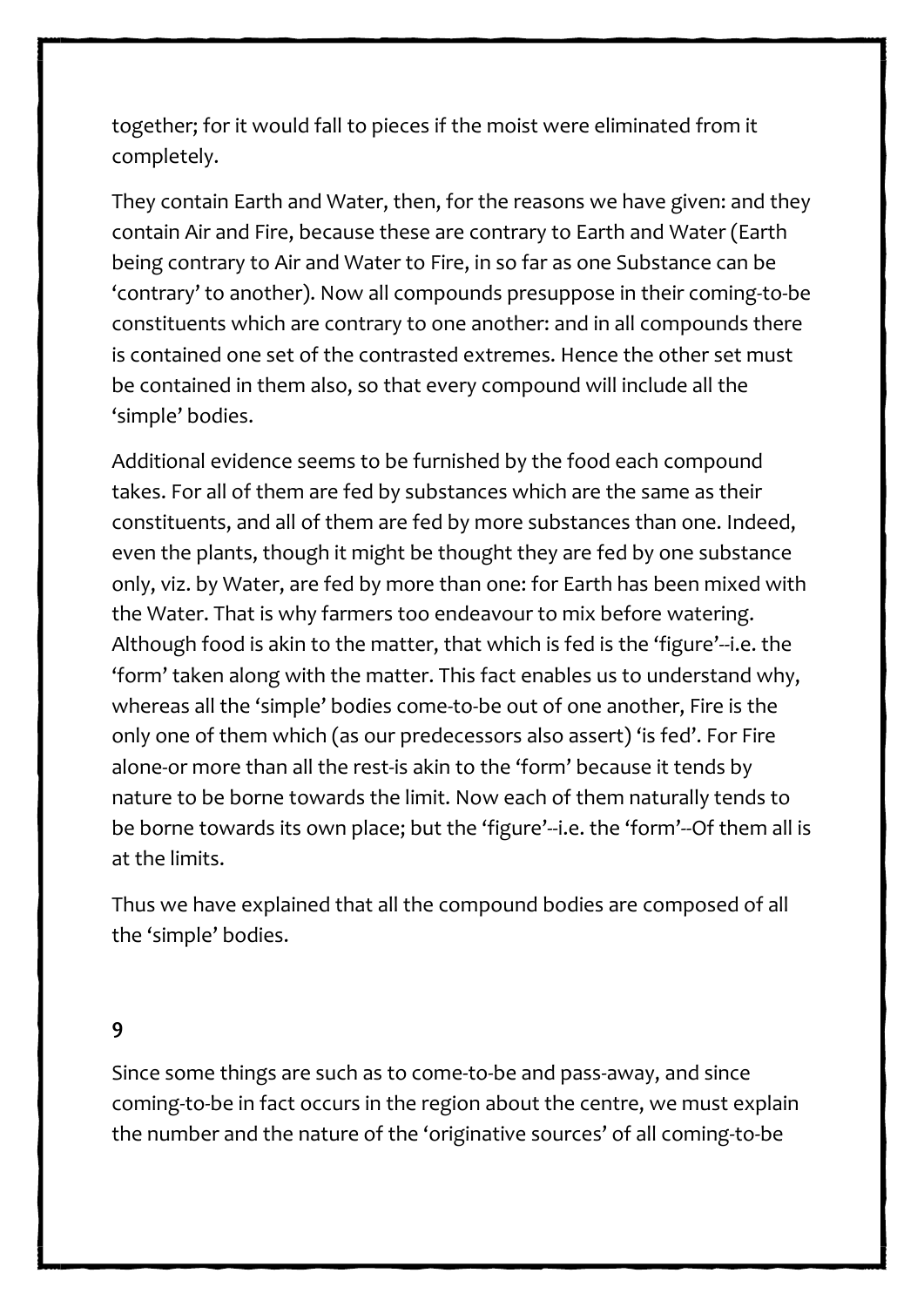together; for it would fall to pieces if the moist were eliminated from it completely.

They contain Earth and Water, then, for the reasons we have given: and they contain Air and Fire, because these are contrary to Earth and Water (Earth being contrary to Air and Water to Fire, in so far as one Substance can be 'contrary' to another). Now all compounds presuppose in their coming-to-be constituents which are contrary to one another: and in all compounds there is contained one set of the contrasted extremes. Hence the other set must be contained in them also, so that every compound will include all the 'simple' bodies.

Additional evidence seems to be furnished by the food each compound takes. For all of them are fed by substances which are the same as their constituents, and all of them are fed by more substances than one. Indeed, even the plants, though it might be thought they are fed by one substance only, viz. by Water, are fed by more than one: for Earth has been mixed with the Water. That is why farmers too endeavour to mix before watering. Although food is akin to the matter, that which is fed is the 'figure'--i.e. the 'form' taken along with the matter. This fact enables us to understand why, whereas all the 'simple' bodies come-to-be out of one another, Fire is the only one of them which (as our predecessors also assert) 'is fed'. For Fire alone-or more than all the rest-is akin to the 'form' because it tends by nature to be borne towards the limit. Now each of them naturally tends to be borne towards its own place; but the 'figure'--i.e. the 'form'--Of them all is at the limits.

Thus we have explained that all the compound bodies are composed of all the 'simple' bodies.

**9**

Since some things are such as to come-to-be and pass-away, and since coming-to-be in fact occurs in the region about the centre, we must explain the number and the nature of the 'originative sources' of all coming-to-be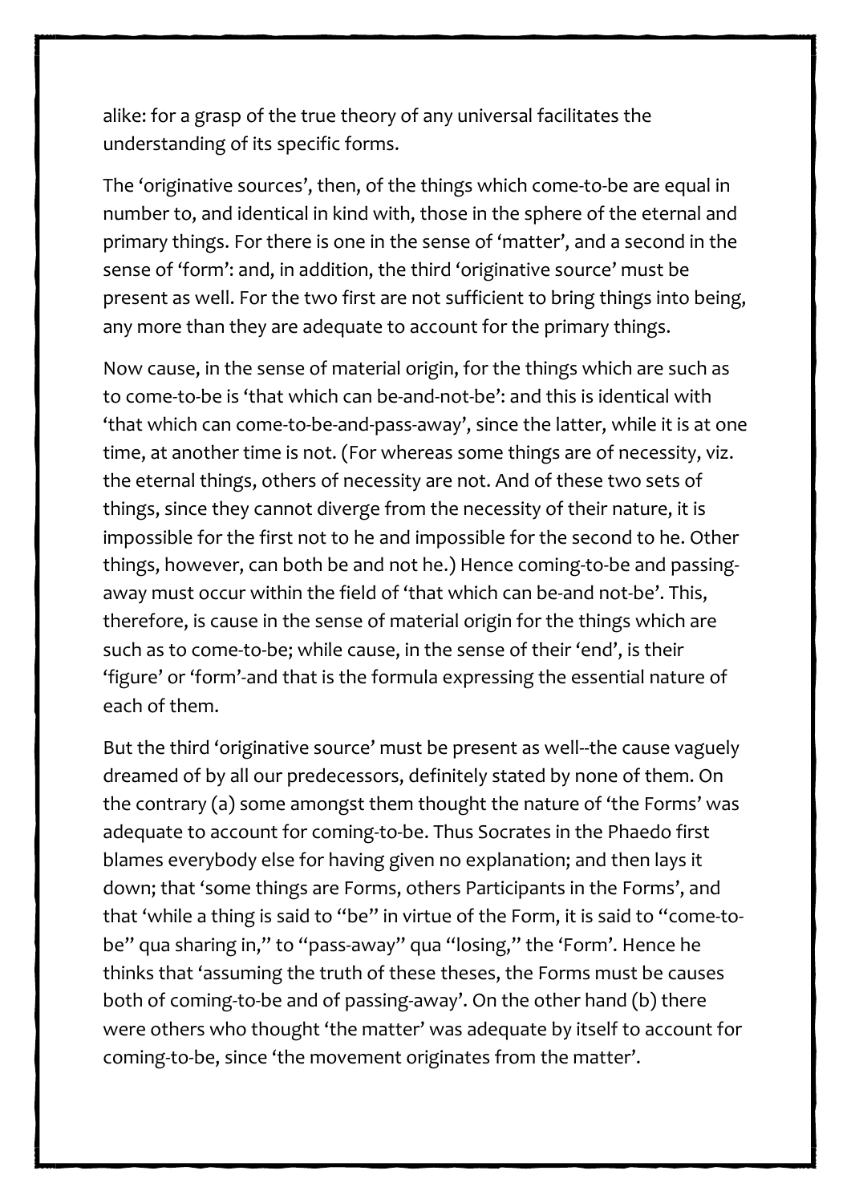alike: for a grasp of the true theory of any universal facilitates the understanding of its specific forms.

The 'originative sources', then, of the things which come-to-be are equal in number to, and identical in kind with, those in the sphere of the eternal and primary things. For there is one in the sense of 'matter', and a second in the sense of 'form': and, in addition, the third 'originative source' must be present as well. For the two first are not sufficient to bring things into being, any more than they are adequate to account for the primary things.

Now cause, in the sense of material origin, for the things which are such as to come-to-be is 'that which can be-and-not-be': and this is identical with 'that which can come-to-be-and-pass-away', since the latter, while it is at one time, at another time is not. (For whereas some things are of necessity, viz. the eternal things, others of necessity are not. And of these two sets of things, since they cannot diverge from the necessity of their nature, it is impossible for the first not to he and impossible for the second to he. Other things, however, can both be and not he.) Hence coming-to-be and passing-away must occur within the field of 'that which can be-and not-be'. This, therefore, is cause in the sense of material origin for the things which are such as to come-to-be; while cause, in the sense of their 'end', is their 'figure' or 'form'-and that is the formula expressing the essential nature of each of them.

But the third 'originative source' must be present as well--the cause vaguely dreamed of by all our predecessors, definitely stated by none of them. On the contrary (a) some amongst them thought the nature of 'the Forms' was adequate to account for coming-to-be. Thus Socrates in the Phaedo first blames everybody else for having given no explanation; and then lays it down; that 'some things are Forms, others Participants in the Forms', and that 'while a thing is said to "be" in virtue of the Form, it is said to "come-to-be" qua sharing in," to "pass-away" qua "losing," the 'Form'. Hence he thinks that 'assuming the truth of these theses, the Forms must be causes both of coming-to-be and of passing-away'. On the other hand (b) there were others who thought 'the matter' was adequate by itself to account for coming-to-be, since 'the movement originates from the matter'.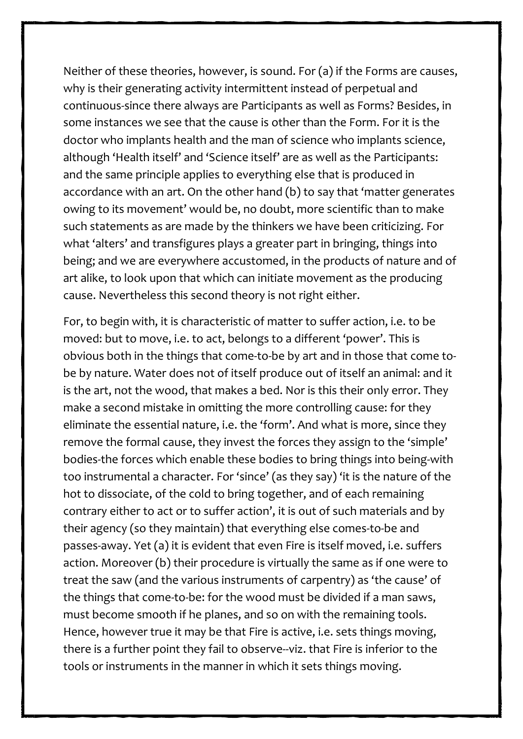Neither of these theories, however, is sound. For (a) if the Forms are causes, why is their generating activity intermittent instead of perpetual and continuous-since there always are Participants as well as Forms? Besides, in some instances we see that the cause is other than the Form. For it is the doctor who implants health and the man of science who implants science, although 'Health itself' and 'Science itself' are as well as the Participants: and the same principle applies to everything else that is produced in accordance with an art. On the other hand (b) to say that 'matter generates owing to its movement' would be, no doubt, more scientific than to make such statements as are made by the thinkers we have been criticizing. For what 'alters' and transfigures plays a greater part in bringing, things into being; and we are everywhere accustomed, in the products of nature and of art alike, to look upon that which can initiate movement as the producing cause. Nevertheless this second theory is not right either.

For, to begin with, it is characteristic of matter to suffer action, i.e. to be moved: but to move, i.e. to act, belongs to a different 'power'. This is obvious both in the things that come-to-be by art and in those that come to-be by nature. Water does not of itself produce out of itself an animal: and it is the art, not the wood, that makes a bed. Nor is this their only error. They make a second mistake in omitting the more controlling cause: for they eliminate the essential nature, i.e. the 'form'. And what is more, since they remove the formal cause, they invest the forces they assign to the 'simple' bodies-the forces which enable these bodies to bring things into being-with too instrumental a character. For 'since' (as they say) 'it is the nature of the hot to dissociate, of the cold to bring together, and of each remaining contrary either to act or to suffer action', it is out of such materials and by their agency (so they maintain) that everything else comes-to-be and passes-away. Yet (a) it is evident that even Fire is itself moved, i.e. suffers action. Moreover (b) their procedure is virtually the same as if one were to treat the saw (and the various instruments of carpentry) as 'the cause' of the things that come-to-be: for the wood must be divided if a man saws, must become smooth if he planes, and so on with the remaining tools. Hence, however true it may be that Fire is active, i.e. sets things moving, there is a further point they fail to observe--viz. that Fire is inferior to the tools or instruments in the manner in which it sets things moving.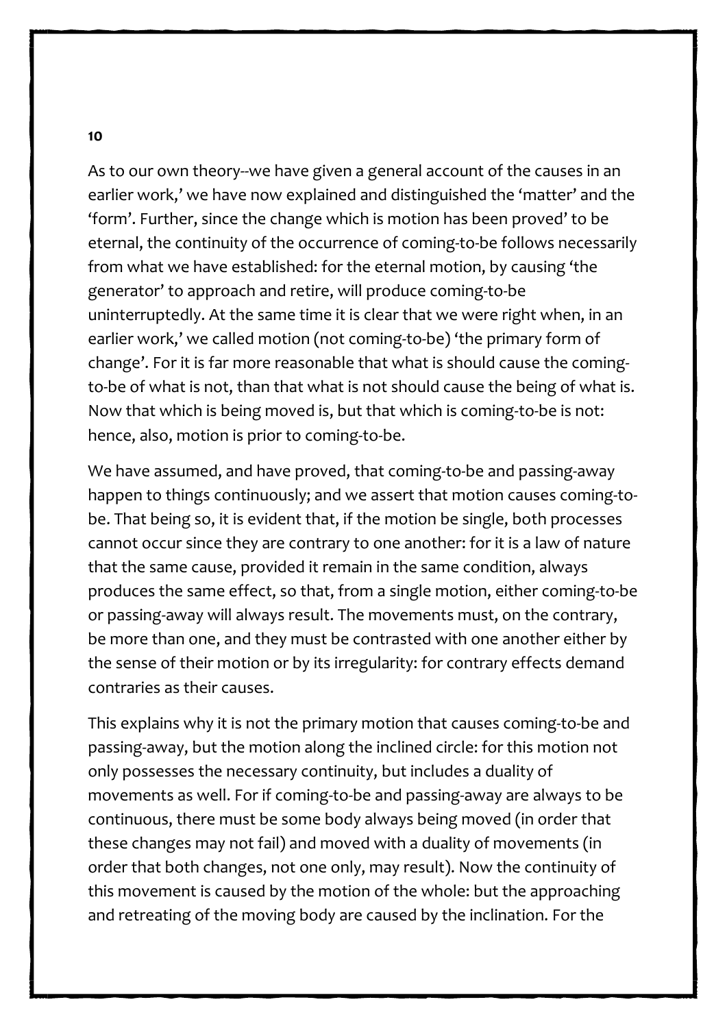**10**

As to our own theory--we have given a general account of the causes in an earlier work,' we have now explained and distinguished the 'matter' and the 'form'. Further, since the change which is motion has been proved' to be eternal, the continuity of the occurrence of coming-to-be follows necessarily from what we have established: for the eternal motion, by causing 'the generator' to approach and retire, will produce coming-to-be uninterruptedly. At the same time it is clear that we were right when, in an earlier work,' we called motion (not coming-to-be) 'the primary form of change'. For it is far more reasonable that what is should cause the coming-to-be of what is not, than that what is not should cause the being of what is. Now that which is being moved is, but that which is coming-to-be is not: hence, also, motion is prior to coming-to-be.

We have assumed, and have proved, that coming-to-be and passing-away happen to things continuously; and we assert that motion causes coming-to-be. That being so, it is evident that, if the motion be single, both processes cannot occur since they are contrary to one another: for it is a law of nature that the same cause, provided it remain in the same condition, always produces the same effect, so that, from a single motion, either coming-to-be or passing-away will always result. The movements must, on the contrary, be more than one, and they must be contrasted with one another either by the sense of their motion or by its irregularity: for contrary effects demand contraries as their causes.

This explains why it is not the primary motion that causes coming-to-be and passing-away, but the motion along the inclined circle: for this motion not only possesses the necessary continuity, but includes a duality of movements as well. For if coming-to-be and passing-away are always to be continuous, there must be some body always being moved (in order that these changes may not fail) and moved with a duality of movements (in order that both changes, not one only, may result). Now the continuity of this movement is caused by the motion of the whole: but the approaching and retreating of the moving body are caused by the inclination. For the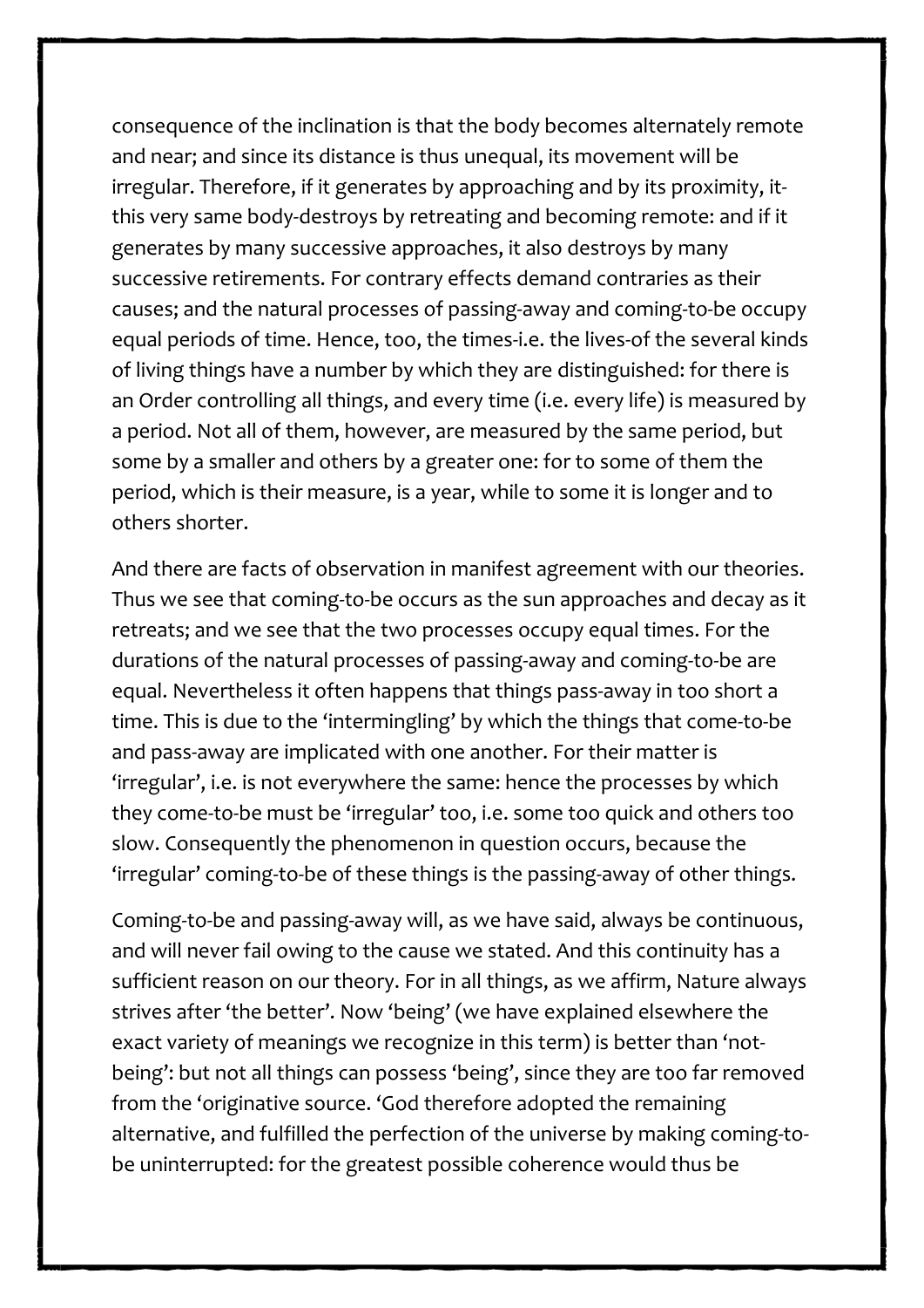consequence of the inclination is that the body becomes alternately remote and near; and since its distance is thus unequal, its movement will be irregular. Therefore, if it generates by approaching and by its proximity, it-this very same body-destroys by retreating and becoming remote: and if it generates by many successive approaches, it also destroys by many successive retirements. For contrary effects demand contraries as their causes; and the natural processes of passing-away and coming-to-be occupy equal periods of time. Hence, too, the times-i.e. the lives-of the several kinds of living things have a number by which they are distinguished: for there is an Order controlling all things, and every time (i.e. every life) is measured by a period. Not all of them, however, are measured by the same period, but some by a smaller and others by a greater one: for to some of them the period, which is their measure, is a year, while to some it is longer and to others shorter.

And there are facts of observation in manifest agreement with our theories. Thus we see that coming-to-be occurs as the sun approaches and decay as it retreats; and we see that the two processes occupy equal times. For the durations of the natural processes of passing-away and coming-to-be are equal. Nevertheless it often happens that things pass-away in too short a time. This is due to the 'intermingling' by which the things that come-to-be and pass-away are implicated with one another. For their matter is 'irregular', i.e. is not everywhere the same: hence the processes by which they come-to-be must be 'irregular' too, i.e. some too quick and others too slow. Consequently the phenomenon in question occurs, because the 'irregular' coming-to-be of these things is the passing-away of other things.

Coming-to-be and passing-away will, as we have said, always be continuous, and will never fail owing to the cause we stated. And this continuity has a sufficient reason on our theory. For in all things, as we affirm, Nature always strives after 'the better'. Now 'being' (we have explained elsewhere the exact variety of meanings we recognize in this term) is better than 'not-being': but not all things can possess 'being', since they are too far removed from the 'originative source. 'God therefore adopted the remaining alternative, and fulfilled the perfection of the universe by making coming-to-be uninterrupted: for the greatest possible coherence would thus be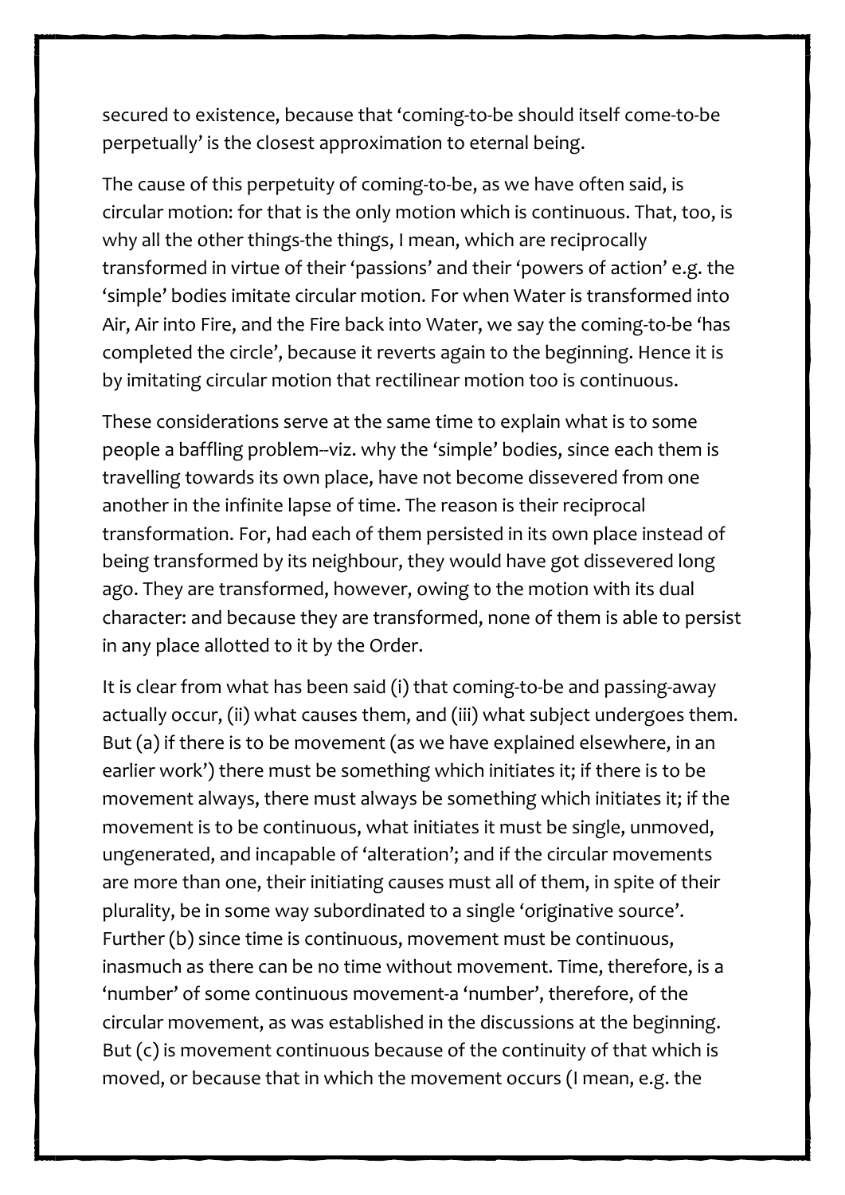secured to existence, because that 'coming-to-be should itself come-to-be perpetually' is the closest approximation to eternal being.

The cause of this perpetuity of coming-to-be, as we have often said, is circular motion: for that is the only motion which is continuous. That, too, is why all the other things-the things, I mean, which are reciprocally transformed in virtue of their 'passions' and their 'powers of action' e.g. the 'simple' bodies imitate circular motion. For when Water is transformed into Air, Air into Fire, and the Fire back into Water, we say the coming-to-be 'has completed the circle', because it reverts again to the beginning. Hence it is by imitating circular motion that rectilinear motion too is continuous.

These considerations serve at the same time to explain what is to some people a baffling problem--viz. why the 'simple' bodies, since each them is travelling towards its own place, have not become dissevered from one another in the infinite lapse of time. The reason is their reciprocal transformation. For, had each of them persisted in its own place instead of being transformed by its neighbour, they would have got dissevered long ago. They are transformed, however, owing to the motion with its dual character: and because they are transformed, none of them is able to persist in any place allotted to it by the Order.

It is clear from what has been said (i) that coming-to-be and passing-away actually occur, (ii) what causes them, and (iii) what subject undergoes them. But (a) if there is to be movement (as we have explained elsewhere, in an earlier work') there must be something which initiates it; if there is to be movement always, there must always be something which initiates it; if the movement is to be continuous, what initiates it must be single, unmoved, ungenerated, and incapable of 'alteration'; and if the circular movements are more than one, their initiating causes must all of them, in spite of their plurality, be in some way subordinated to a single 'originative source'. Further (b) since time is continuous, movement must be continuous, inasmuch as there can be no time without movement. Time, therefore, is a 'number' of some continuous movement-a 'number', therefore, of the circular movement, as was established in the discussions at the beginning. But (c) is movement continuous because of the continuity of that which is moved, or because that in which the movement occurs (I mean, e.g. the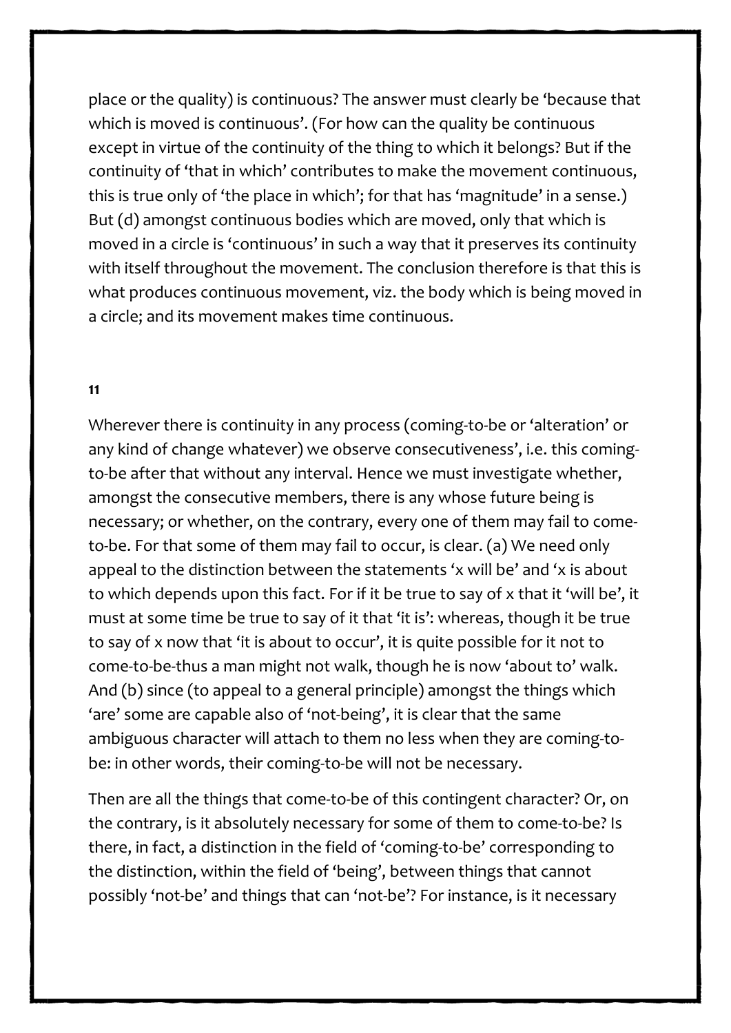place or the quality) is continuous? The answer must clearly be 'because that which is moved is continuous'. (For how can the quality be continuous except in virtue of the continuity of the thing to which it belongs? But if the continuity of 'that in which' contributes to make the movement continuous, this is true only of 'the place in which'; for that has 'magnitude' in a sense.) But (d) amongst continuous bodies which are moved, only that which is moved in a circle is 'continuous' in such a way that it preserves its continuity with itself throughout the movement. The conclusion therefore is that this is what produces continuous movement, viz. the body which is being moved in a circle; and its movement makes time continuous.

**11**

Wherever there is continuity in any process (coming-to-be or 'alteration' or any kind of change whatever) we observe consecutiveness', i.e. this coming-to-be after that without any interval. Hence we must investigate whether, amongst the consecutive members, there is any whose future being is necessary; or whether, on the contrary, every one of them may fail to come-to-be. For that some of them may fail to occur, is clear. (a) We need only appeal to the distinction between the statements 'x will be' and 'x is about to which depends upon this fact. For if it be true to say of x that it 'will be', it must at some time be true to say of it that 'it is': whereas, though it be true to say of x now that 'it is about to occur', it is quite possible for it not to come-to-be-thus a man might not walk, though he is now 'about to' walk. And (b) since (to appeal to a general principle) amongst the things which 'are' some are capable also of 'not-being', it is clear that the same ambiguous character will attach to them no less when they are coming-to-be: in other words, their coming-to-be will not be necessary.

Then are all the things that come-to-be of this contingent character? Or, on the contrary, is it absolutely necessary for some of them to come-to-be? Is there, in fact, a distinction in the field of 'coming-to-be' corresponding to the distinction, within the field of 'being', between things that cannot possibly 'not-be' and things that can 'not-be'? For instance, is it necessary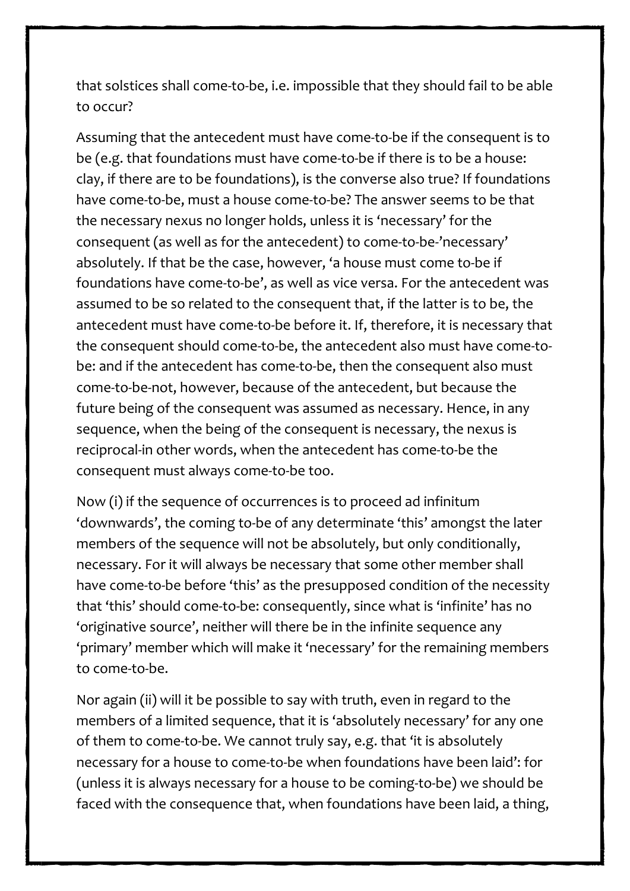that solstices shall come-to-be, i.e. impossible that they should fail to be able to occur?

Assuming that the antecedent must have come-to-be if the consequent is to be (e.g. that foundations must have come-to-be if there is to be a house: clay, if there are to be foundations), is the converse also true? If foundations have come-to-be, must a house come-to-be? The answer seems to be that the necessary nexus no longer holds, unless it is 'necessary' for the consequent (as well as for the antecedent) to come-to-be-'necessary' absolutely. If that be the case, however, 'a house must come to-be if foundations have come-to-be', as well as vice versa. For the antecedent was assumed to be so related to the consequent that, if the latter is to be, the antecedent must have come-to-be before it. If, therefore, it is necessary that the consequent should come-to-be, the antecedent also must have come-to-be: and if the antecedent has come-to-be, then the consequent also must come-to-be-not, however, because of the antecedent, but because the future being of the consequent was assumed as necessary. Hence, in any sequence, when the being of the consequent is necessary, the nexus is reciprocal-in other words, when the antecedent has come-to-be the consequent must always come-to-be too.

Now (i) if the sequence of occurrences is to proceed ad infinitum 'downwards', the coming to-be of any determinate 'this' amongst the later members of the sequence will not be absolutely, but only conditionally, necessary. For it will always be necessary that some other member shall have come-to-be before 'this' as the presupposed condition of the necessity that 'this' should come-to-be: consequently, since what is 'infinite' has no 'originative source', neither will there be in the infinite sequence any 'primary' member which will make it 'necessary' for the remaining members to come-to-be.

Nor again (ii) will it be possible to say with truth, even in regard to the members of a limited sequence, that it is 'absolutely necessary' for any one of them to come-to-be. We cannot truly say, e.g. that 'it is absolutely necessary for a house to come-to-be when foundations have been laid': for (unless it is always necessary for a house to be coming-to-be) we should be faced with the consequence that, when foundations have been laid, a thing,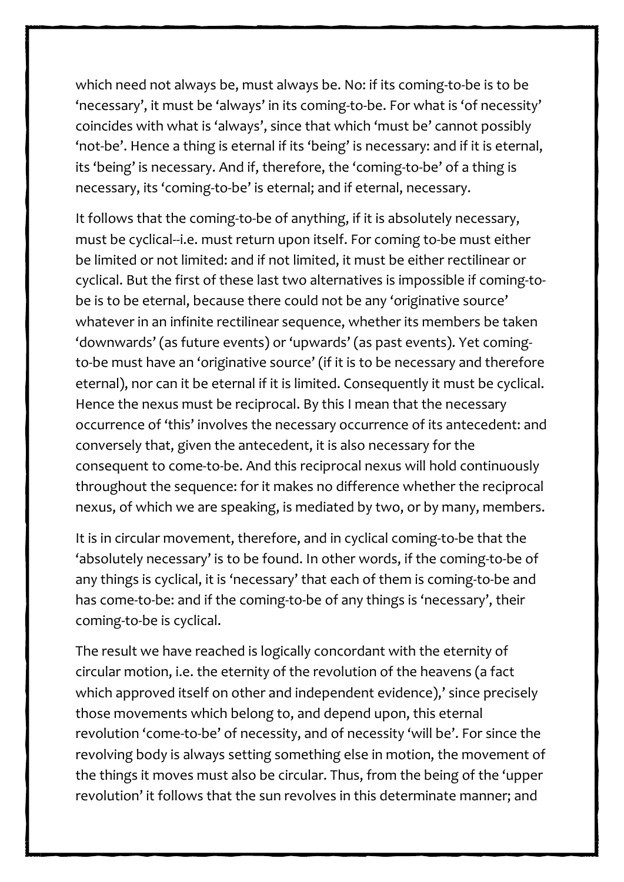which need not always be, must always be. No: if its coming-to-be is to be 'necessary', it must be 'always' in its coming-to-be. For what is 'of necessity' coincides with what is 'always', since that which 'must be' cannot possibly 'not-be'. Hence a thing is eternal if its 'being' is necessary: and if it is eternal, its 'being' is necessary. And if, therefore, the 'coming-to-be' of a thing is necessary, its 'coming-to-be' is eternal; and if eternal, necessary.

It follows that the coming-to-be of anything, if it is absolutely necessary, must be cyclical--i.e. must return upon itself. For coming to-be must either be limited or not limited: and if not limited, it must be either rectilinear or cyclical. But the first of these last two alternatives is impossible if coming-to-be is to be eternal, because there could not be any 'originative source' whatever in an infinite rectilinear sequence, whether its members be taken 'downwards' (as future events) or 'upwards' (as past events). Yet coming-to-be must have an 'originative source' (if it is to be necessary and therefore eternal), nor can it be eternal if it is limited. Consequently it must be cyclical. Hence the nexus must be reciprocal. By this I mean that the necessary occurrence of 'this' involves the necessary occurrence of its antecedent: and conversely that, given the antecedent, it is also necessary for the consequent to come-to-be. And this reciprocal nexus will hold continuously throughout the sequence: for it makes no difference whether the reciprocal nexus, of which we are speaking, is mediated by two, or by many, members.

It is in circular movement, therefore, and in cyclical coming-to-be that the 'absolutely necessary' is to be found. In other words, if the coming-to-be of any things is cyclical, it is 'necessary' that each of them is coming-to-be and has come-to-be: and if the coming-to-be of any things is 'necessary', their coming-to-be is cyclical.

The result we have reached is logically concordant with the eternity of circular motion, i.e. the eternity of the revolution of the heavens (a fact which approved itself on other and independent evidence),' since precisely those movements which belong to, and depend upon, this eternal revolution 'come-to-be' of necessity, and of necessity 'will be'. For since the revolving body is always setting something else in motion, the movement of the things it moves must also be circular. Thus, from the being of the 'upper revolution' it follows that the sun revolves in this determinate manner; and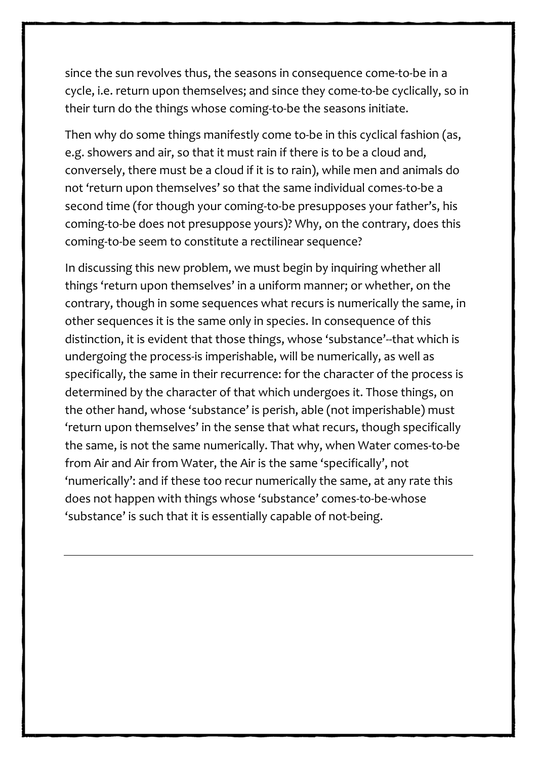since the sun revolves thus, the seasons in consequence come-to-be in a cycle, i.e. return upon themselves; and since they come-to-be cyclically, so in their turn do the things whose coming-to-be the seasons initiate.

Then why do some things manifestly come to-be in this cyclical fashion (as, e.g. showers and air, so that it must rain if there is to be a cloud and, conversely, there must be a cloud if it is to rain), while men and animals do not 'return upon themselves' so that the same individual comes-to-be a second time (for though your coming-to-be presupposes your father's, his coming-to-be does not presuppose yours)? Why, on the contrary, does this coming-to-be seem to constitute a rectilinear sequence?

In discussing this new problem, we must begin by inquiring whether all things 'return upon themselves' in a uniform manner; or whether, on the contrary, though in some sequences what recurs is numerically the same, in other sequences it is the same only in species. In consequence of this distinction, it is evident that those things, whose 'substance'--that which is undergoing the process-is imperishable, will be numerically, as well as specifically, the same in their recurrence: for the character of the process is determined by the character of that which undergoes it. Those things, on the other hand, whose 'substance' is perish, able (not imperishable) must 'return upon themselves' in the sense that what recurs, though specifically the same, is not the same numerically. That why, when Water comes-to-be from Air and Air from Water, the Air is the same 'specifically', not 'numerically': and if these too recur numerically the same, at any rate this does not happen with things whose 'substance' comes-to-be-whose 'substance' is such that it is essentially capable of not-being.

---